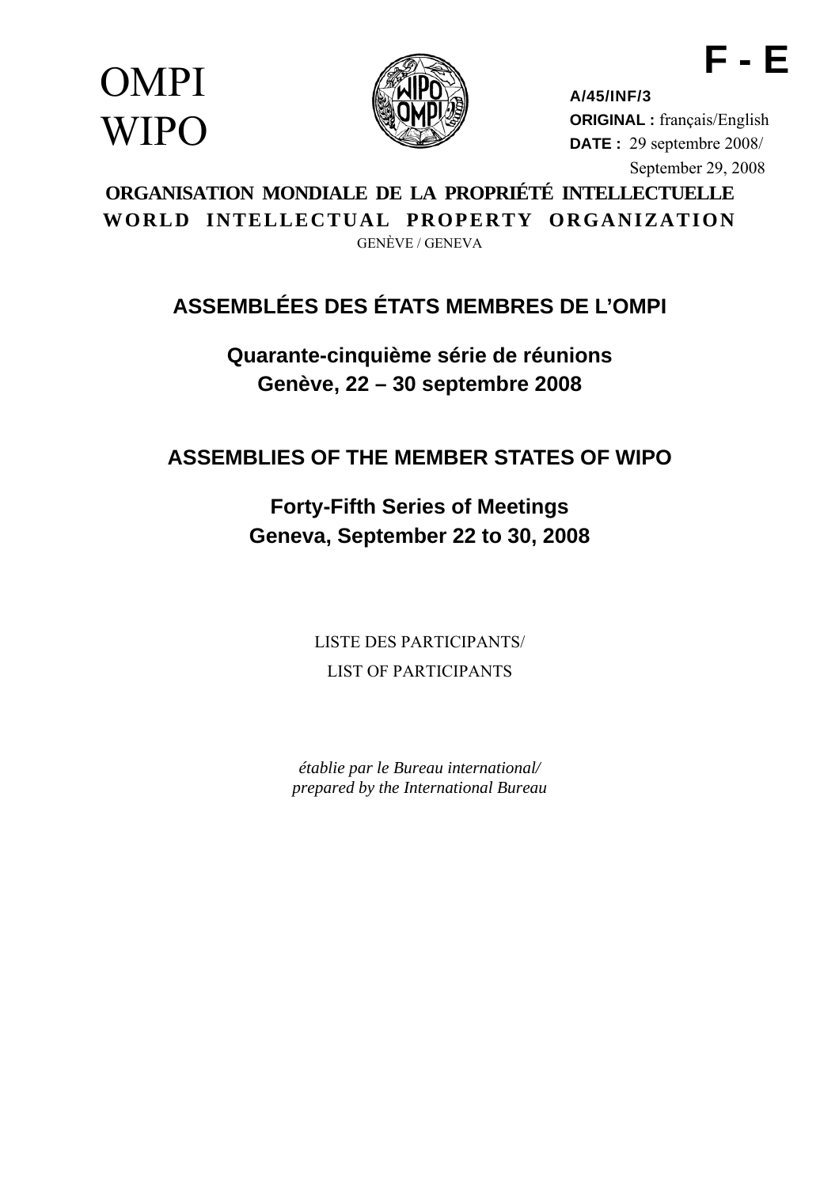**F - E**

OMPI
WIPO

**A/45/INF/3**
**ORIGINAL :** français/English
**DATE :** 29 septembre 2008/
September 29, 2008

**ORGANISATION MONDIALE DE LA PROPRIÉTÉ INTELLECTUELLE**
**WORLD INTELLECTUAL PROPERTY ORGANIZATION**
GENÈVE / GENEVA

## ASSEMBLÉES DES ÉTATS MEMBRES DE L'OMPI

### Quarante-cinquième série de réunions
### Genève, 22 – 30 septembre 2008

## ASSEMBLIES OF THE MEMBER STATES OF WIPO

### Forty-Fifth Series of Meetings
### Geneva, September 22 to 30, 2008

LISTE DES PARTICIPANTS/
LIST OF PARTICIPANTS

*établie par le Bureau international/*
*prepared by the International Bureau*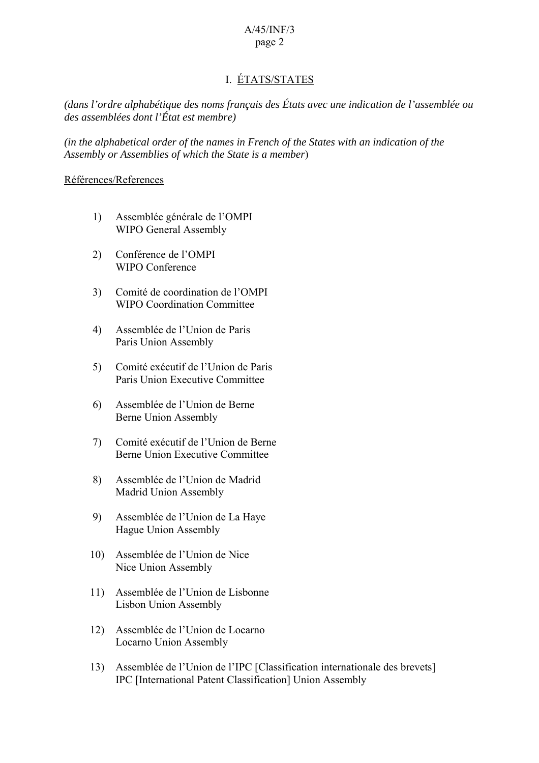# I. ÉTATS/STATES

*(dans l'ordre alphabétique des noms français des États avec une indication de l'assemblée ou des assemblées dont l'État est membre)*

*(in the alphabetical order of the names in French of the States with an indication of the Assembly or Assemblies of which the State is a member*)

Références/References

1) Assemblée générale de l'OMPI
   WIPO General Assembly

2) Conférence de l'OMPI
   WIPO Conference

3) Comité de coordination de l'OMPI
   WIPO Coordination Committee

4) Assemblée de l'Union de Paris
   Paris Union Assembly

5) Comité exécutif de l'Union de Paris
   Paris Union Executive Committee

6) Assemblée de l'Union de Berne
   Berne Union Assembly

7) Comité exécutif de l'Union de Berne
   Berne Union Executive Committee

8) Assemblée de l'Union de Madrid
   Madrid Union Assembly

9) Assemblée de l'Union de La Haye
   Hague Union Assembly

10) Assemblée de l'Union de Nice
    Nice Union Assembly

11) Assemblée de l'Union de Lisbonne
    Lisbon Union Assembly

12) Assemblée de l'Union de Locarno
    Locarno Union Assembly

13) Assemblée de l'Union de l'IPC [Classification internationale des brevets]
    IPC [International Patent Classification] Union Assembly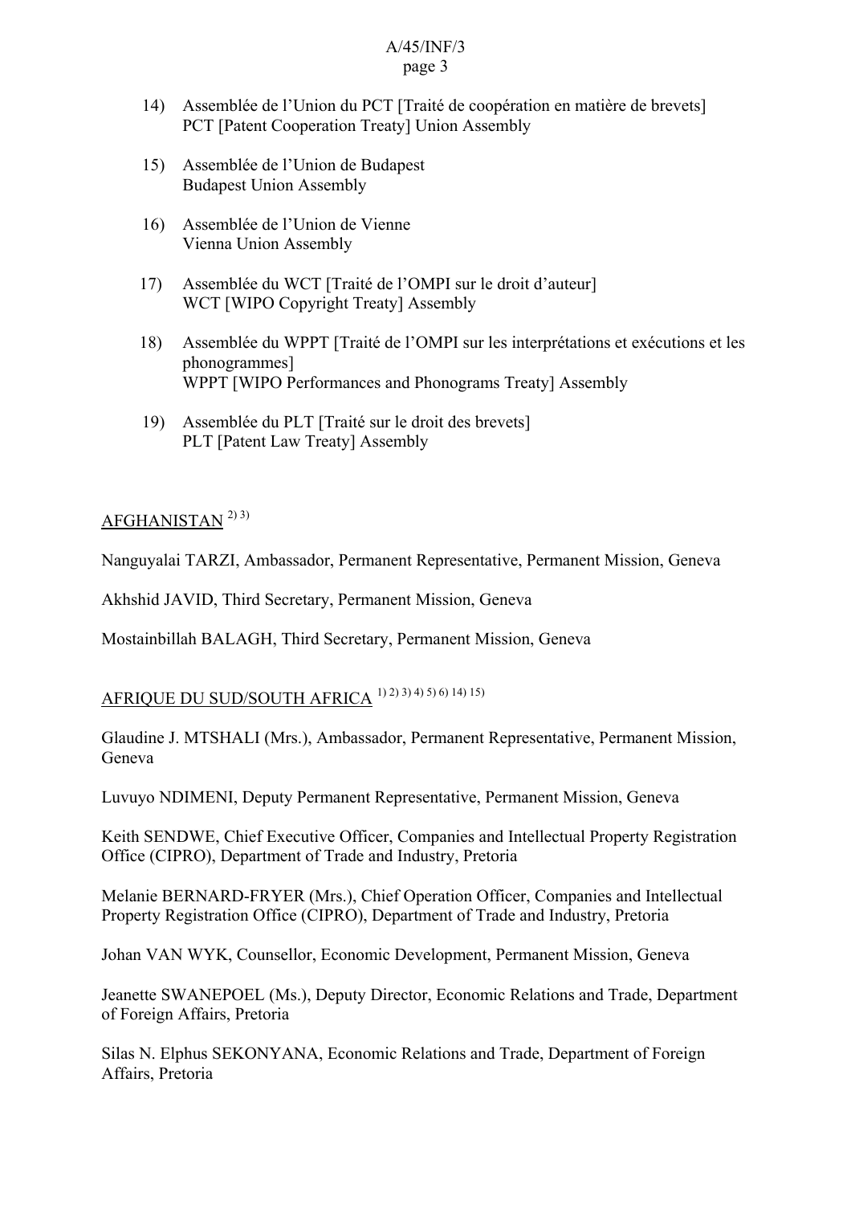14) Assemblée de l'Union du PCT [Traité de coopération en matière de brevets]
    PCT [Patent Cooperation Treaty] Union Assembly

15) Assemblée de l'Union de Budapest
    Budapest Union Assembly

16) Assemblée de l'Union de Vienne
    Vienna Union Assembly

17) Assemblée du WCT [Traité de l'OMPI sur le droit d'auteur]
    WCT [WIPO Copyright Treaty] Assembly

18) Assemblée du WPPT [Traité de l'OMPI sur les interprétations et exécutions et les phonogrammes]
    WPPT [WIPO Performances and Phonograms Treaty] Assembly

19) Assemblée du PLT [Traité sur le droit des brevets]
    PLT [Patent Law Treaty] Assembly

<u>AFGHANISTAN</u> 2) 3)

Nanguyalai TARZI, Ambassador, Permanent Representative, Permanent Mission, Geneva

Akhshid JAVID, Third Secretary, Permanent Mission, Geneva

Mostainbillah BALAGH, Third Secretary, Permanent Mission, Geneva

<u>AFRIQUE DU SUD/SOUTH AFRICA</u> 1) 2) 3) 4) 5) 6) 14) 15)

Glaudine J. MTSHALI (Mrs.), Ambassador, Permanent Representative, Permanent Mission, Geneva

Luvuyo NDIMENI, Deputy Permanent Representative, Permanent Mission, Geneva

Keith SENDWE, Chief Executive Officer, Companies and Intellectual Property Registration Office (CIPRO), Department of Trade and Industry, Pretoria

Melanie BERNARD-FRYER (Mrs.), Chief Operation Officer, Companies and Intellectual Property Registration Office (CIPRO), Department of Trade and Industry, Pretoria

Johan VAN WYK, Counsellor, Economic Development, Permanent Mission, Geneva

Jeanette SWANEPOEL (Ms.), Deputy Director, Economic Relations and Trade, Department of Foreign Affairs, Pretoria

Silas N. Elphus SEKONYANA, Economic Relations and Trade, Department of Foreign Affairs, Pretoria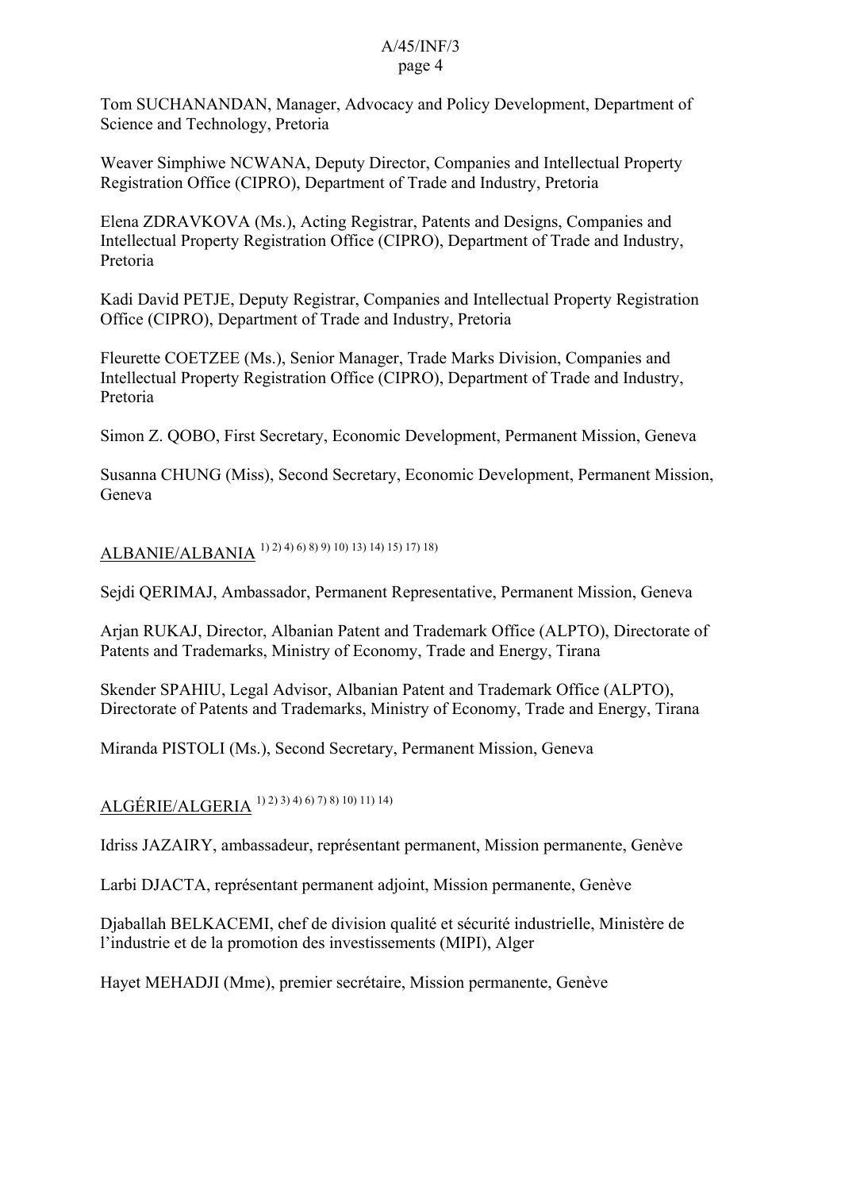Tom SUCHANANDAN, Manager, Advocacy and Policy Development, Department of Science and Technology, Pretoria

Weaver Simphiwe NCWANA, Deputy Director, Companies and Intellectual Property Registration Office (CIPRO), Department of Trade and Industry, Pretoria

Elena ZDRAVKOVA (Ms.), Acting Registrar, Patents and Designs, Companies and Intellectual Property Registration Office (CIPRO), Department of Trade and Industry, Pretoria

Kadi David PETJE, Deputy Registrar, Companies and Intellectual Property Registration Office (CIPRO), Department of Trade and Industry, Pretoria

Fleurette COETZEE (Ms.), Senior Manager, Trade Marks Division, Companies and Intellectual Property Registration Office (CIPRO), Department of Trade and Industry, Pretoria

Simon Z. QOBO, First Secretary, Economic Development, Permanent Mission, Geneva

Susanna CHUNG (Miss), Second Secretary, Economic Development, Permanent Mission, Geneva

<u>ALBANIE/ALBANIA</u> 1) 2) 4) 6) 8) 9) 10) 13) 14) 15) 17) 18)

Sejdi QERIMAJ, Ambassador, Permanent Representative, Permanent Mission, Geneva

Arjan RUKAJ, Director, Albanian Patent and Trademark Office (ALPTO), Directorate of Patents and Trademarks, Ministry of Economy, Trade and Energy, Tirana

Skender SPAHIU, Legal Advisor, Albanian Patent and Trademark Office (ALPTO), Directorate of Patents and Trademarks, Ministry of Economy, Trade and Energy, Tirana

Miranda PISTOLI (Ms.), Second Secretary, Permanent Mission, Geneva

<u>ALGÉRIE/ALGERIA</u> 1) 2) 3) 4) 6) 7) 8) 10) 11) 14)

Idriss JAZAIRY, ambassadeur, représentant permanent, Mission permanente, Genève

Larbi DJACTA, représentant permanent adjoint, Mission permanente, Genève

Djaballah BELKACEMI, chef de division qualité et sécurité industrielle, Ministère de l'industrie et de la promotion des investissements (MIPI), Alger

Hayet MEHADJI (Mme), premier secrétaire, Mission permanente, Genève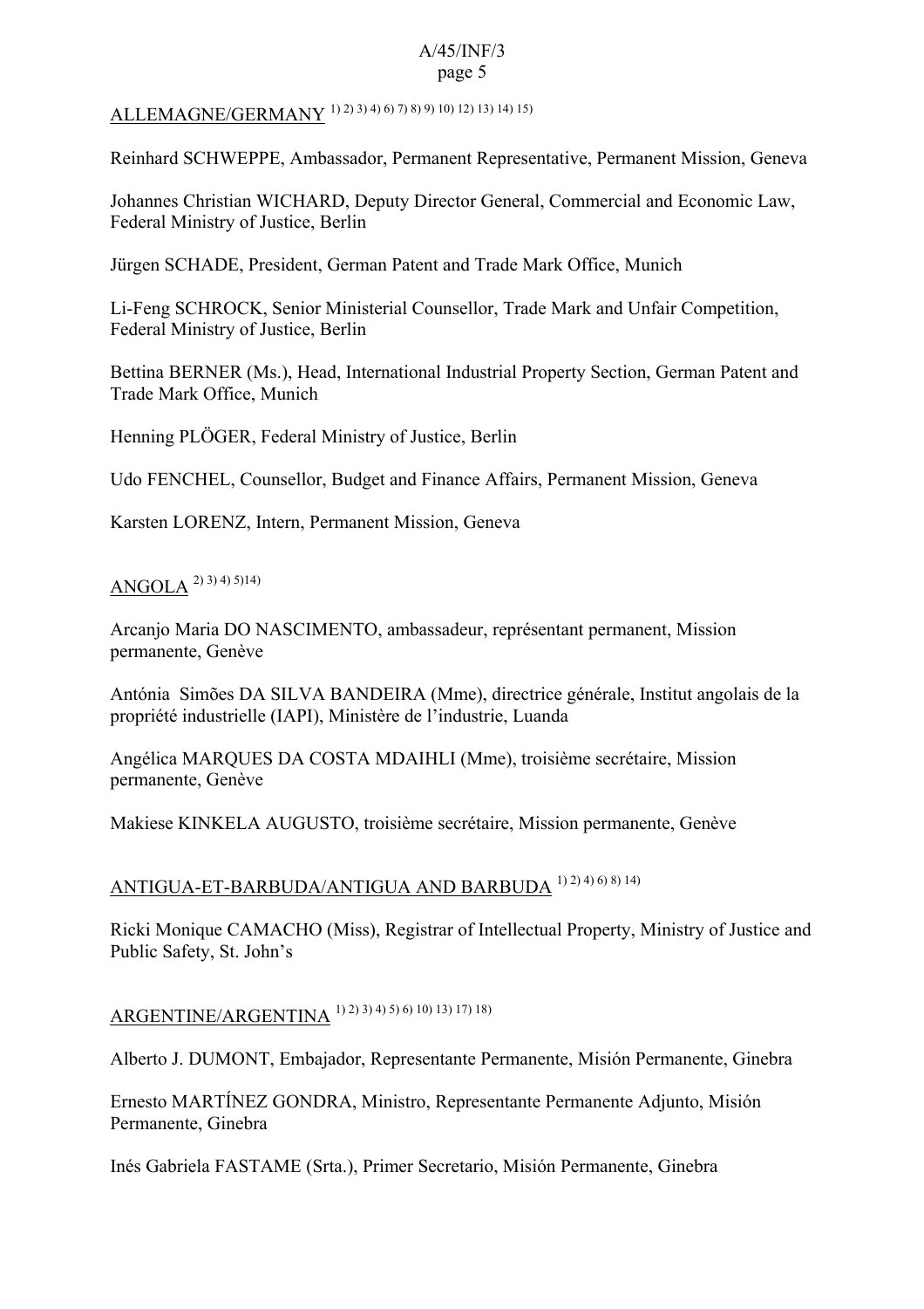<u>ALLEMAGNE/GERMANY</u> [1) 2) 3) 4) 6) 7) 8) 9) 10) 12) 13) 14) 15)]

Reinhard SCHWEPPE, Ambassador, Permanent Representative, Permanent Mission, Geneva

Johannes Christian WICHARD, Deputy Director General, Commercial and Economic Law, Federal Ministry of Justice, Berlin

Jürgen SCHADE, President, German Patent and Trade Mark Office, Munich

Li-Feng SCHROCK, Senior Ministerial Counsellor, Trade Mark and Unfair Competition, Federal Ministry of Justice, Berlin

Bettina BERNER (Ms.), Head, International Industrial Property Section, German Patent and Trade Mark Office, Munich

Henning PLÖGER, Federal Ministry of Justice, Berlin

Udo FENCHEL, Counsellor, Budget and Finance Affairs, Permanent Mission, Geneva

Karsten LORENZ, Intern, Permanent Mission, Geneva

<u>ANGOLA</u> [2) 3) 4) 5)14)]

Arcanjo Maria DO NASCIMENTO, ambassadeur, représentant permanent, Mission permanente, Genève

Antónia Simões DA SILVA BANDEIRA (Mme), directrice générale, Institut angolais de la propriété industrielle (IAPI), Ministère de l'industrie, Luanda

Angélica MARQUES DA COSTA MDAIHLI (Mme), troisième secrétaire, Mission permanente, Genève

Makiese KINKELA AUGUSTO, troisième secrétaire, Mission permanente, Genève

<u>ANTIGUA-ET-BARBUDA/ANTIGUA AND BARBUDA</u> [1) 2) 4) 6) 8) 14)]

Ricki Monique CAMACHO (Miss), Registrar of Intellectual Property, Ministry of Justice and Public Safety, St. John's

<u>ARGENTINE/ARGENTINA</u> [1) 2) 3) 4) 5) 6) 10) 13) 17) 18)]

Alberto J. DUMONT, Embajador, Representante Permanente, Misión Permanente, Ginebra

Ernesto MARTÍNEZ GONDRA, Ministro, Representante Permanente Adjunto, Misión Permanente, Ginebra

Inés Gabriela FASTAME (Srta.), Primer Secretario, Misión Permanente, Ginebra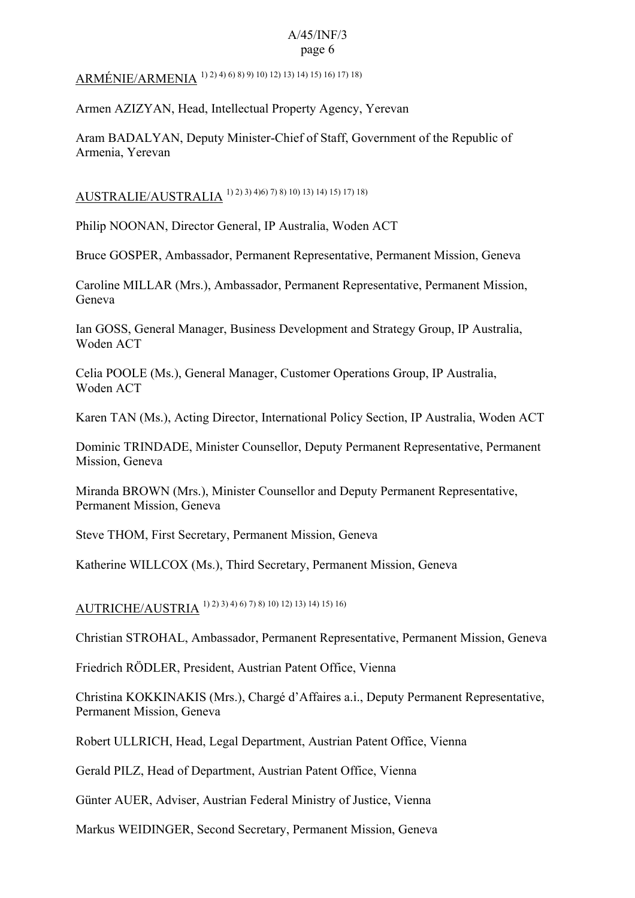ARMÉNIE/ARMENIA [1) 2) 4) 6) 8) 9) 10) 12) 13) 14) 15) 16) 17) 18)]

Armen AZIZYAN, Head, Intellectual Property Agency, Yerevan

Aram BADALYAN, Deputy Minister-Chief of Staff, Government of the Republic of Armenia, Yerevan

AUSTRALIE/AUSTRALIA [1) 2) 3) 4)6) 7) 8) 10) 13) 14) 15) 17) 18)]

Philip NOONAN, Director General, IP Australia, Woden ACT

Bruce GOSPER, Ambassador, Permanent Representative, Permanent Mission, Geneva

Caroline MILLAR (Mrs.), Ambassador, Permanent Representative, Permanent Mission, Geneva

Ian GOSS, General Manager, Business Development and Strategy Group, IP Australia, Woden ACT

Celia POOLE (Ms.), General Manager, Customer Operations Group, IP Australia, Woden ACT

Karen TAN (Ms.), Acting Director, International Policy Section, IP Australia, Woden ACT

Dominic TRINDADE, Minister Counsellor, Deputy Permanent Representative, Permanent Mission, Geneva

Miranda BROWN (Mrs.), Minister Counsellor and Deputy Permanent Representative, Permanent Mission, Geneva

Steve THOM, First Secretary, Permanent Mission, Geneva

Katherine WILLCOX (Ms.), Third Secretary, Permanent Mission, Geneva

AUTRICHE/AUSTRIA [1) 2) 3) 4) 6) 7) 8) 10) 12) 13) 14) 15) 16)]

Christian STROHAL, Ambassador, Permanent Representative, Permanent Mission, Geneva

Friedrich RÖDLER, President, Austrian Patent Office, Vienna

Christina KOKKINAKIS (Mrs.), Chargé d'Affaires a.i., Deputy Permanent Representative, Permanent Mission, Geneva

Robert ULLRICH, Head, Legal Department, Austrian Patent Office, Vienna

Gerald PILZ, Head of Department, Austrian Patent Office, Vienna

Günter AUER, Adviser, Austrian Federal Ministry of Justice, Vienna

Markus WEIDINGER, Second Secretary, Permanent Mission, Geneva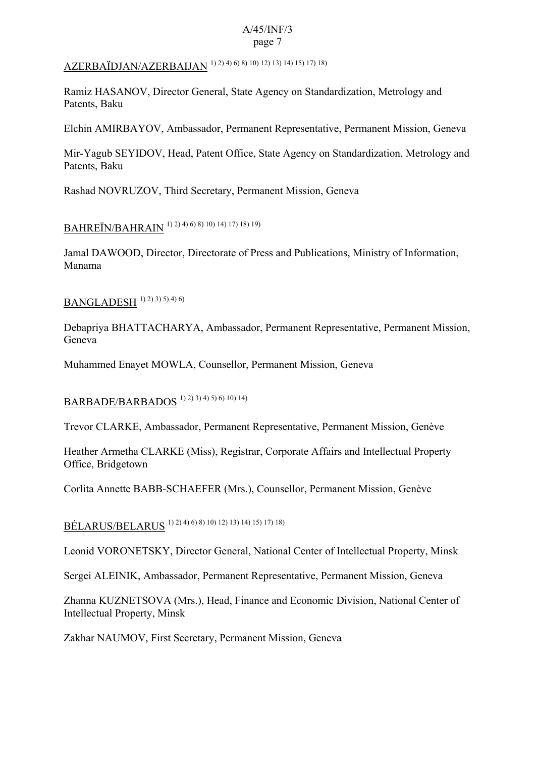AZERBAÏDJAN/AZERBAIJAN [1) 2) 4) 6) 8) 10) 12) 13) 14) 15) 17) 18)]

Ramiz HASANOV, Director General, State Agency on Standardization, Metrology and Patents, Baku

Elchin AMIRBAYOV, Ambassador, Permanent Representative, Permanent Mission, Geneva

Mir-Yagub SEYIDOV, Head, Patent Office, State Agency on Standardization, Metrology and Patents, Baku

Rashad NOVRUZOV, Third Secretary, Permanent Mission, Geneva

BAHREÏN/BAHRAIN [1) 2) 4) 6) 8) 10) 14) 17) 18) 19)]

Jamal DAWOOD, Director, Directorate of Press and Publications, Ministry of Information, Manama

BANGLADESH [1) 2) 3) 5) 4) 6)]

Debapriya BHATTACHARYA, Ambassador, Permanent Representative, Permanent Mission, Geneva

Muhammed Enayet MOWLA, Counsellor, Permanent Mission, Geneva

BARBADE/BARBADOS [1) 2) 3) 4) 5) 6) 10) 14)]

Trevor CLARKE, Ambassador, Permanent Representative, Permanent Mission, Genève

Heather Armetha CLARKE (Miss), Registrar, Corporate Affairs and Intellectual Property Office, Bridgetown

Corlita Annette BABB-SCHAEFER (Mrs.), Counsellor, Permanent Mission, Genève

BÉLARUS/BELARUS [1) 2) 4) 6) 8) 10) 12) 13) 14) 15) 17) 18)]

Leonid VORONETSKY, Director General, National Center of Intellectual Property, Minsk

Sergei ALEINIK, Ambassador, Permanent Representative, Permanent Mission, Geneva

Zhanna KUZNETSOVA (Mrs.), Head, Finance and Economic Division, National Center of Intellectual Property, Minsk

Zakhar NAUMOV, First Secretary, Permanent Mission, Geneva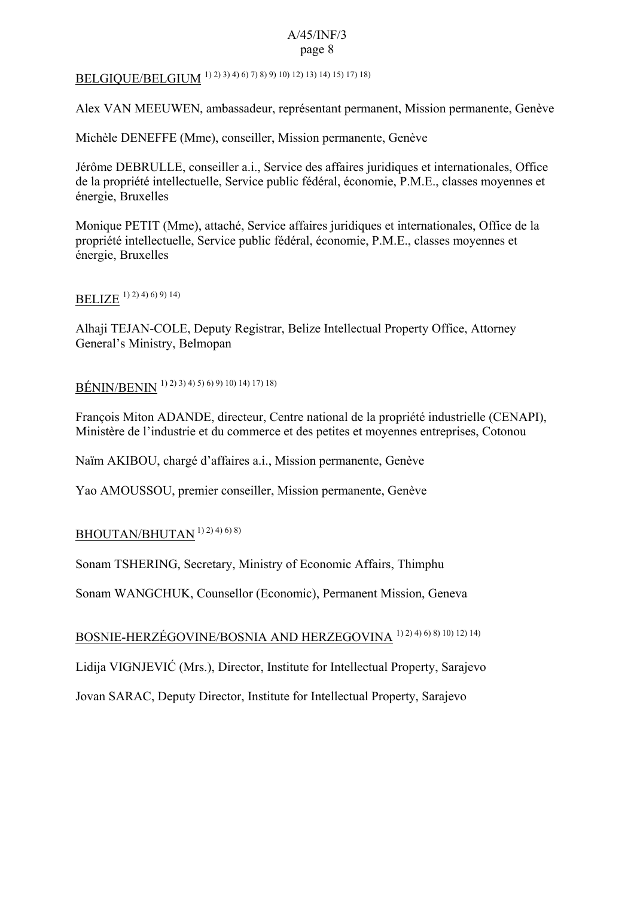BELGIQUE/BELGIUM [1) 2) 3) 4) 6) 7) 8) 9) 10) 12) 13) 14) 15) 17) 18)]

Alex VAN MEEUWEN, ambassadeur, représentant permanent, Mission permanente, Genève

Michèle DENEFFE (Mme), conseiller, Mission permanente, Genève

Jérôme DEBRULLE, conseiller a.i., Service des affaires juridiques et internationales, Office de la propriété intellectuelle, Service public fédéral, économie, P.M.E., classes moyennes et énergie, Bruxelles

Monique PETIT (Mme), attaché, Service affaires juridiques et internationales, Office de la propriété intellectuelle, Service public fédéral, économie, P.M.E., classes moyennes et énergie, Bruxelles

BELIZE [1) 2) 4) 6) 9) 14)]

Alhaji TEJAN-COLE, Deputy Registrar, Belize Intellectual Property Office, Attorney General's Ministry, Belmopan

BÉNIN/BENIN [1) 2) 3) 4) 5) 6) 9) 10) 14) 17) 18)]

François Miton ADANDE, directeur, Centre national de la propriété industrielle (CENAPI), Ministère de l'industrie et du commerce et des petites et moyennes entreprises, Cotonou

Naïm AKIBOU, chargé d'affaires a.i., Mission permanente, Genève

Yao AMOUSSOU, premier conseiller, Mission permanente, Genève

BHOUTAN/BHUTAN [1) 2) 4) 6) 8)]

Sonam TSHERING, Secretary, Ministry of Economic Affairs, Thimphu

Sonam WANGCHUK, Counsellor (Economic), Permanent Mission, Geneva

BOSNIE-HERZÉGOVINE/BOSNIA AND HERZEGOVINA [1) 2) 4) 6) 8) 10) 12) 14)]

Lidija VIGNJEVIĆ (Mrs.), Director, Institute for Intellectual Property, Sarajevo

Jovan SARAC, Deputy Director, Institute for Intellectual Property, Sarajevo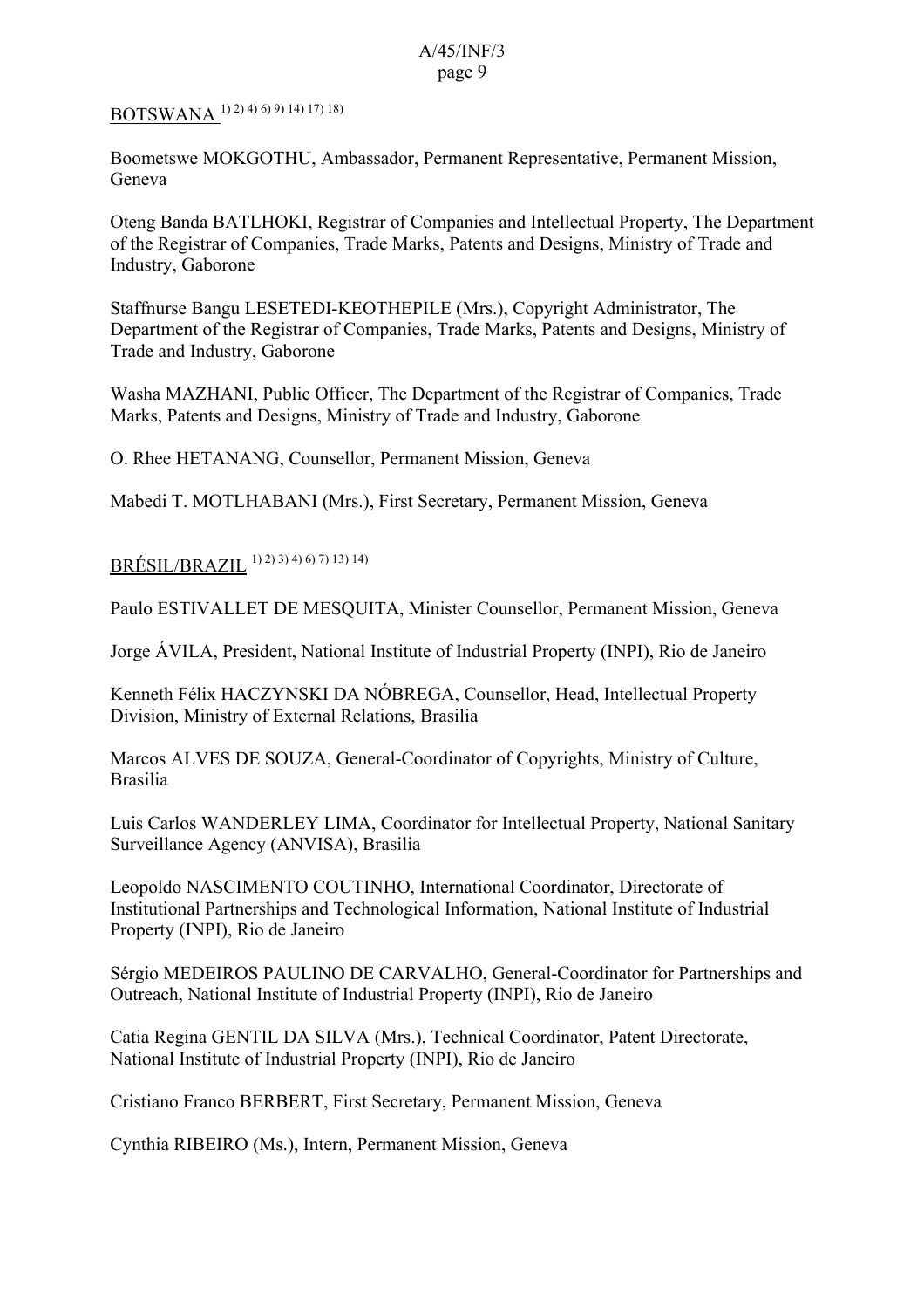BOTSWANA [1) 2) 4) 6) 9) 14) 17) 18)]

Boometswe MOKGOTHU, Ambassador, Permanent Representative, Permanent Mission, Geneva

Oteng Banda BATLHOKI, Registrar of Companies and Intellectual Property, The Department of the Registrar of Companies, Trade Marks, Patents and Designs, Ministry of Trade and Industry, Gaborone

Staffnurse Bangu LESETEDI-KEOTHEPILE (Mrs.), Copyright Administrator, The Department of the Registrar of Companies, Trade Marks, Patents and Designs, Ministry of Trade and Industry, Gaborone

Washa MAZHANI, Public Officer, The Department of the Registrar of Companies, Trade Marks, Patents and Designs, Ministry of Trade and Industry, Gaborone

O. Rhee HETANANG, Counsellor, Permanent Mission, Geneva

Mabedi T. MOTLHABANI (Mrs.), First Secretary, Permanent Mission, Geneva

BRÉSIL/BRAZIL [1) 2) 3) 4) 6) 7) 13) 14)]

Paulo ESTIVALLET DE MESQUITA, Minister Counsellor, Permanent Mission, Geneva

Jorge ÁVILA, President, National Institute of Industrial Property (INPI), Rio de Janeiro

Kenneth Félix HACZYNSKI DA NÓBREGA, Counsellor, Head, Intellectual Property Division, Ministry of External Relations, Brasilia

Marcos ALVES DE SOUZA, General-Coordinator of Copyrights, Ministry of Culture, Brasilia

Luis Carlos WANDERLEY LIMA, Coordinator for Intellectual Property, National Sanitary Surveillance Agency (ANVISA), Brasilia

Leopoldo NASCIMENTO COUTINHO, International Coordinator, Directorate of Institutional Partnerships and Technological Information, National Institute of Industrial Property (INPI), Rio de Janeiro

Sérgio MEDEIROS PAULINO DE CARVALHO, General-Coordinator for Partnerships and Outreach, National Institute of Industrial Property (INPI), Rio de Janeiro

Catia Regina GENTIL DA SILVA (Mrs.), Technical Coordinator, Patent Directorate, National Institute of Industrial Property (INPI), Rio de Janeiro

Cristiano Franco BERBERT, First Secretary, Permanent Mission, Geneva

Cynthia RIBEIRO (Ms.), Intern, Permanent Mission, Geneva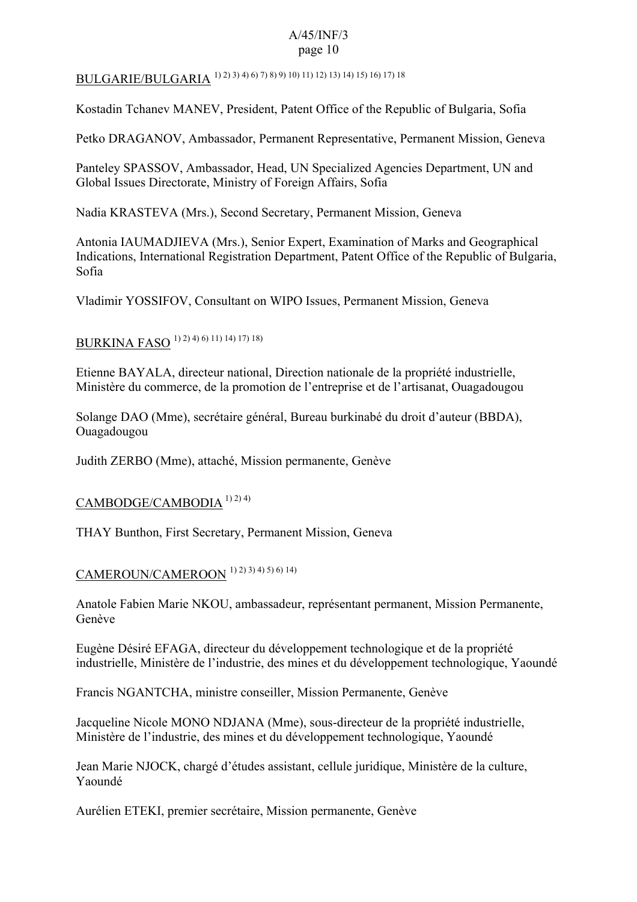BULGARIE/BULGARIA [1) 2) 3) 4) 6) 7) 8) 9) 10) 11) 12) 13) 14) 15) 16) 17) 18]

Kostadin Tchanev MANEV, President, Patent Office of the Republic of Bulgaria, Sofia

Petko DRAGANOV, Ambassador, Permanent Representative, Permanent Mission, Geneva

Panteley SPASSOV, Ambassador, Head, UN Specialized Agencies Department, UN and Global Issues Directorate, Ministry of Foreign Affairs, Sofia

Nadia KRASTEVA (Mrs.), Second Secretary, Permanent Mission, Geneva

Antonia IAUMADJIEVA (Mrs.), Senior Expert, Examination of Marks and Geographical Indications, International Registration Department, Patent Office of the Republic of Bulgaria, Sofia

Vladimir YOSSIFOV, Consultant on WIPO Issues, Permanent Mission, Geneva

BURKINA FASO [1) 2) 4) 6) 11) 14) 17) 18)]

Etienne BAYALA, directeur national, Direction nationale de la propriété industrielle, Ministère du commerce, de la promotion de l'entreprise et de l'artisanat, Ouagadougou

Solange DAO (Mme), secrétaire général, Bureau burkinabé du droit d'auteur (BBDA), Ouagadougou

Judith ZERBO (Mme), attaché, Mission permanente, Genève

CAMBODGE/CAMBODIA [1) 2) 4)]

THAY Bunthon, First Secretary, Permanent Mission, Geneva

CAMEROUN/CAMEROON [1) 2) 3) 4) 5) 6) 14)]

Anatole Fabien Marie NKOU, ambassadeur, représentant permanent, Mission Permanente, Genève

Eugène Désiré EFAGA, directeur du développement technologique et de la propriété industrielle, Ministère de l'industrie, des mines et du développement technologique, Yaoundé

Francis NGANTCHA, ministre conseiller, Mission Permanente, Genève

Jacqueline Nicole MONO NDJANA (Mme), sous-directeur de la propriété industrielle, Ministère de l'industrie, des mines et du développement technologique, Yaoundé

Jean Marie NJOCK, chargé d'études assistant, cellule juridique, Ministère de la culture, Yaoundé

Aurélien ETEKI, premier secrétaire, Mission permanente, Genève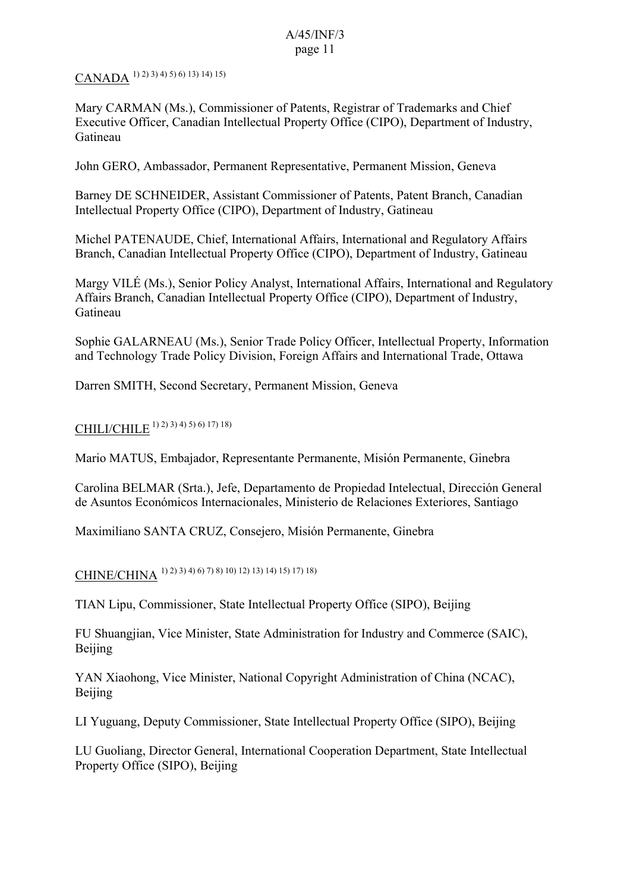CANADA [1) 2) 3) 4) 5) 6) 13) 14) 15)]

Mary CARMAN (Ms.), Commissioner of Patents, Registrar of Trademarks and Chief Executive Officer, Canadian Intellectual Property Office (CIPO), Department of Industry, Gatineau

John GERO, Ambassador, Permanent Representative, Permanent Mission, Geneva

Barney DE SCHNEIDER, Assistant Commissioner of Patents, Patent Branch, Canadian Intellectual Property Office (CIPO), Department of Industry, Gatineau

Michel PATENAUDE, Chief, International Affairs, International and Regulatory Affairs Branch, Canadian Intellectual Property Office (CIPO), Department of Industry, Gatineau

Margy VILÉ (Ms.), Senior Policy Analyst, International Affairs, International and Regulatory Affairs Branch, Canadian Intellectual Property Office (CIPO), Department of Industry, Gatineau

Sophie GALARNEAU (Ms.), Senior Trade Policy Officer, Intellectual Property, Information and Technology Trade Policy Division, Foreign Affairs and International Trade, Ottawa

Darren SMITH, Second Secretary, Permanent Mission, Geneva

CHILI/CHILE [1) 2) 3) 4) 5) 6) 17) 18)]

Mario MATUS, Embajador, Representante Permanente, Misión Permanente, Ginebra

Carolina BELMAR (Srta.), Jefe, Departamento de Propiedad Intelectual, Dirección General de Asuntos Económicos Internacionales, Ministerio de Relaciones Exteriores, Santiago

Maximiliano SANTA CRUZ, Consejero, Misión Permanente, Ginebra

CHINE/CHINA [1) 2) 3) 4) 6) 7) 8) 10) 12) 13) 14) 15) 17) 18)]

TIAN Lipu, Commissioner, State Intellectual Property Office (SIPO), Beijing

FU Shuangjian, Vice Minister, State Administration for Industry and Commerce (SAIC), Beijing

YAN Xiaohong, Vice Minister, National Copyright Administration of China (NCAC), Beijing

LI Yuguang, Deputy Commissioner, State Intellectual Property Office (SIPO), Beijing

LU Guoliang, Director General, International Cooperation Department, State Intellectual Property Office (SIPO), Beijing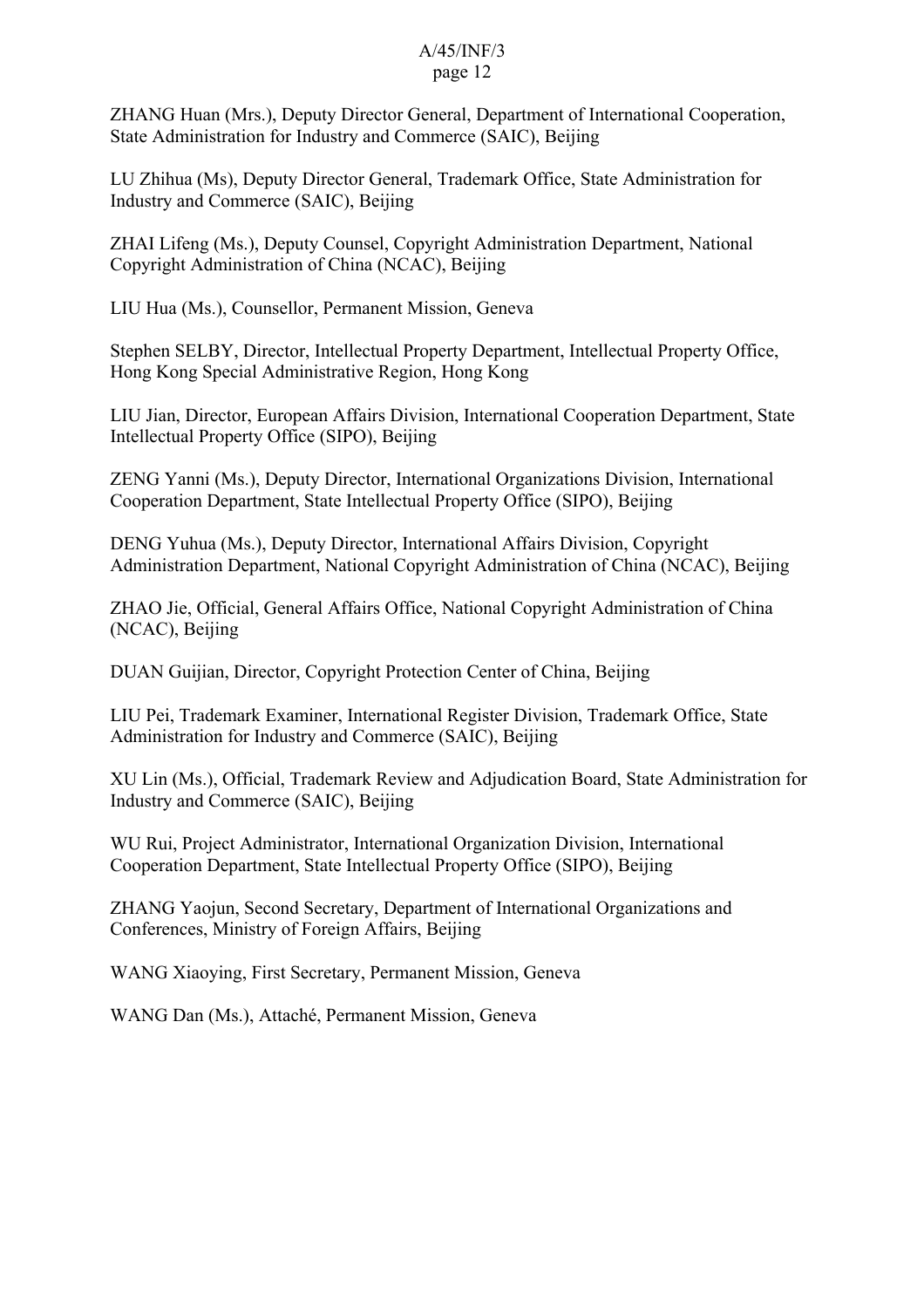ZHANG Huan (Mrs.), Deputy Director General, Department of International Cooperation, State Administration for Industry and Commerce (SAIC), Beijing

LU Zhihua (Ms), Deputy Director General, Trademark Office, State Administration for Industry and Commerce (SAIC), Beijing

ZHAI Lifeng (Ms.), Deputy Counsel, Copyright Administration Department, National Copyright Administration of China (NCAC), Beijing

LIU Hua (Ms.), Counsellor, Permanent Mission, Geneva

Stephen SELBY, Director, Intellectual Property Department, Intellectual Property Office, Hong Kong Special Administrative Region, Hong Kong

LIU Jian, Director, European Affairs Division, International Cooperation Department, State Intellectual Property Office (SIPO), Beijing

ZENG Yanni (Ms.), Deputy Director, International Organizations Division, International Cooperation Department, State Intellectual Property Office (SIPO), Beijing

DENG Yuhua (Ms.), Deputy Director, International Affairs Division, Copyright Administration Department, National Copyright Administration of China (NCAC), Beijing

ZHAO Jie, Official, General Affairs Office, National Copyright Administration of China (NCAC), Beijing

DUAN Guijian, Director, Copyright Protection Center of China, Beijing

LIU Pei, Trademark Examiner, International Register Division, Trademark Office, State Administration for Industry and Commerce (SAIC), Beijing

XU Lin (Ms.), Official, Trademark Review and Adjudication Board, State Administration for Industry and Commerce (SAIC), Beijing

WU Rui, Project Administrator, International Organization Division, International Cooperation Department, State Intellectual Property Office (SIPO), Beijing

ZHANG Yaojun, Second Secretary, Department of International Organizations and Conferences, Ministry of Foreign Affairs, Beijing

WANG Xiaoying, First Secretary, Permanent Mission, Geneva

WANG Dan (Ms.), Attaché, Permanent Mission, Geneva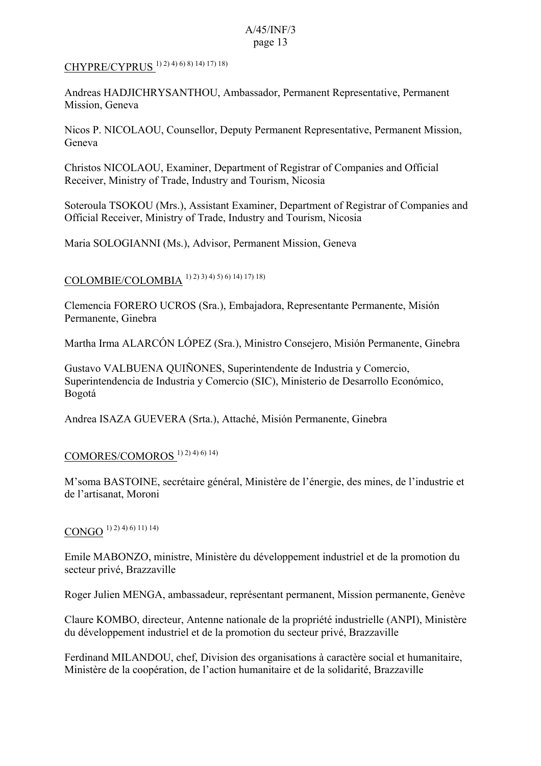CHYPRE/CYPRUS [1) 2) 4) 6) 8) 14) 17) 18)]

Andreas HADJICHRYSANTHOU, Ambassador, Permanent Representative, Permanent Mission, Geneva

Nicos P. NICOLAOU, Counsellor, Deputy Permanent Representative, Permanent Mission, Geneva

Christos NICOLAOU, Examiner, Department of Registrar of Companies and Official Receiver, Ministry of Trade, Industry and Tourism, Nicosia

Soteroula TSOKOU (Mrs.), Assistant Examiner, Department of Registrar of Companies and Official Receiver, Ministry of Trade, Industry and Tourism, Nicosia

Maria SOLOGIANNI (Ms.), Advisor, Permanent Mission, Geneva

COLOMBIE/COLOMBIA [1) 2) 3) 4) 5) 6) 14) 17) 18)]

Clemencia FORERO UCROS (Sra.), Embajadora, Representante Permanente, Misión Permanente, Ginebra

Martha Irma ALARCÓN LÓPEZ (Sra.), Ministro Consejero, Misión Permanente, Ginebra

Gustavo VALBUENA QUIÑONES, Superintendente de Industria y Comercio, Superintendencia de Industria y Comercio (SIC), Ministerio de Desarrollo Económico, Bogotá

Andrea ISAZA GUEVERA (Srta.), Attaché, Misión Permanente, Ginebra

COMORES/COMOROS [1) 2) 4) 6) 14)]

M'soma BASTOINE, secrétaire général, Ministère de l'énergie, des mines, de l'industrie et de l'artisanat, Moroni

CONGO [1) 2) 4) 6) 11) 14)]

Emile MABONZO, ministre, Ministère du développement industriel et de la promotion du secteur privé, Brazzaville

Roger Julien MENGA, ambassadeur, représentant permanent, Mission permanente, Genève

Claure KOMBO, directeur, Antenne nationale de la propriété industrielle (ANPI), Ministère du développement industriel et de la promotion du secteur privé, Brazzaville

Ferdinand MILANDOU, chef, Division des organisations à caractère social et humanitaire, Ministère de la coopération, de l'action humanitaire et de la solidarité, Brazzaville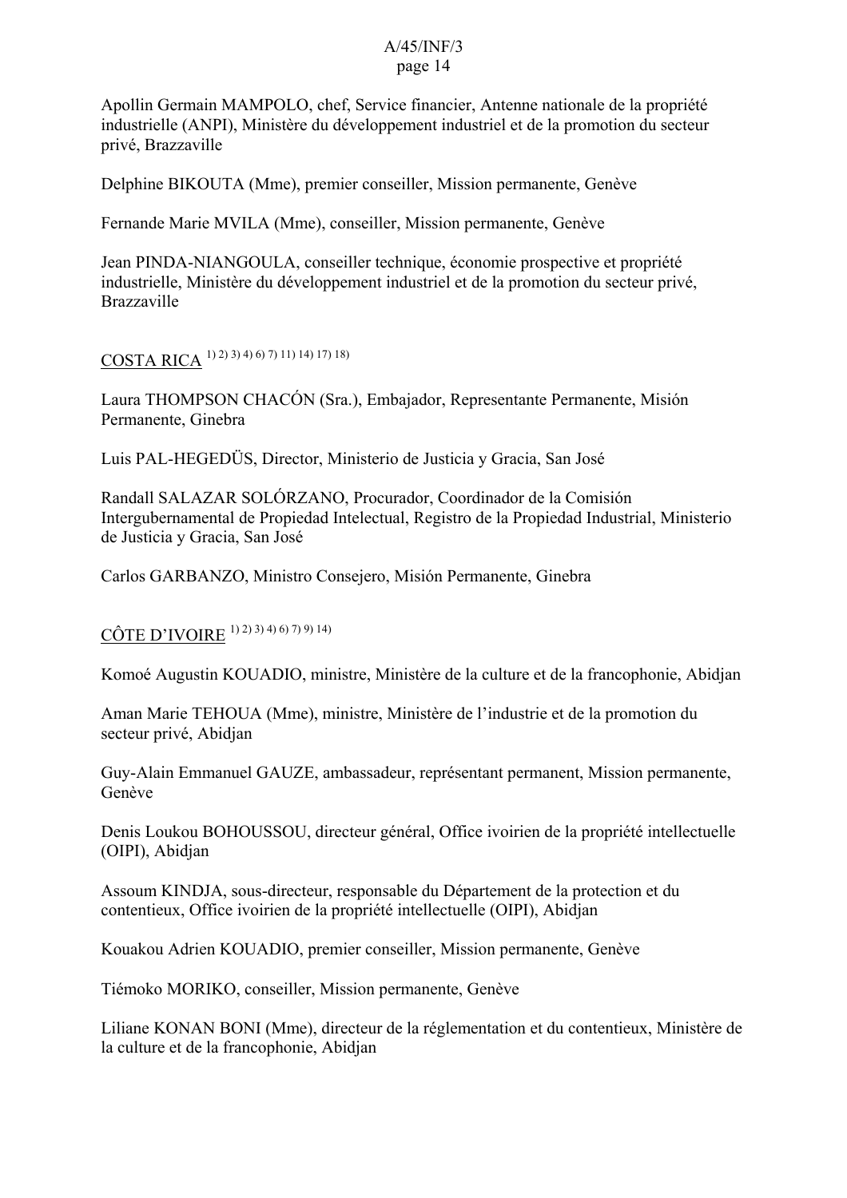Apollin Germain MAMPOLO, chef, Service financier, Antenne nationale de la propriété industrielle (ANPI), Ministère du développement industriel et de la promotion du secteur privé, Brazzaville

Delphine BIKOUTA (Mme), premier conseiller, Mission permanente, Genève

Fernande Marie MVILA (Mme), conseiller, Mission permanente, Genève

Jean PINDA-NIANGOULA, conseiller technique, économie prospective et propriété industrielle, Ministère du développement industriel et de la promotion du secteur privé, Brazzaville

COSTA RICA [1) 2) 3) 4) 6) 7) 11) 14) 17) 18)]

Laura THOMPSON CHACÓN (Sra.), Embajador, Representante Permanente, Misión Permanente, Ginebra

Luis PAL-HEGEDÜS, Director, Ministerio de Justicia y Gracia, San José

Randall SALAZAR SOLÓRZANO, Procurador, Coordinador de la Comisión Intergubernamental de Propiedad Intelectual, Registro de la Propiedad Industrial, Ministerio de Justicia y Gracia, San José

Carlos GARBANZO, Ministro Consejero, Misión Permanente, Ginebra

CÔTE D'IVOIRE [1) 2) 3) 4) 6) 7) 9) 14)]

Komoé Augustin KOUADIO, ministre, Ministère de la culture et de la francophonie, Abidjan

Aman Marie TEHOUA (Mme), ministre, Ministère de l'industrie et de la promotion du secteur privé, Abidjan

Guy-Alain Emmanuel GAUZE, ambassadeur, représentant permanent, Mission permanente, Genève

Denis Loukou BOHOUSSOU, directeur général, Office ivoirien de la propriété intellectuelle (OIPI), Abidjan

Assoum KINDJA, sous-directeur, responsable du Département de la protection et du contentieux, Office ivoirien de la propriété intellectuelle (OIPI), Abidjan

Kouakou Adrien KOUADIO, premier conseiller, Mission permanente, Genève

Tiémoko MORIKO, conseiller, Mission permanente, Genève

Liliane KONAN BONI (Mme), directeur de la réglementation et du contentieux, Ministère de la culture et de la francophonie, Abidjan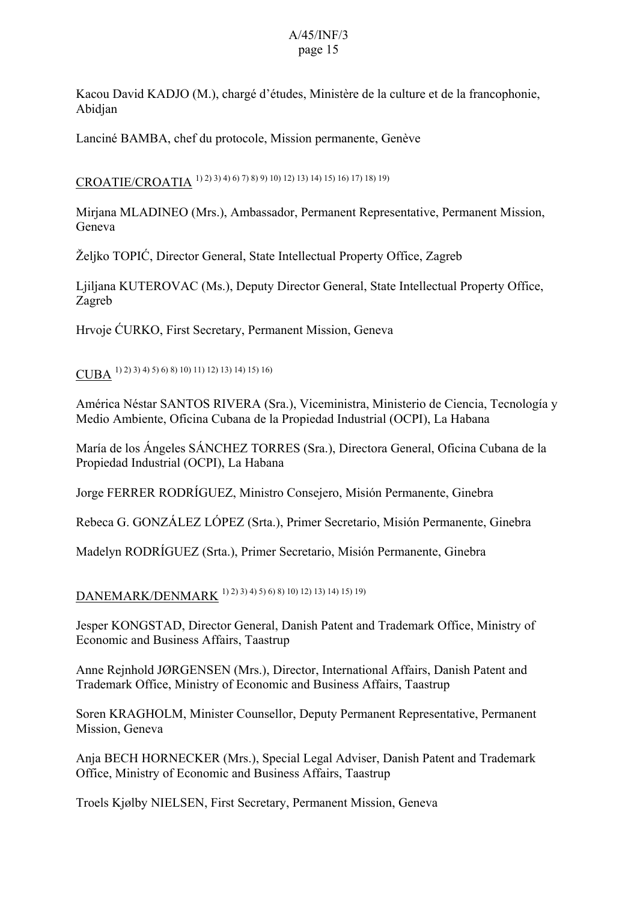Kacou David KADJO (M.), chargé d'études, Ministère de la culture et de la francophonie, Abidjan

Lanciné BAMBA, chef du protocole, Mission permanente, Genève

CROATIE/CROATIA [1) 2) 3) 4) 6) 7) 8) 9) 10) 12) 13) 14) 15) 16) 17) 18) 19)]

Mirjana MLADINEO (Mrs.), Ambassador, Permanent Representative, Permanent Mission, Geneva

Željko TOPIĆ, Director General, State Intellectual Property Office, Zagreb

Ljiljana KUTEROVAC (Ms.), Deputy Director General, State Intellectual Property Office, Zagreb

Hrvoje ĆURKO, First Secretary, Permanent Mission, Geneva

CUBA [1) 2) 3) 4) 5) 6) 8) 10) 11) 12) 13) 14) 15) 16)]

América Néstar SANTOS RIVERA (Sra.), Viceministra, Ministerio de Ciencia, Tecnología y Medio Ambiente, Oficina Cubana de la Propiedad Industrial (OCPI), La Habana

María de los Ángeles SÁNCHEZ TORRES (Sra.), Directora General, Oficina Cubana de la Propiedad Industrial (OCPI), La Habana

Jorge FERRER RODRÍGUEZ, Ministro Consejero, Misión Permanente, Ginebra

Rebeca G. GONZÁLEZ LÓPEZ (Srta.), Primer Secretario, Misión Permanente, Ginebra

Madelyn RODRÍGUEZ (Srta.), Primer Secretario, Misión Permanente, Ginebra

DANEMARK/DENMARK [1) 2) 3) 4) 5) 6) 8) 10) 12) 13) 14) 15) 19)]

Jesper KONGSTAD, Director General, Danish Patent and Trademark Office, Ministry of Economic and Business Affairs, Taastrup

Anne Rejnhold JØRGENSEN (Mrs.), Director, International Affairs, Danish Patent and Trademark Office, Ministry of Economic and Business Affairs, Taastrup

Soren KRAGHOLM, Minister Counsellor, Deputy Permanent Representative, Permanent Mission, Geneva

Anja BECH HORNECKER (Mrs.), Special Legal Adviser, Danish Patent and Trademark Office, Ministry of Economic and Business Affairs, Taastrup

Troels Kjølby NIELSEN, First Secretary, Permanent Mission, Geneva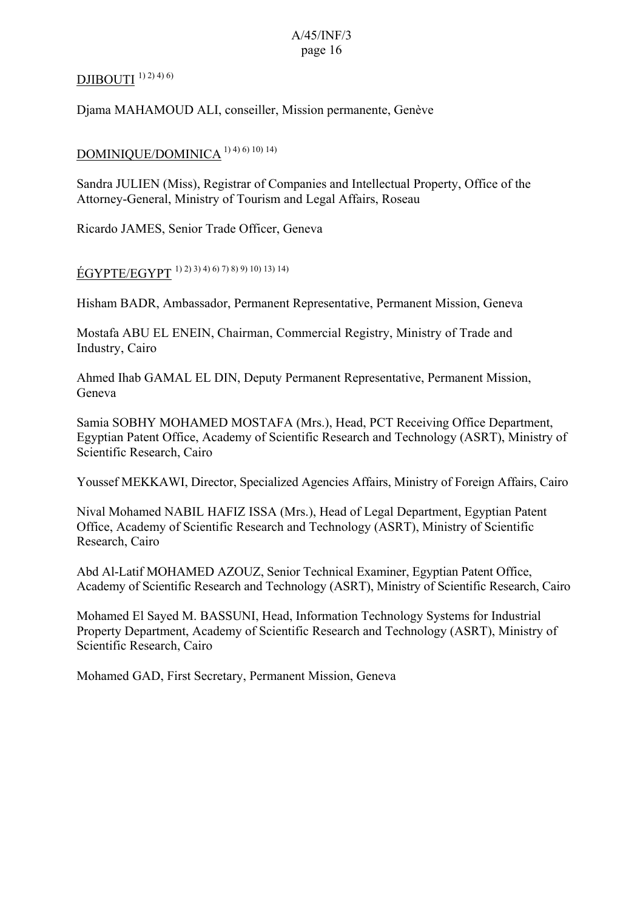<u>DJIBOUTI</u> [1) 2) 4) 6)]

Djama MAHAMOUD ALI, conseiller, Mission permanente, Genève

<u>DOMINIQUE/DOMINICA</u> [1) 4) 6) 10) 14)]

Sandra JULIEN (Miss), Registrar of Companies and Intellectual Property, Office of the Attorney-General, Ministry of Tourism and Legal Affairs, Roseau

Ricardo JAMES, Senior Trade Officer, Geneva

<u>ÉGYPTE/EGYPT</u> [1) 2) 3) 4) 6) 7) 8) 9) 10) 13) 14)]

Hisham BADR, Ambassador, Permanent Representative, Permanent Mission, Geneva

Mostafa ABU EL ENEIN, Chairman, Commercial Registry, Ministry of Trade and Industry, Cairo

Ahmed Ihab GAMAL EL DIN, Deputy Permanent Representative, Permanent Mission, Geneva

Samia SOBHY MOHAMED MOSTAFA (Mrs.), Head, PCT Receiving Office Department, Egyptian Patent Office, Academy of Scientific Research and Technology (ASRT), Ministry of Scientific Research, Cairo

Youssef MEKKAWI, Director, Specialized Agencies Affairs, Ministry of Foreign Affairs, Cairo

Nival Mohamed NABIL HAFIZ ISSA (Mrs.), Head of Legal Department, Egyptian Patent Office, Academy of Scientific Research and Technology (ASRT), Ministry of Scientific Research, Cairo

Abd Al-Latif MOHAMED AZOUZ, Senior Technical Examiner, Egyptian Patent Office, Academy of Scientific Research and Technology (ASRT), Ministry of Scientific Research, Cairo

Mohamed El Sayed M. BASSUNI, Head, Information Technology Systems for Industrial Property Department, Academy of Scientific Research and Technology (ASRT), Ministry of Scientific Research, Cairo

Mohamed GAD, First Secretary, Permanent Mission, Geneva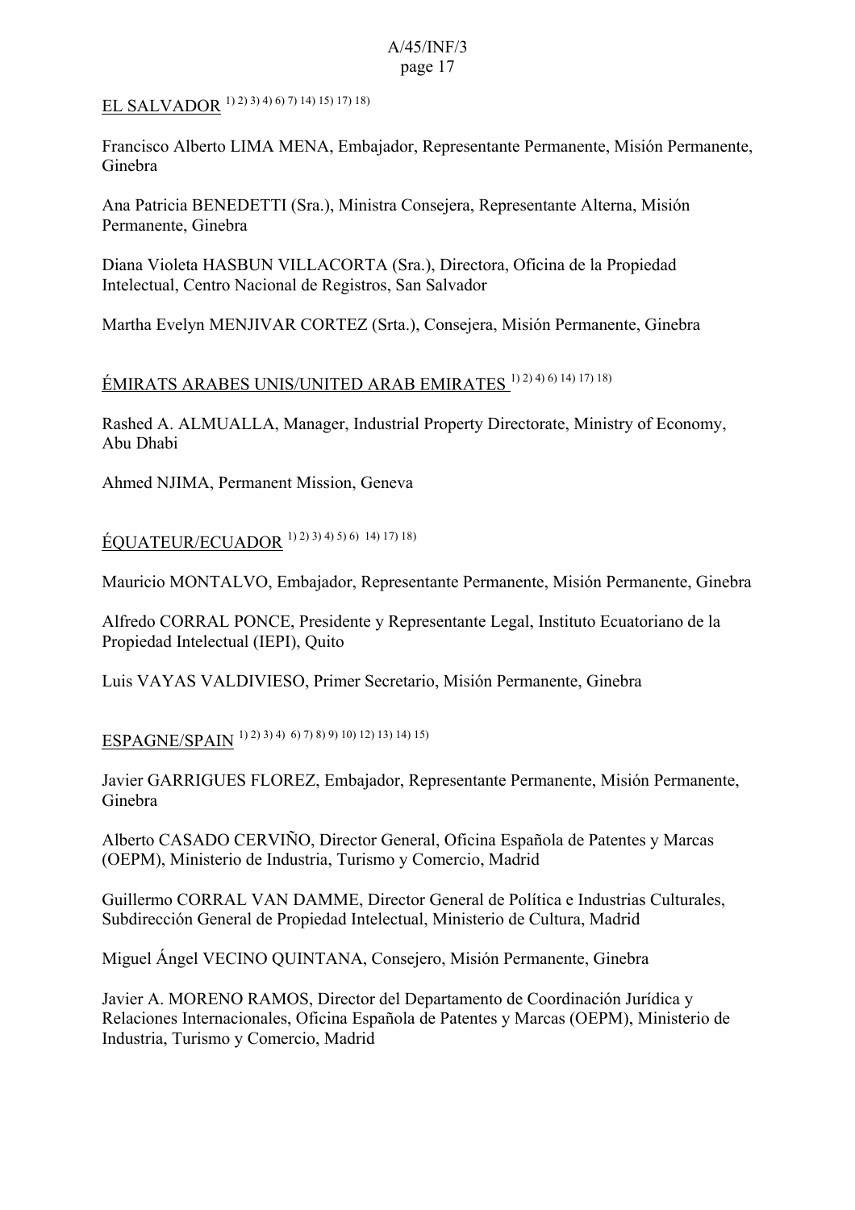EL SALVADOR [1) 2) 3) 4) 6) 7) 14) 15) 17) 18)]

Francisco Alberto LIMA MENA, Embajador, Representante Permanente, Misión Permanente, Ginebra

Ana Patricia BENEDETTI (Sra.), Ministra Consejera, Representante Alterna, Misión Permanente, Ginebra

Diana Violeta HASBUN VILLACORTA (Sra.), Directora, Oficina de la Propiedad Intelectual, Centro Nacional de Registros, San Salvador

Martha Evelyn MENJIVAR CORTEZ (Srta.), Consejera, Misión Permanente, Ginebra

ÉMIRATS ARABES UNIS/UNITED ARAB EMIRATES [1) 2) 4) 6) 14) 17) 18)]

Rashed A. ALMUALLA, Manager, Industrial Property Directorate, Ministry of Economy, Abu Dhabi

Ahmed NJIMA, Permanent Mission, Geneva

ÉQUATEUR/ECUADOR [1) 2) 3) 4) 5) 6) 14) 17) 18)]

Mauricio MONTALVO, Embajador, Representante Permanente, Misión Permanente, Ginebra

Alfredo CORRAL PONCE, Presidente y Representante Legal, Instituto Ecuatoriano de la Propiedad Intelectual (IEPI), Quito

Luis VAYAS VALDIVIESO, Primer Secretario, Misión Permanente, Ginebra

ESPAGNE/SPAIN [1) 2) 3) 4) 6) 7) 8) 9) 10) 12) 13) 14) 15)]

Javier GARRIGUES FLOREZ, Embajador, Representante Permanente, Misión Permanente, Ginebra

Alberto CASADO CERVIÑO, Director General, Oficina Española de Patentes y Marcas (OEPM), Ministerio de Industria, Turismo y Comercio, Madrid

Guillermo CORRAL VAN DAMME, Director General de Política e Industrias Culturales, Subdirección General de Propiedad Intelectual, Ministerio de Cultura, Madrid

Miguel Ángel VECINO QUINTANA, Consejero, Misión Permanente, Ginebra

Javier A. MORENO RAMOS, Director del Departamento de Coordinación Jurídica y Relaciones Internacionales, Oficina Española de Patentes y Marcas (OEPM), Ministerio de Industria, Turismo y Comercio, Madrid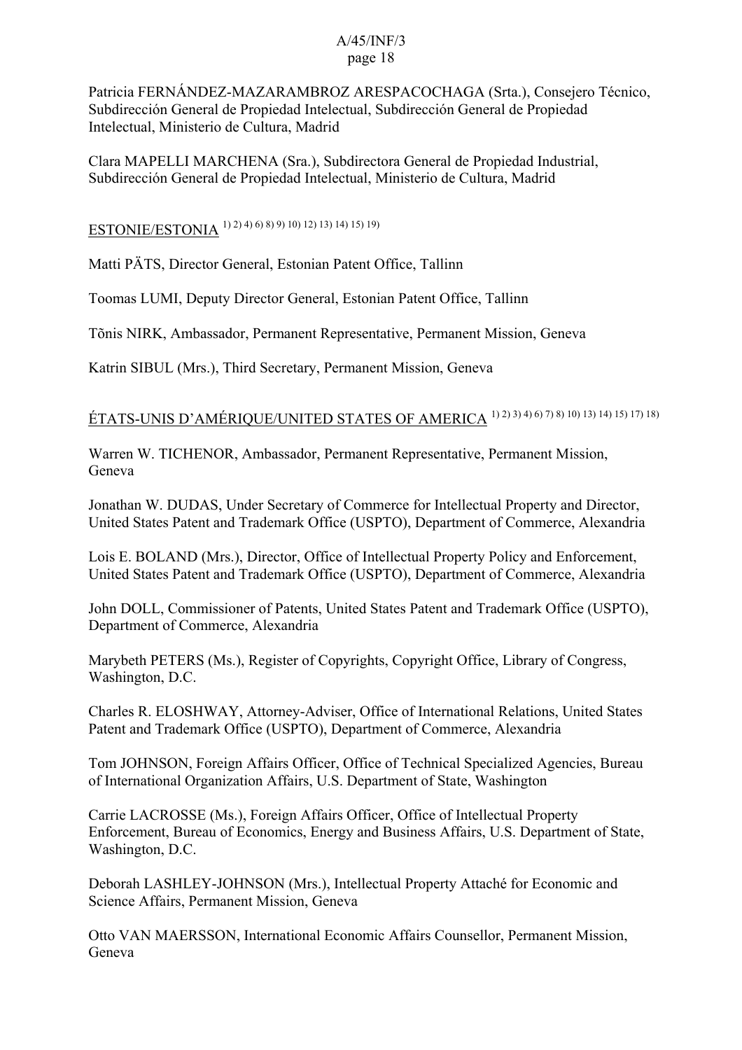Patricia FERNÁNDEZ-MAZARAMBROZ ARESPACOCHAGA (Srta.), Consejero Técnico, Subdirección General de Propiedad Intelectual, Subdirección General de Propiedad Intelectual, Ministerio de Cultura, Madrid

Clara MAPELLI MARCHENA (Sra.), Subdirectora General de Propiedad Industrial, Subdirección General de Propiedad Intelectual, Ministerio de Cultura, Madrid

ESTONIE/ESTONIA [1) 2) 4) 6) 8) 9) 10) 12) 13) 14) 15) 19)]

Matti PÄTS, Director General, Estonian Patent Office, Tallinn

Toomas LUMI, Deputy Director General, Estonian Patent Office, Tallinn

Tõnis NIRK, Ambassador, Permanent Representative, Permanent Mission, Geneva

Katrin SIBUL (Mrs.), Third Secretary, Permanent Mission, Geneva

ÉTATS-UNIS D'AMÉRIQUE/UNITED STATES OF AMERICA [1) 2) 3) 4) 6) 7) 8) 10) 13) 14) 15) 17) 18)]

Warren W. TICHENOR, Ambassador, Permanent Representative, Permanent Mission, Geneva

Jonathan W. DUDAS, Under Secretary of Commerce for Intellectual Property and Director, United States Patent and Trademark Office (USPTO), Department of Commerce, Alexandria

Lois E. BOLAND (Mrs.), Director, Office of Intellectual Property Policy and Enforcement, United States Patent and Trademark Office (USPTO), Department of Commerce, Alexandria

John DOLL, Commissioner of Patents, United States Patent and Trademark Office (USPTO), Department of Commerce, Alexandria

Marybeth PETERS (Ms.), Register of Copyrights, Copyright Office, Library of Congress, Washington, D.C.

Charles R. ELOSHWAY, Attorney-Adviser, Office of International Relations, United States Patent and Trademark Office (USPTO), Department of Commerce, Alexandria

Tom JOHNSON, Foreign Affairs Officer, Office of Technical Specialized Agencies, Bureau of International Organization Affairs, U.S. Department of State, Washington

Carrie LACROSSE (Ms.), Foreign Affairs Officer, Office of Intellectual Property Enforcement, Bureau of Economics, Energy and Business Affairs, U.S. Department of State, Washington, D.C.

Deborah LASHLEY-JOHNSON (Mrs.), Intellectual Property Attaché for Economic and Science Affairs, Permanent Mission, Geneva

Otto VAN MAERSSON, International Economic Affairs Counsellor, Permanent Mission, Geneva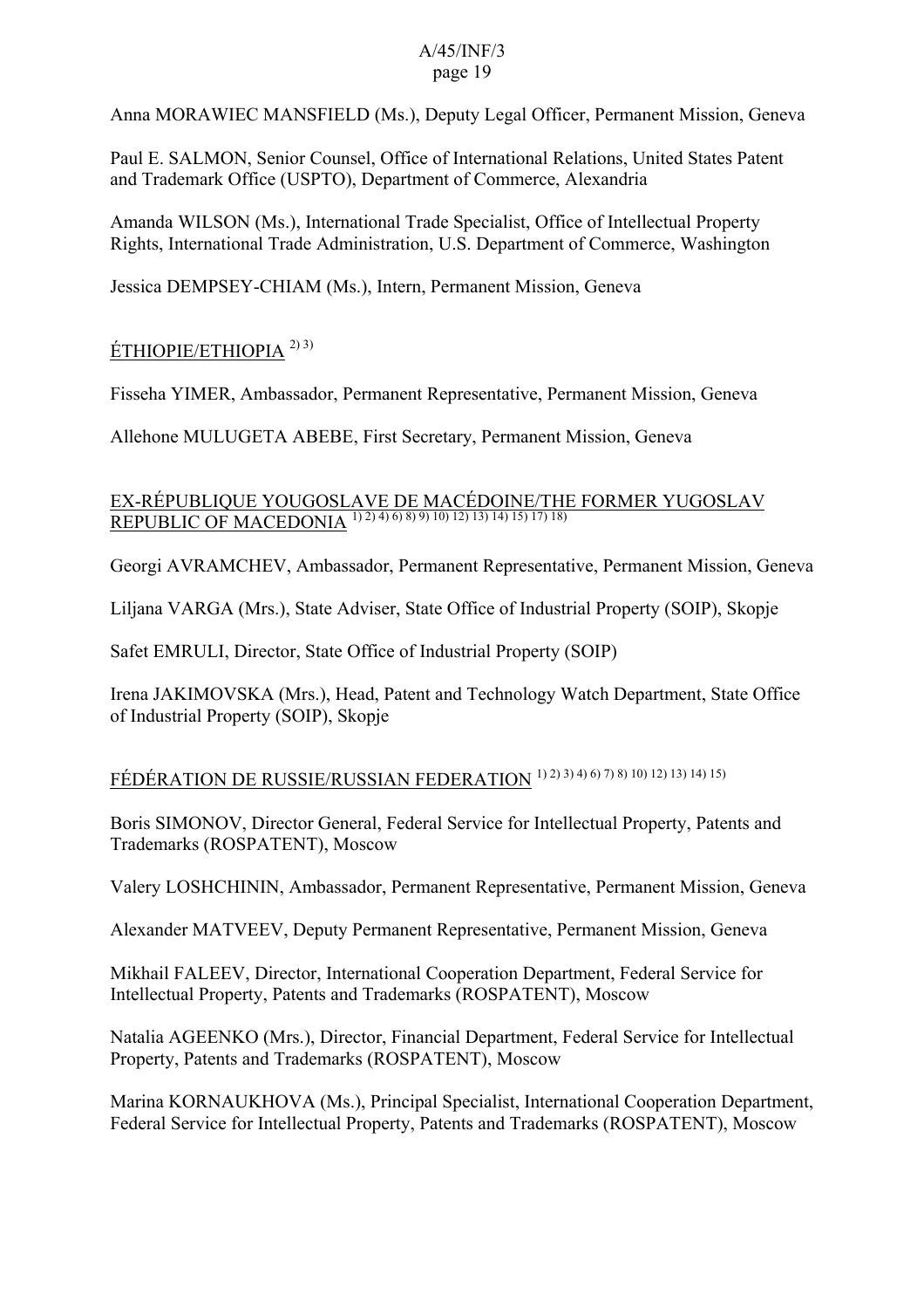Anna MORAWIEC MANSFIELD (Ms.), Deputy Legal Officer, Permanent Mission, Geneva

Paul E. SALMON, Senior Counsel, Office of International Relations, United States Patent and Trademark Office (USPTO), Department of Commerce, Alexandria

Amanda WILSON (Ms.), International Trade Specialist, Office of Intellectual Property Rights, International Trade Administration, U.S. Department of Commerce, Washington

Jessica DEMPSEY-CHIAM (Ms.), Intern, Permanent Mission, Geneva

ÉTHIOPIE/ETHIOPIA [2) 3)]

Fisseha YIMER, Ambassador, Permanent Representative, Permanent Mission, Geneva

Allehone MULUGETA ABEBE, First Secretary, Permanent Mission, Geneva

EX-RÉPUBLIQUE YOUGOSLAVE DE MACÉDOINE/THE FORMER YUGOSLAV REPUBLIC OF MACEDONIA [1) 2) 4) 6) 8) 9) 10) 12) 13) 14) 15) 17) 18)]

Georgi AVRAMCHEV, Ambassador, Permanent Representative, Permanent Mission, Geneva

Liljana VARGA (Mrs.), State Adviser, State Office of Industrial Property (SOIP), Skopje

Safet EMRULI, Director, State Office of Industrial Property (SOIP)

Irena JAKIMOVSKA (Mrs.), Head, Patent and Technology Watch Department, State Office of Industrial Property (SOIP), Skopje

FÉDÉRATION DE RUSSIE/RUSSIAN FEDERATION [1) 2) 3) 4) 6) 7) 8) 10) 12) 13) 14) 15)]

Boris SIMONOV, Director General, Federal Service for Intellectual Property, Patents and Trademarks (ROSPATENT), Moscow

Valery LOSHCHININ, Ambassador, Permanent Representative, Permanent Mission, Geneva

Alexander MATVEEV, Deputy Permanent Representative, Permanent Mission, Geneva

Mikhail FALEEV, Director, International Cooperation Department, Federal Service for Intellectual Property, Patents and Trademarks (ROSPATENT), Moscow

Natalia AGEENKO (Mrs.), Director, Financial Department, Federal Service for Intellectual Property, Patents and Trademarks (ROSPATENT), Moscow

Marina KORNAUKHOVA (Ms.), Principal Specialist, International Cooperation Department, Federal Service for Intellectual Property, Patents and Trademarks (ROSPATENT), Moscow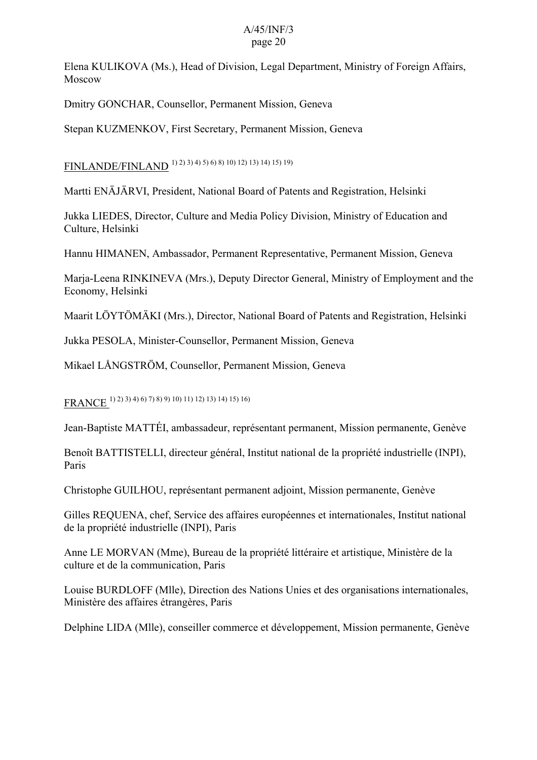Elena KULIKOVA (Ms.), Head of Division, Legal Department, Ministry of Foreign Affairs, Moscow

Dmitry GONCHAR, Counsellor, Permanent Mission, Geneva

Stepan KUZMENKOV, First Secretary, Permanent Mission, Geneva

<u>FINLANDE/FINLAND</u> [1) 2) 3) 4) 5) 6) 8) 10) 12) 13) 14) 15) 19)]

Martti ENÄJÄRVI, President, National Board of Patents and Registration, Helsinki

Jukka LIEDES, Director, Culture and Media Policy Division, Ministry of Education and Culture, Helsinki

Hannu HIMANEN, Ambassador, Permanent Representative, Permanent Mission, Geneva

Marja-Leena RINKINEVA (Mrs.), Deputy Director General, Ministry of Employment and the Economy, Helsinki

Maarit LÖYTÖMÄKI (Mrs.), Director, National Board of Patents and Registration, Helsinki

Jukka PESOLA, Minister-Counsellor, Permanent Mission, Geneva

Mikael LÅNGSTRÖM, Counsellor, Permanent Mission, Geneva

<u>FRANCE</u> [1) 2) 3) 4) 6) 7) 8) 9) 10) 11) 12) 13) 14) 15) 16)]

Jean-Baptiste MATTÉI, ambassadeur, représentant permanent, Mission permanente, Genève

Benoît BATTISTELLI, directeur général, Institut national de la propriété industrielle (INPI), Paris

Christophe GUILHOU, représentant permanent adjoint, Mission permanente, Genève

Gilles REQUENA, chef, Service des affaires européennes et internationales, Institut national de la propriété industrielle (INPI), Paris

Anne LE MORVAN (Mme), Bureau de la propriété littéraire et artistique, Ministère de la culture et de la communication, Paris

Louise BURDLOFF (Mlle), Direction des Nations Unies et des organisations internationales, Ministère des affaires étrangères, Paris

Delphine LIDA (Mlle), conseiller commerce et développement, Mission permanente, Genève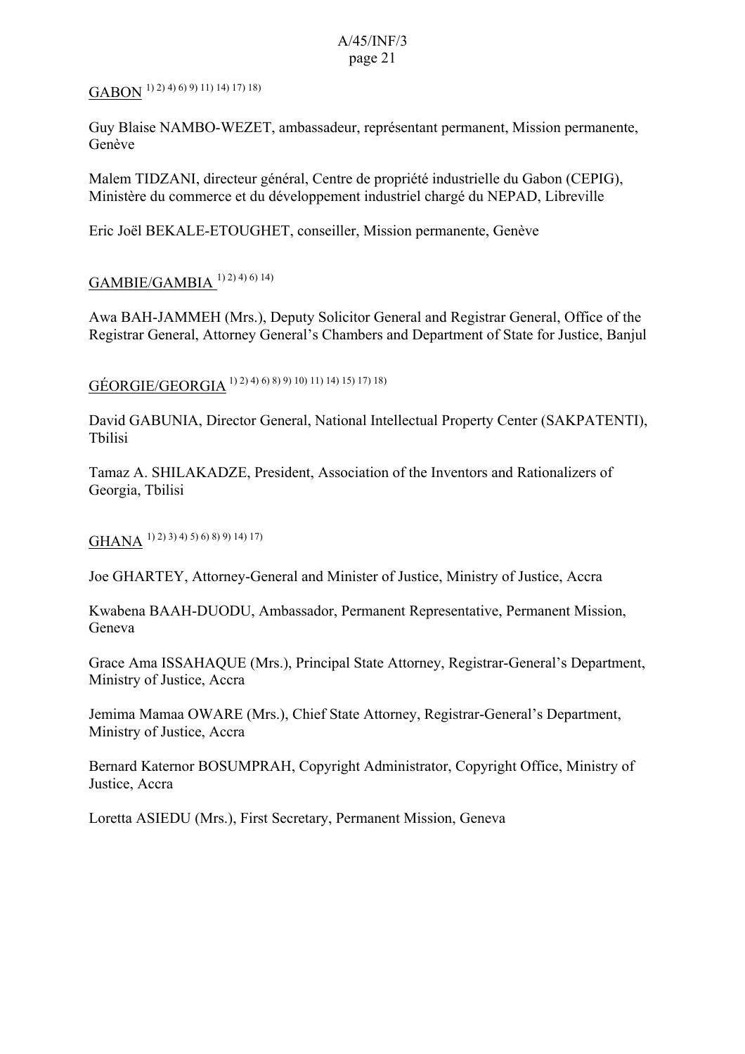GABON [1) 2) 4) 6) 9) 11) 14) 17) 18)]

Guy Blaise NAMBO-WEZET, ambassadeur, représentant permanent, Mission permanente, Genève

Malem TIDZANI, directeur général, Centre de propriété industrielle du Gabon (CEPIG), Ministère du commerce et du développement industriel chargé du NEPAD, Libreville

Eric Joël BEKALE-ETOUGHET, conseiller, Mission permanente, Genève

GAMBIE/GAMBIA [1) 2) 4) 6) 14)]

Awa BAH-JAMMEH (Mrs.), Deputy Solicitor General and Registrar General, Office of the Registrar General, Attorney General's Chambers and Department of State for Justice, Banjul

GÉORGIE/GEORGIA [1) 2) 4) 6) 8) 9) 10) 11) 14) 15) 17) 18)]

David GABUNIA, Director General, National Intellectual Property Center (SAKPATENTI), Tbilisi

Tamaz A. SHILAKADZE, President, Association of the Inventors and Rationalizers of Georgia, Tbilisi

GHANA [1) 2) 3) 4) 5) 6) 8) 9) 14) 17)]

Joe GHARTEY, Attorney-General and Minister of Justice, Ministry of Justice, Accra

Kwabena BAAH-DUODU, Ambassador, Permanent Representative, Permanent Mission, Geneva

Grace Ama ISSAHAQUE (Mrs.), Principal State Attorney, Registrar-General's Department, Ministry of Justice, Accra

Jemima Mamaa OWARE (Mrs.), Chief State Attorney, Registrar-General's Department, Ministry of Justice, Accra

Bernard Katernor BOSUMPRAH, Copyright Administrator, Copyright Office, Ministry of Justice, Accra

Loretta ASIEDU (Mrs.), First Secretary, Permanent Mission, Geneva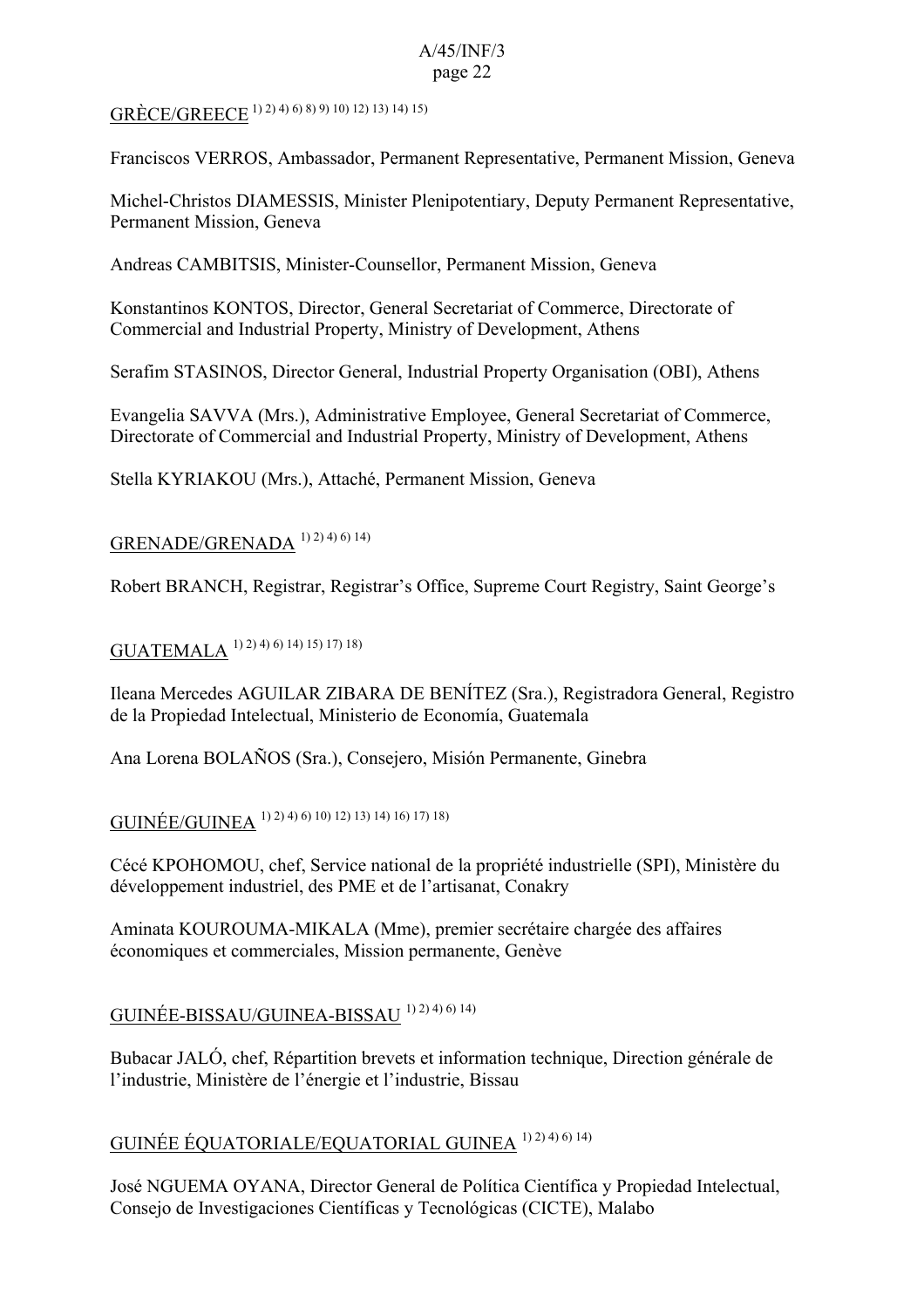GRÈCE/GREECE [1) 2) 4) 6) 8) 9) 10) 12) 13) 14) 15)]

Franciscos VERROS, Ambassador, Permanent Representative, Permanent Mission, Geneva

Michel-Christos DIAMESSIS, Minister Plenipotentiary, Deputy Permanent Representative, Permanent Mission, Geneva

Andreas CAMBITSIS, Minister-Counsellor, Permanent Mission, Geneva

Konstantinos KONTOS, Director, General Secretariat of Commerce, Directorate of Commercial and Industrial Property, Ministry of Development, Athens

Serafim STASINOS, Director General, Industrial Property Organisation (OBI), Athens

Evangelia SAVVA (Mrs.), Administrative Employee, General Secretariat of Commerce, Directorate of Commercial and Industrial Property, Ministry of Development, Athens

Stella KYRIAKOU (Mrs.), Attaché, Permanent Mission, Geneva

GRENADE/GRENADA [1) 2) 4) 6) 14)]

Robert BRANCH, Registrar, Registrar's Office, Supreme Court Registry, Saint George's

GUATEMALA [1) 2) 4) 6) 14) 15) 17) 18)]

Ileana Mercedes AGUILAR ZIBARA DE BENÍTEZ (Sra.), Registradora General, Registro de la Propiedad Intelectual, Ministerio de Economía, Guatemala

Ana Lorena BOLAÑOS (Sra.), Consejero, Misión Permanente, Ginebra

GUINÉE/GUINEA [1) 2) 4) 6) 10) 12) 13) 14) 16) 17) 18)]

Cécé KPOHOMOU, chef, Service national de la propriété industrielle (SPI), Ministère du développement industriel, des PME et de l'artisanat, Conakry

Aminata KOUROUMA-MIKALA (Mme), premier secrétaire chargée des affaires économiques et commerciales, Mission permanente, Genève

GUINÉE-BISSAU/GUINEA-BISSAU [1) 2) 4) 6) 14)]

Bubacar JALÓ, chef, Répartition brevets et information technique, Direction générale de l'industrie, Ministère de l'énergie et l'industrie, Bissau

GUINÉE ÉQUATORIALE/EQUATORIAL GUINEA [1) 2) 4) 6) 14)]

José NGUEMA OYANA, Director General de Política Científica y Propiedad Intelectual, Consejo de Investigaciones Científicas y Tecnológicas (CICTE), Malabo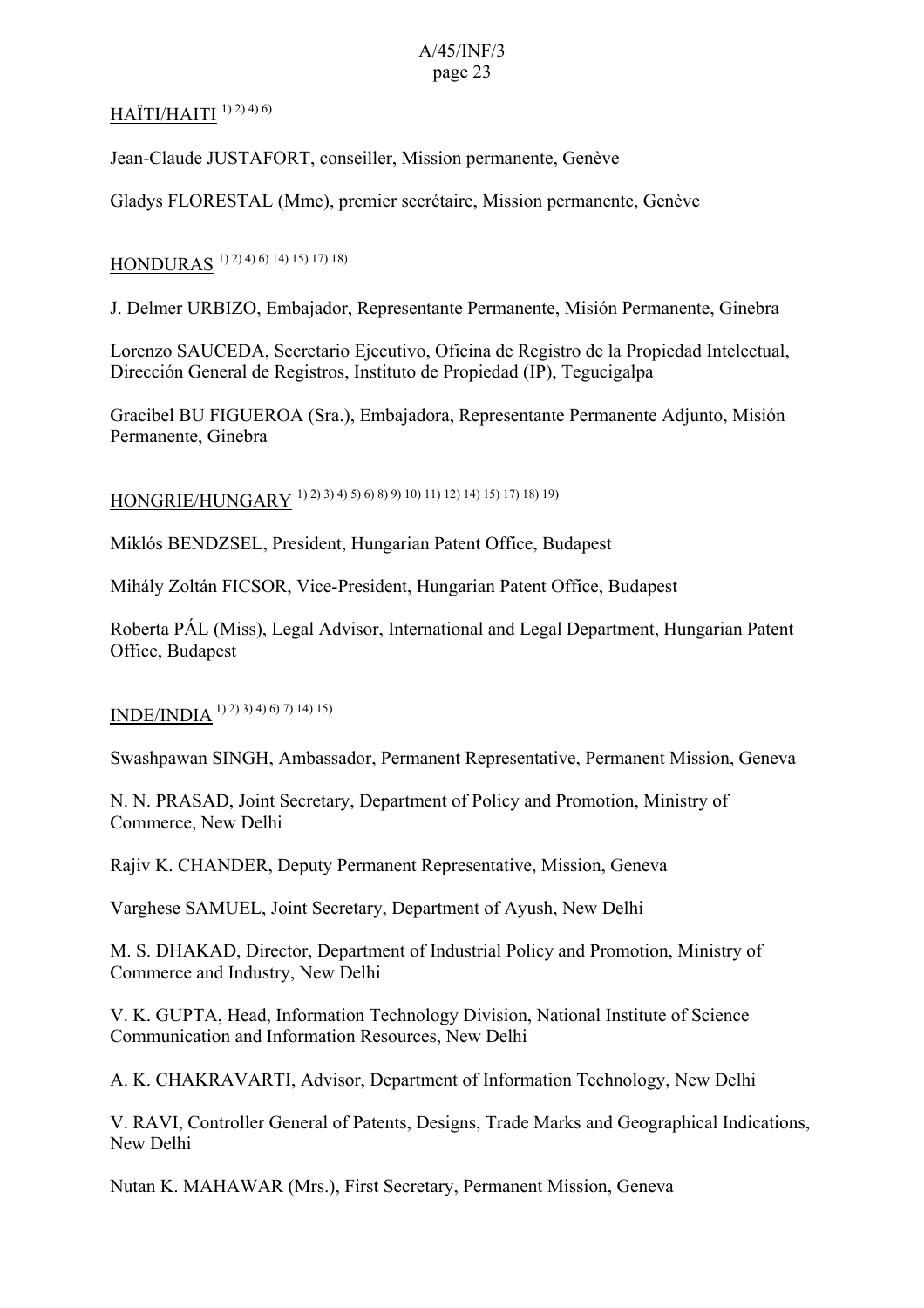HAÏTI/HAITI [1) 2) 4) 6)]

Jean-Claude JUSTAFORT, conseiller, Mission permanente, Genève

Gladys FLORESTAL (Mme), premier secrétaire, Mission permanente, Genève

HONDURAS [1) 2) 4) 6) 14) 15) 17) 18)]

J. Delmer URBIZO, Embajador, Representante Permanente, Misión Permanente, Ginebra

Lorenzo SAUCEDA, Secretario Ejecutivo, Oficina de Registro de la Propiedad Intelectual, Dirección General de Registros, Instituto de Propiedad (IP), Tegucigalpa

Gracibel BU FIGUEROA (Sra.), Embajadora, Representante Permanente Adjunto, Misión Permanente, Ginebra

HONGRIE/HUNGARY [1) 2) 3) 4) 5) 6) 8) 9) 10) 11) 12) 14) 15) 17) 18) 19)]

Miklós BENDZSEL, President, Hungarian Patent Office, Budapest

Mihály Zoltán FICSOR, Vice-President, Hungarian Patent Office, Budapest

Roberta PÁL (Miss), Legal Advisor, International and Legal Department, Hungarian Patent Office, Budapest

INDE/INDIA [1) 2) 3) 4) 6) 7) 14) 15)]

Swashpawan SINGH, Ambassador, Permanent Representative, Permanent Mission, Geneva

N. N. PRASAD, Joint Secretary, Department of Policy and Promotion, Ministry of Commerce, New Delhi

Rajiv K. CHANDER, Deputy Permanent Representative, Mission, Geneva

Varghese SAMUEL, Joint Secretary, Department of Ayush, New Delhi

M. S. DHAKAD, Director, Department of Industrial Policy and Promotion, Ministry of Commerce and Industry, New Delhi

V. K. GUPTA, Head, Information Technology Division, National Institute of Science Communication and Information Resources, New Delhi

A. K. CHAKRAVARTI, Advisor, Department of Information Technology, New Delhi

V. RAVI, Controller General of Patents, Designs, Trade Marks and Geographical Indications, New Delhi

Nutan K. MAHAWAR (Mrs.), First Secretary, Permanent Mission, Geneva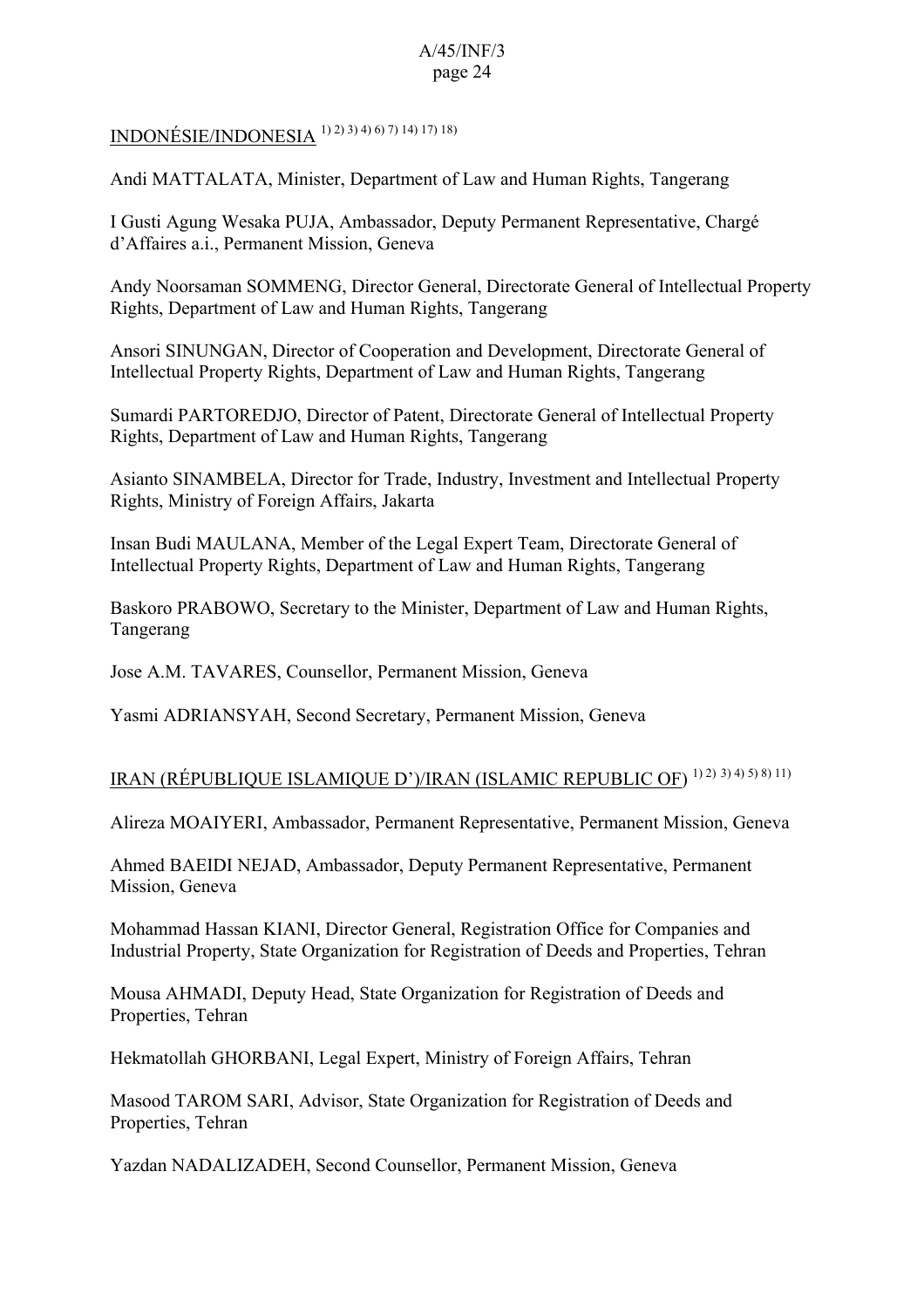INDONÉSIE/INDONESIA [1) 2) 3) 4) 6) 7) 14) 17) 18)]

Andi MATTALATA, Minister, Department of Law and Human Rights, Tangerang

I Gusti Agung Wesaka PUJA, Ambassador, Deputy Permanent Representative, Chargé d'Affaires a.i., Permanent Mission, Geneva

Andy Noorsaman SOMMENG, Director General, Directorate General of Intellectual Property Rights, Department of Law and Human Rights, Tangerang

Ansori SINUNGAN, Director of Cooperation and Development, Directorate General of Intellectual Property Rights, Department of Law and Human Rights, Tangerang

Sumardi PARTOREDJO, Director of Patent, Directorate General of Intellectual Property Rights, Department of Law and Human Rights, Tangerang

Asianto SINAMBELA, Director for Trade, Industry, Investment and Intellectual Property Rights, Ministry of Foreign Affairs, Jakarta

Insan Budi MAULANA, Member of the Legal Expert Team, Directorate General of Intellectual Property Rights, Department of Law and Human Rights, Tangerang

Baskoro PRABOWO, Secretary to the Minister, Department of Law and Human Rights, Tangerang

Jose A.M. TAVARES, Counsellor, Permanent Mission, Geneva

Yasmi ADRIANSYAH, Second Secretary, Permanent Mission, Geneva

IRAN (RÉPUBLIQUE ISLAMIQUE D')/IRAN (ISLAMIC REPUBLIC OF) [1) 2) 3) 4) 5) 8) 11)]

Alireza MOAIYERI, Ambassador, Permanent Representative, Permanent Mission, Geneva

Ahmed BAEIDI NEJAD, Ambassador, Deputy Permanent Representative, Permanent Mission, Geneva

Mohammad Hassan KIANI, Director General, Registration Office for Companies and Industrial Property, State Organization for Registration of Deeds and Properties, Tehran

Mousa AHMADI, Deputy Head, State Organization for Registration of Deeds and Properties, Tehran

Hekmatollah GHORBANI, Legal Expert, Ministry of Foreign Affairs, Tehran

Masood TAROM SARI, Advisor, State Organization for Registration of Deeds and Properties, Tehran

Yazdan NADALIZADEH, Second Counsellor, Permanent Mission, Geneva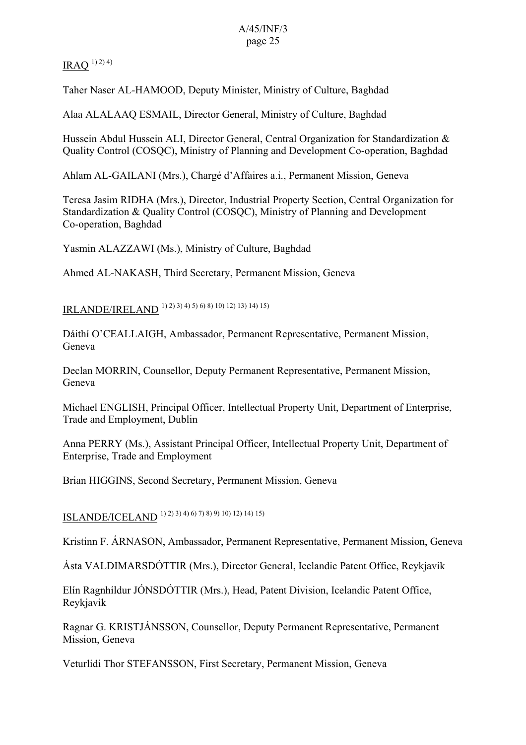IRAQ [1) 2) 4)]

Taher Naser AL-HAMOOD, Deputy Minister, Ministry of Culture, Baghdad

Alaa ALALAAQ ESMAIL, Director General, Ministry of Culture, Baghdad

Hussein Abdul Hussein ALI, Director General, Central Organization for Standardization & Quality Control (COSQC), Ministry of Planning and Development Co-operation, Baghdad

Ahlam AL-GAILANI (Mrs.), Chargé d'Affaires a.i., Permanent Mission, Geneva

Teresa Jasim RIDHA (Mrs.), Director, Industrial Property Section, Central Organization for Standardization & Quality Control (COSQC), Ministry of Planning and Development Co-operation, Baghdad

Yasmin ALAZZAWI (Ms.), Ministry of Culture, Baghdad

Ahmed AL-NAKASH, Third Secretary, Permanent Mission, Geneva

IRLANDE/IRELAND [1) 2) 3) 4) 5) 6) 8) 10) 12) 13) 14) 15)]

Dáithí O'CEALLAIGH, Ambassador, Permanent Representative, Permanent Mission, Geneva

Declan MORRIN, Counsellor, Deputy Permanent Representative, Permanent Mission, Geneva

Michael ENGLISH, Principal Officer, Intellectual Property Unit, Department of Enterprise, Trade and Employment, Dublin

Anna PERRY (Ms.), Assistant Principal Officer, Intellectual Property Unit, Department of Enterprise, Trade and Employment

Brian HIGGINS, Second Secretary, Permanent Mission, Geneva

ISLANDE/ICELAND [1) 2) 3) 4) 6) 7) 8) 9) 10) 12) 14) 15)]

Kristinn F. ÁRNASON, Ambassador, Permanent Representative, Permanent Mission, Geneva

Ásta VALDIMARSDÓTTIR (Mrs.), Director General, Icelandic Patent Office, Reykjavik

Elín Ragnhíldur JÓNSDÓTTIR (Mrs.), Head, Patent Division, Icelandic Patent Office, Reykjavik

Ragnar G. KRISTJÁNSSON, Counsellor, Deputy Permanent Representative, Permanent Mission, Geneva

Veturlidi Thor STEFANSSON, First Secretary, Permanent Mission, Geneva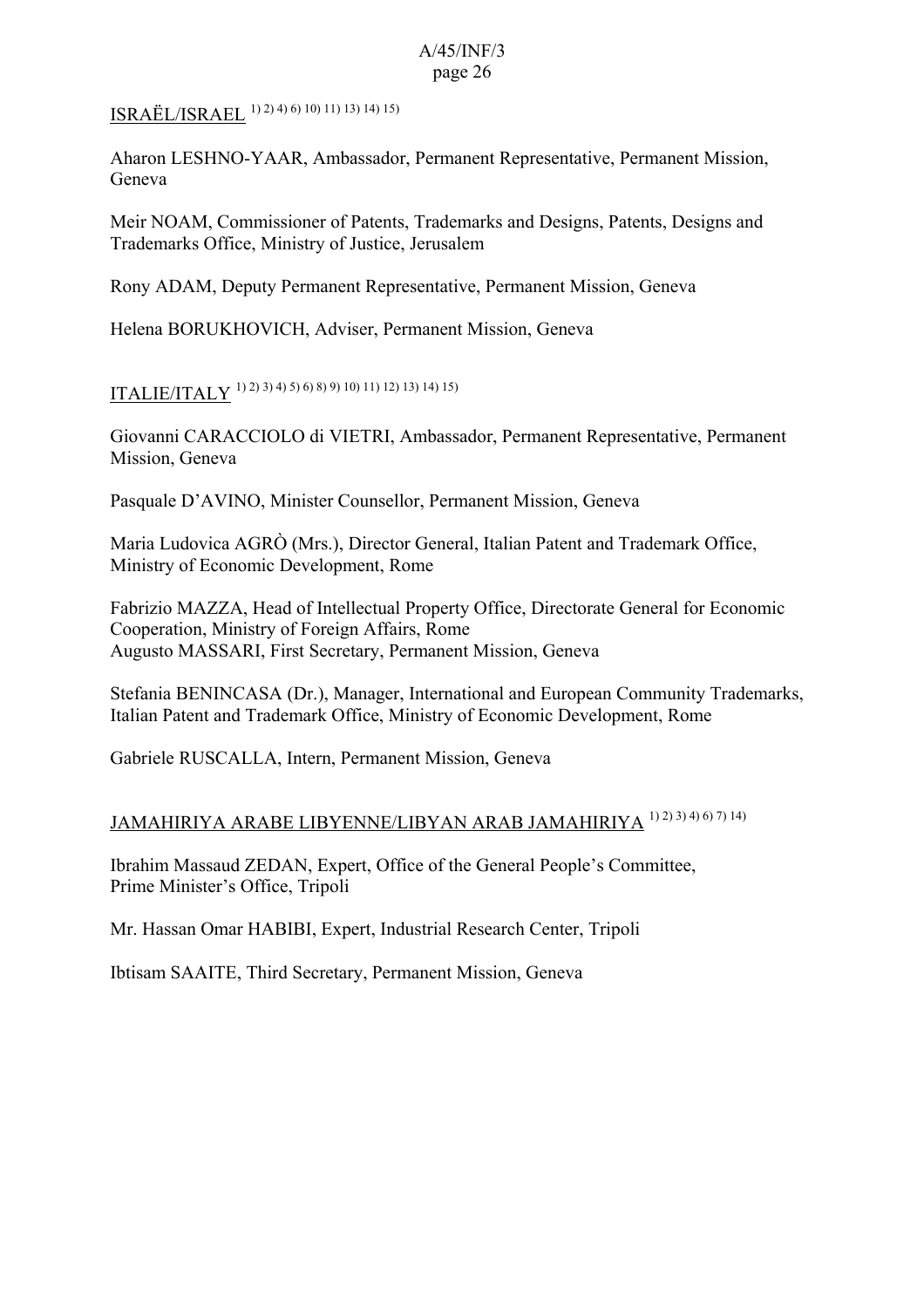ISRAËL/ISRAEL [1) 2) 4) 6) 10) 11) 13) 14) 15)]

Aharon LESHNO-YAAR, Ambassador, Permanent Representative, Permanent Mission, Geneva

Meir NOAM, Commissioner of Patents, Trademarks and Designs, Patents, Designs and Trademarks Office, Ministry of Justice, Jerusalem

Rony ADAM, Deputy Permanent Representative, Permanent Mission, Geneva

Helena BORUKHOVICH, Adviser, Permanent Mission, Geneva

ITALIE/ITALY [1) 2) 3) 4) 5) 6) 8) 9) 10) 11) 12) 13) 14) 15)]

Giovanni CARACCIOLO di VIETRI, Ambassador, Permanent Representative, Permanent Mission, Geneva

Pasquale D'AVINO, Minister Counsellor, Permanent Mission, Geneva

Maria Ludovica AGRÒ (Mrs.), Director General, Italian Patent and Trademark Office, Ministry of Economic Development, Rome

Fabrizio MAZZA, Head of Intellectual Property Office, Directorate General for Economic Cooperation, Ministry of Foreign Affairs, Rome
Augusto MASSARI, First Secretary, Permanent Mission, Geneva

Stefania BENINCASA (Dr.), Manager, International and European Community Trademarks, Italian Patent and Trademark Office, Ministry of Economic Development, Rome

Gabriele RUSCALLA, Intern, Permanent Mission, Geneva

JAMAHIRIYA ARABE LIBYENNE/LIBYAN ARAB JAMAHIRIYA [1) 2) 3) 4) 6) 7) 14)]

Ibrahim Massaud ZEDAN, Expert, Office of the General People's Committee, Prime Minister's Office, Tripoli

Mr. Hassan Omar HABIBI, Expert, Industrial Research Center, Tripoli

Ibtisam SAAITE, Third Secretary, Permanent Mission, Geneva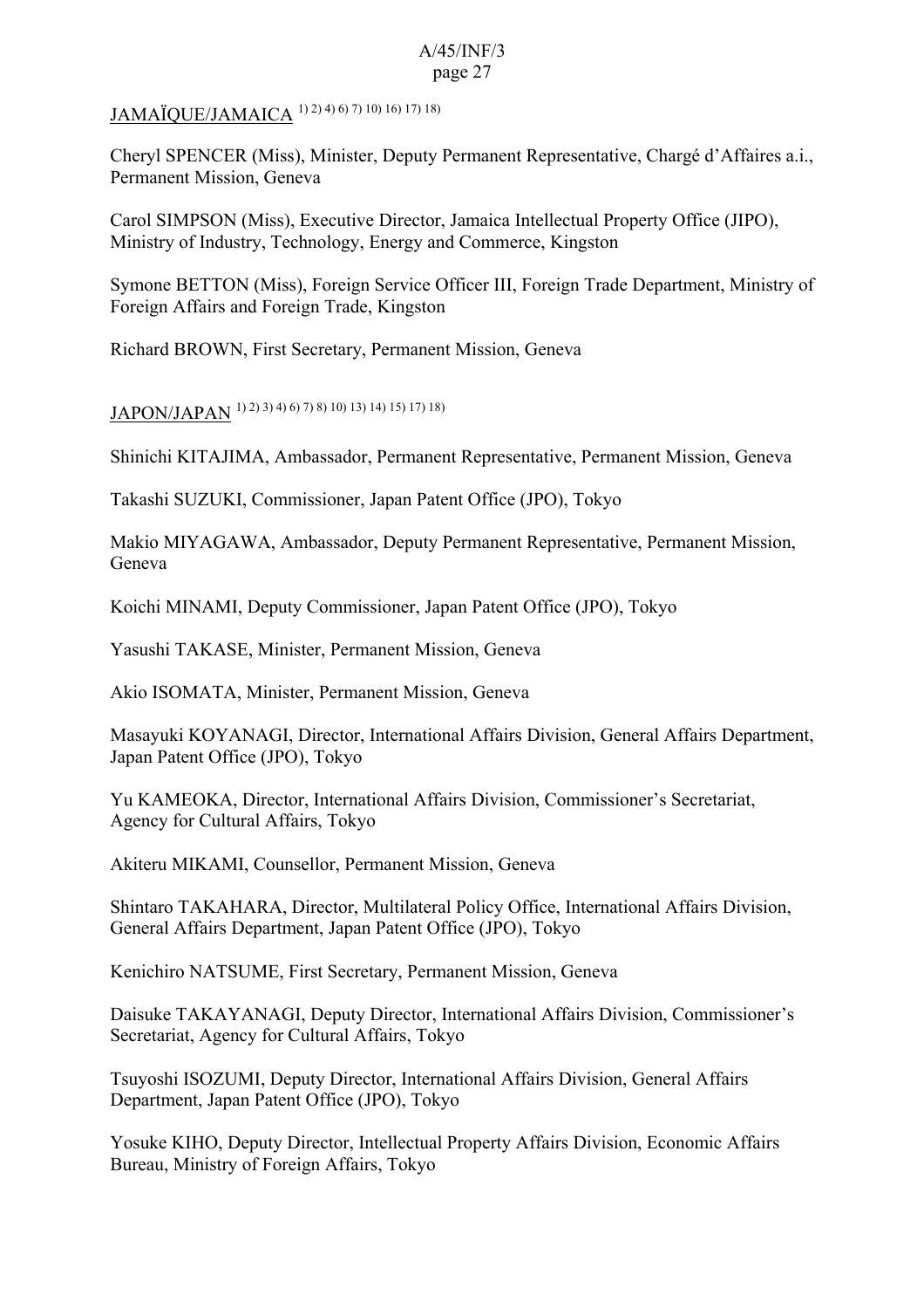JAMAÏQUE/JAMAICA [1) 2) 4) 6) 7) 10) 16) 17) 18)]

Cheryl SPENCER (Miss), Minister, Deputy Permanent Representative, Chargé d'Affaires a.i., Permanent Mission, Geneva

Carol SIMPSON (Miss), Executive Director, Jamaica Intellectual Property Office (JIPO), Ministry of Industry, Technology, Energy and Commerce, Kingston

Symone BETTON (Miss), Foreign Service Officer III, Foreign Trade Department, Ministry of Foreign Affairs and Foreign Trade, Kingston

Richard BROWN, First Secretary, Permanent Mission, Geneva

JAPON/JAPAN [1) 2) 3) 4) 6) 7) 8) 10) 13) 14) 15) 17) 18)]

Shinichi KITAJIMA, Ambassador, Permanent Representative, Permanent Mission, Geneva

Takashi SUZUKI, Commissioner, Japan Patent Office (JPO), Tokyo

Makio MIYAGAWA, Ambassador, Deputy Permanent Representative, Permanent Mission, Geneva

Koichi MINAMI, Deputy Commissioner, Japan Patent Office (JPO), Tokyo

Yasushi TAKASE, Minister, Permanent Mission, Geneva

Akio ISOMATA, Minister, Permanent Mission, Geneva

Masayuki KOYANAGI, Director, International Affairs Division, General Affairs Department, Japan Patent Office (JPO), Tokyo

Yu KAMEOKA, Director, International Affairs Division, Commissioner's Secretariat, Agency for Cultural Affairs, Tokyo

Akiteru MIKAMI, Counsellor, Permanent Mission, Geneva

Shintaro TAKAHARA, Director, Multilateral Policy Office, International Affairs Division, General Affairs Department, Japan Patent Office (JPO), Tokyo

Kenichiro NATSUME, First Secretary, Permanent Mission, Geneva

Daisuke TAKAYANAGI, Deputy Director, International Affairs Division, Commissioner's Secretariat, Agency for Cultural Affairs, Tokyo

Tsuyoshi ISOZUMI, Deputy Director, International Affairs Division, General Affairs Department, Japan Patent Office (JPO), Tokyo

Yosuke KIHO, Deputy Director, Intellectual Property Affairs Division, Economic Affairs Bureau, Ministry of Foreign Affairs, Tokyo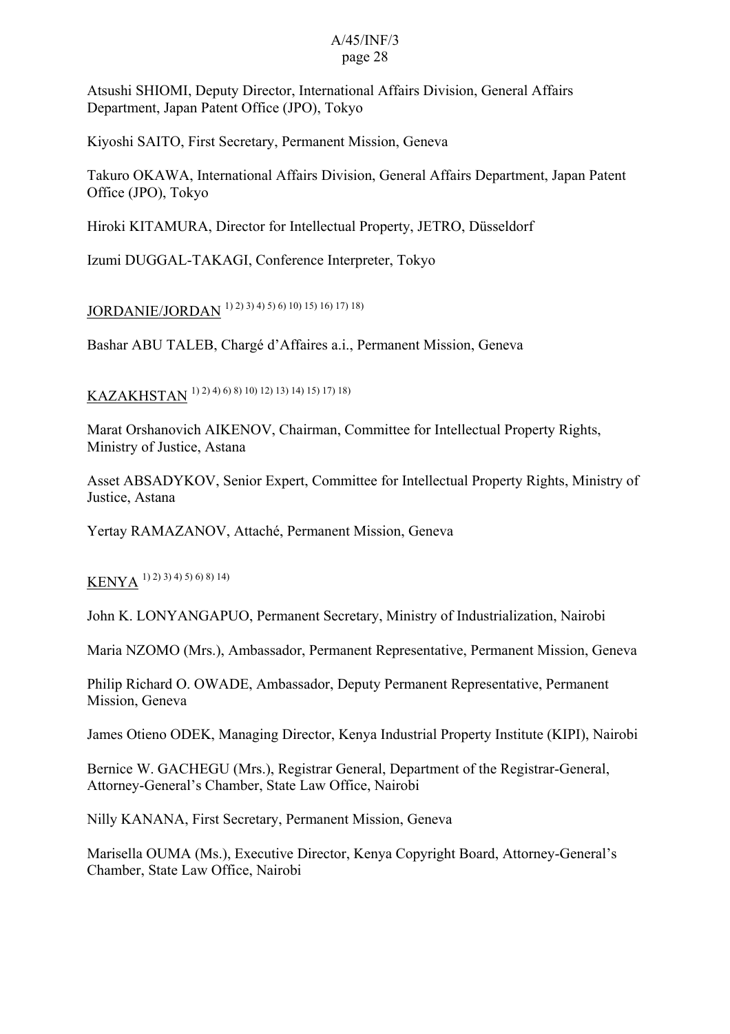Atsushi SHIOMI, Deputy Director, International Affairs Division, General Affairs Department, Japan Patent Office (JPO), Tokyo

Kiyoshi SAITO, First Secretary, Permanent Mission, Geneva

Takuro OKAWA, International Affairs Division, General Affairs Department, Japan Patent Office (JPO), Tokyo

Hiroki KITAMURA, Director for Intellectual Property, JETRO, Düsseldorf

Izumi DUGGAL-TAKAGI, Conference Interpreter, Tokyo

<u>JORDANIE/JORDAN</u> 1) 2) 3) 4) 5) 6) 10) 15) 16) 17) 18)

Bashar ABU TALEB, Chargé d'Affaires a.i., Permanent Mission, Geneva

<u>KAZAKHSTAN</u> 1) 2) 4) 6) 8) 10) 12) 13) 14) 15) 17) 18)

Marat Orshanovich AIKENOV, Chairman, Committee for Intellectual Property Rights, Ministry of Justice, Astana

Asset ABSADYKOV, Senior Expert, Committee for Intellectual Property Rights, Ministry of Justice, Astana

Yertay RAMAZANOV, Attaché, Permanent Mission, Geneva

<u>KENYA</u> 1) 2) 3) 4) 5) 6) 8) 14)

John K. LONYANGAPUO, Permanent Secretary, Ministry of Industrialization, Nairobi

Maria NZOMO (Mrs.), Ambassador, Permanent Representative, Permanent Mission, Geneva

Philip Richard O. OWADE, Ambassador, Deputy Permanent Representative, Permanent Mission, Geneva

James Otieno ODEK, Managing Director, Kenya Industrial Property Institute (KIPI), Nairobi

Bernice W. GACHEGU (Mrs.), Registrar General, Department of the Registrar-General, Attorney-General's Chamber, State Law Office, Nairobi

Nilly KANANA, First Secretary, Permanent Mission, Geneva

Marisella OUMA (Ms.), Executive Director, Kenya Copyright Board, Attorney-General's Chamber, State Law Office, Nairobi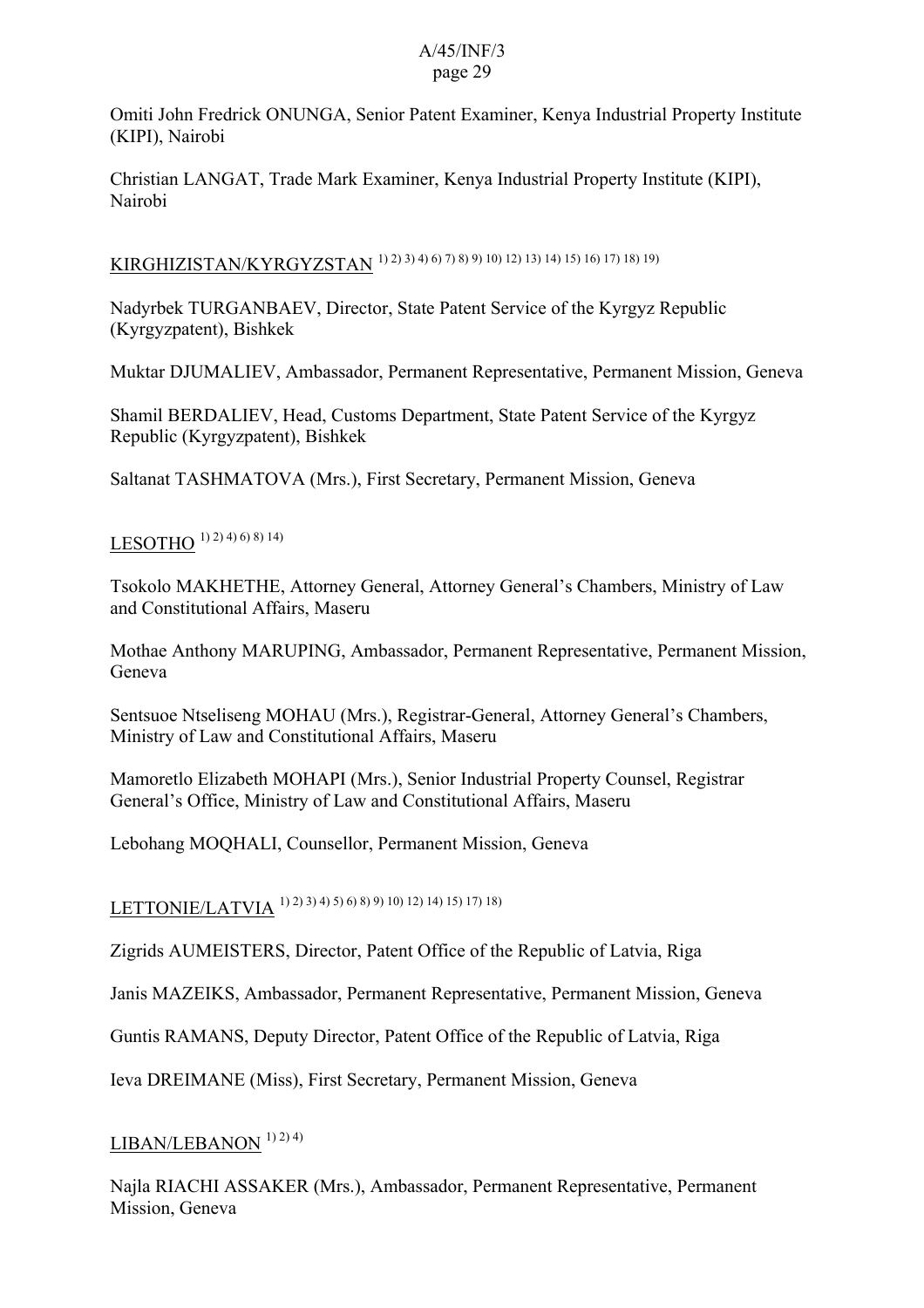Omiti John Fredrick ONUNGA, Senior Patent Examiner, Kenya Industrial Property Institute (KIPI), Nairobi

Christian LANGAT, Trade Mark Examiner, Kenya Industrial Property Institute (KIPI), Nairobi

KIRGHIZISTAN/KYRGYZSTAN [1) 2) 3) 4) 6) 7) 8) 9) 10) 12) 13) 14) 15) 16) 17) 18) 19)]

Nadyrbek TURGANBAEV, Director, State Patent Service of the Kyrgyz Republic (Kyrgyzpatent), Bishkek

Muktar DJUMALIEV, Ambassador, Permanent Representative, Permanent Mission, Geneva

Shamil BERDALIEV, Head, Customs Department, State Patent Service of the Kyrgyz Republic (Kyrgyzpatent), Bishkek

Saltanat TASHMATOVA (Mrs.), First Secretary, Permanent Mission, Geneva

LESOTHO [1) 2) 4) 6) 8) 14)]

Tsokolo MAKHETHE, Attorney General, Attorney General's Chambers, Ministry of Law and Constitutional Affairs, Maseru

Mothae Anthony MARUPING, Ambassador, Permanent Representative, Permanent Mission, Geneva

Sentsuoe Ntseliseng MOHAU (Mrs.), Registrar-General, Attorney General's Chambers, Ministry of Law and Constitutional Affairs, Maseru

Mamoretlo Elizabeth MOHAPI (Mrs.), Senior Industrial Property Counsel, Registrar General's Office, Ministry of Law and Constitutional Affairs, Maseru

Lebohang MOQHALI, Counsellor, Permanent Mission, Geneva

LETTONIE/LATVIA [1) 2) 3) 4) 5) 6) 8) 9) 10) 12) 14) 15) 17) 18)]

Zigrids AUMEISTERS, Director, Patent Office of the Republic of Latvia, Riga

Janis MAZEIKS, Ambassador, Permanent Representative, Permanent Mission, Geneva

Guntis RAMANS, Deputy Director, Patent Office of the Republic of Latvia, Riga

Ieva DREIMANE (Miss), First Secretary, Permanent Mission, Geneva

LIBAN/LEBANON [1) 2) 4)]

Najla RIACHI ASSAKER (Mrs.), Ambassador, Permanent Representative, Permanent Mission, Geneva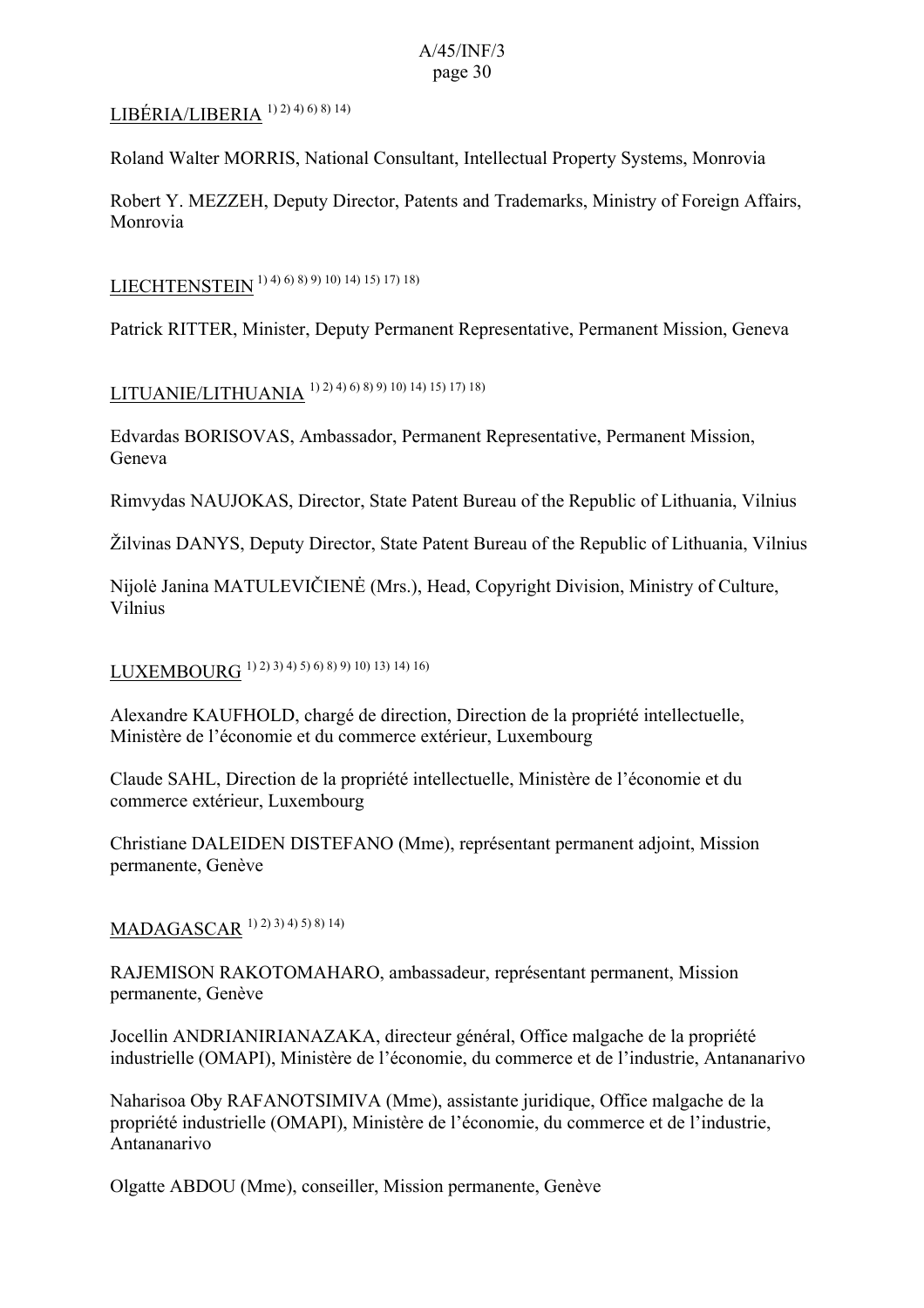LIBÉRIA/LIBERIA [1) 2) 4) 6) 8) 14)]

Roland Walter MORRIS, National Consultant, Intellectual Property Systems, Monrovia

Robert Y. MEZZEH, Deputy Director, Patents and Trademarks, Ministry of Foreign Affairs, Monrovia

LIECHTENSTEIN [1) 4) 6) 8) 9) 10) 14) 15) 17) 18)]

Patrick RITTER, Minister, Deputy Permanent Representative, Permanent Mission, Geneva

LITUANIE/LITHUANIA [1) 2) 4) 6) 8) 9) 10) 14) 15) 17) 18)]

Edvardas BORISOVAS, Ambassador, Permanent Representative, Permanent Mission, Geneva

Rimvydas NAUJOKAS, Director, State Patent Bureau of the Republic of Lithuania, Vilnius

Žilvinas DANYS, Deputy Director, State Patent Bureau of the Republic of Lithuania, Vilnius

Nijolė Janina MATULEVIČIENĖ (Mrs.), Head, Copyright Division, Ministry of Culture, Vilnius

LUXEMBOURG [1) 2) 3) 4) 5) 6) 8) 9) 10) 13) 14) 16)]

Alexandre KAUFHOLD, chargé de direction, Direction de la propriété intellectuelle, Ministère de l'économie et du commerce extérieur, Luxembourg

Claude SAHL, Direction de la propriété intellectuelle, Ministère de l'économie et du commerce extérieur, Luxembourg

Christiane DALEIDEN DISTEFANO (Mme), représentant permanent adjoint, Mission permanente, Genève

MADAGASCAR [1) 2) 3) 4) 5) 8) 14)]

RAJEMISON RAKOTOMAHARO, ambassadeur, représentant permanent, Mission permanente, Genève

Jocellin ANDRIANIRIANAZAKA, directeur général, Office malgache de la propriété industrielle (OMAPI), Ministère de l'économie, du commerce et de l'industrie, Antananarivo

Naharisoa Oby RAFANOTSIMIVA (Mme), assistante juridique, Office malgache de la propriété industrielle (OMAPI), Ministère de l'économie, du commerce et de l'industrie, Antananarivo

Olgatte ABDOU (Mme), conseiller, Mission permanente, Genève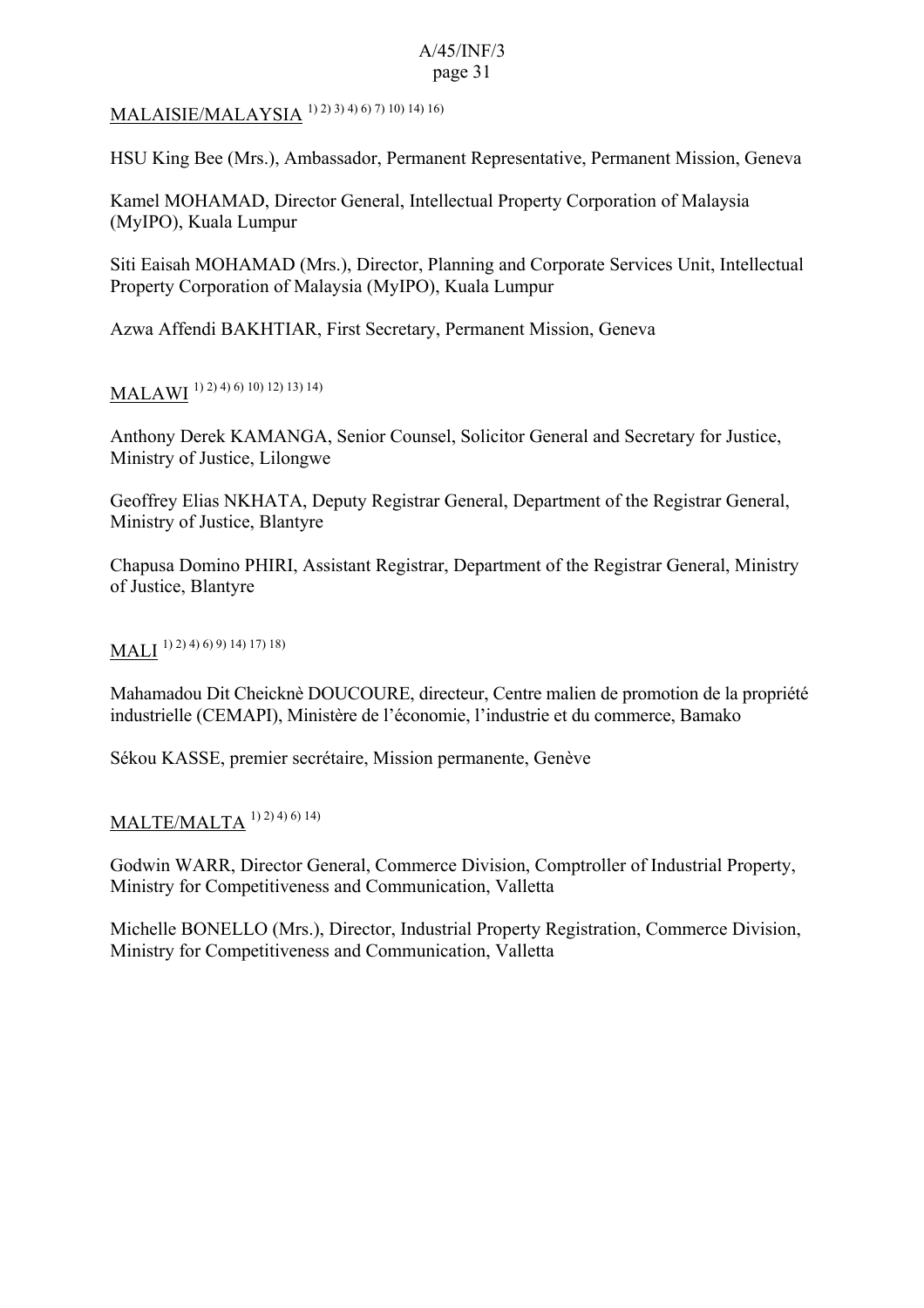MALAISIE/MALAYSIA [1) 2) 3) 4) 6) 7) 10) 14) 16)]

HSU King Bee (Mrs.), Ambassador, Permanent Representative, Permanent Mission, Geneva

Kamel MOHAMAD, Director General, Intellectual Property Corporation of Malaysia (MyIPO), Kuala Lumpur

Siti Eaisah MOHAMAD (Mrs.), Director, Planning and Corporate Services Unit, Intellectual Property Corporation of Malaysia (MyIPO), Kuala Lumpur

Azwa Affendi BAKHTIAR, First Secretary, Permanent Mission, Geneva

MALAWI [1) 2) 4) 6) 10) 12) 13) 14)]

Anthony Derek KAMANGA, Senior Counsel, Solicitor General and Secretary for Justice, Ministry of Justice, Lilongwe

Geoffrey Elias NKHATA, Deputy Registrar General, Department of the Registrar General, Ministry of Justice, Blantyre

Chapusa Domino PHIRI, Assistant Registrar, Department of the Registrar General, Ministry of Justice, Blantyre

MALI [1) 2) 4) 6) 9) 14) 17) 18)]

Mahamadou Dit Cheicknè DOUCOURE, directeur, Centre malien de promotion de la propriété industrielle (CEMAPI), Ministère de l'économie, l'industrie et du commerce, Bamako

Sékou KASSE, premier secrétaire, Mission permanente, Genève

MALTE/MALTA [1) 2) 4) 6) 14)]

Godwin WARR, Director General, Commerce Division, Comptroller of Industrial Property, Ministry for Competitiveness and Communication, Valletta

Michelle BONELLO (Mrs.), Director, Industrial Property Registration, Commerce Division, Ministry for Competitiveness and Communication, Valletta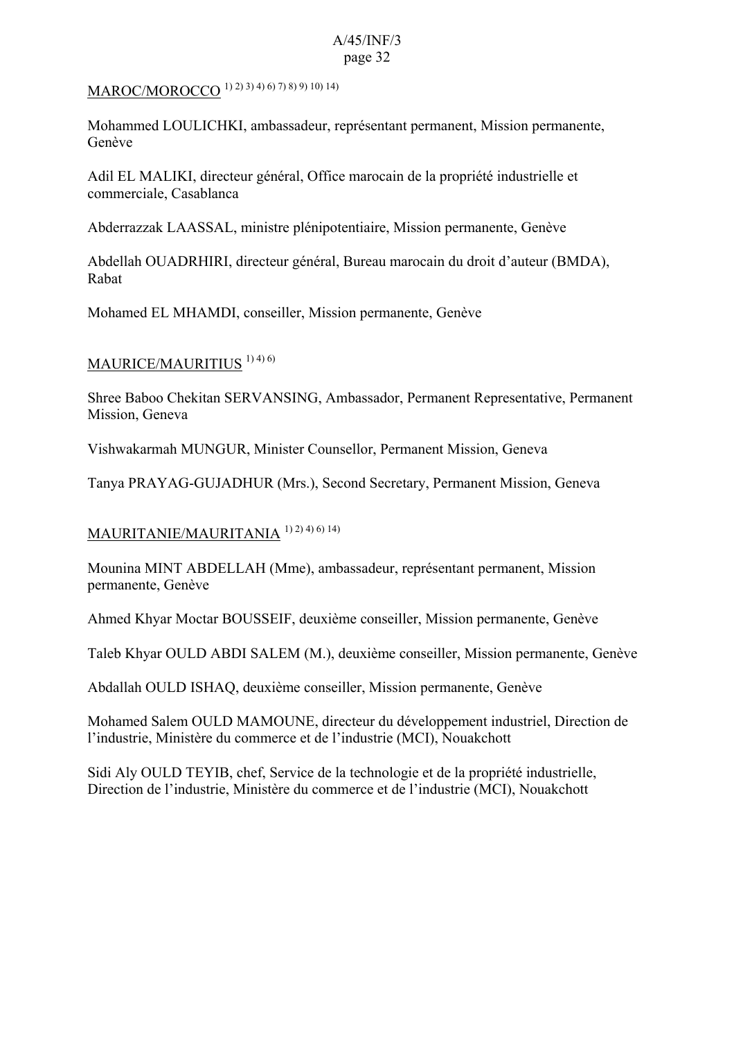<u>MAROC/MOROCCO</u> [1) 2) 3) 4) 6) 7) 8) 9) 10) 14)]

Mohammed LOULICHKI, ambassadeur, représentant permanent, Mission permanente, Genève

Adil EL MALIKI, directeur général, Office marocain de la propriété industrielle et commerciale, Casablanca

Abderrazzak LAASSAL, ministre plénipotentiaire, Mission permanente, Genève

Abdellah OUADRHIRI, directeur général, Bureau marocain du droit d'auteur (BMDA), Rabat

Mohamed EL MHAMDI, conseiller, Mission permanente, Genève

<u>MAURICE/MAURITIUS</u> [1) 4) 6)]

Shree Baboo Chekitan SERVANSING, Ambassador, Permanent Representative, Permanent Mission, Geneva

Vishwakarmah MUNGUR, Minister Counsellor, Permanent Mission, Geneva

Tanya PRAYAG-GUJADHUR (Mrs.), Second Secretary, Permanent Mission, Geneva

<u>MAURITANIE/MAURITANIA</u> [1) 2) 4) 6) 14)]

Mounina MINT ABDELLAH (Mme), ambassadeur, représentant permanent, Mission permanente, Genève

Ahmed Khyar Moctar BOUSSEIF, deuxième conseiller, Mission permanente, Genève

Taleb Khyar OULD ABDI SALEM (M.), deuxième conseiller, Mission permanente, Genève

Abdallah OULD ISHAQ, deuxième conseiller, Mission permanente, Genève

Mohamed Salem OULD MAMOUNE, directeur du développement industriel, Direction de l'industrie, Ministère du commerce et de l'industrie (MCI), Nouakchott

Sidi Aly OULD TEYIB, chef, Service de la technologie et de la propriété industrielle, Direction de l'industrie, Ministère du commerce et de l'industrie (MCI), Nouakchott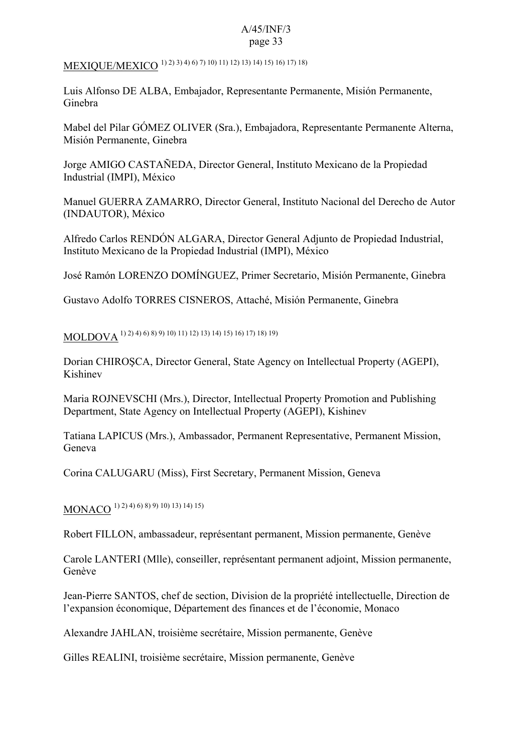<u>MEXIQUE/MEXICO</u> 1) 2) 3) 4) 6) 7) 10) 11) 12) 13) 14) 15) 16) 17) 18)

Luis Alfonso DE ALBA, Embajador, Representante Permanente, Misión Permanente, Ginebra

Mabel del Pilar GÓMEZ OLIVER (Sra.), Embajadora, Representante Permanente Alterna, Misión Permanente, Ginebra

Jorge AMIGO CASTAÑEDA, Director General, Instituto Mexicano de la Propiedad Industrial (IMPI), México

Manuel GUERRA ZAMARRO, Director General, Instituto Nacional del Derecho de Autor (INDAUTOR), México

Alfredo Carlos RENDÓN ALGARA, Director General Adjunto de Propiedad Industrial, Instituto Mexicano de la Propiedad Industrial (IMPI), México

José Ramón LORENZO DOMÍNGUEZ, Primer Secretario, Misión Permanente, Ginebra

Gustavo Adolfo TORRES CISNEROS, Attaché, Misión Permanente, Ginebra

<u>MOLDOVA</u> 1) 2) 4) 6) 8) 9) 10) 11) 12) 13) 14) 15) 16) 17) 18) 19)

Dorian CHIROŞCA, Director General, State Agency on Intellectual Property (AGEPI), Kishinev

Maria ROJNEVSCHI (Mrs.), Director, Intellectual Property Promotion and Publishing Department, State Agency on Intellectual Property (AGEPI), Kishinev

Tatiana LAPICUS (Mrs.), Ambassador, Permanent Representative, Permanent Mission, Geneva

Corina CALUGARU (Miss), First Secretary, Permanent Mission, Geneva

<u>MONACO</u> 1) 2) 4) 6) 8) 9) 10) 13) 14) 15)

Robert FILLON, ambassadeur, représentant permanent, Mission permanente, Genève

Carole LANTERI (Mlle), conseiller, représentant permanent adjoint, Mission permanente, Genève

Jean-Pierre SANTOS, chef de section, Division de la propriété intellectuelle, Direction de l'expansion économique, Département des finances et de l'économie, Monaco

Alexandre JAHLAN, troisième secrétaire, Mission permanente, Genève

Gilles REALINI, troisième secrétaire, Mission permanente, Genève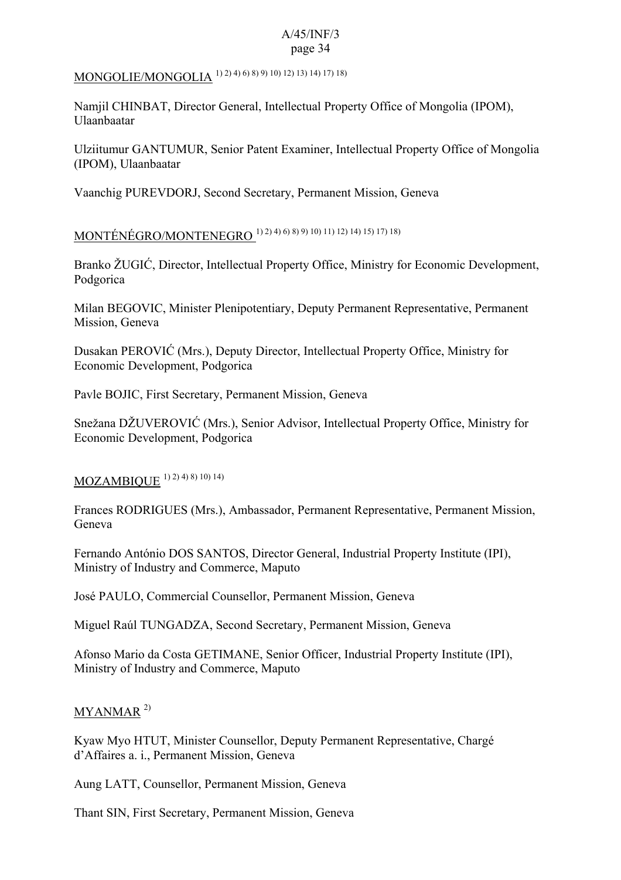MONGOLIE/MONGOLIA [1) 2) 4) 6) 8) 9) 10) 12) 13) 14) 17) 18)]

Namjil CHINBAT, Director General, Intellectual Property Office of Mongolia (IPOM), Ulaanbaatar

Ulziitumur GANTUMUR, Senior Patent Examiner, Intellectual Property Office of Mongolia (IPOM), Ulaanbaatar

Vaanchig PUREVDORJ, Second Secretary, Permanent Mission, Geneva

MONTÉNÉGRO/MONTENEGRO [1) 2) 4) 6) 8) 9) 10) 11) 12) 14) 15) 17) 18)]

Branko ŽUGIĆ, Director, Intellectual Property Office, Ministry for Economic Development, Podgorica

Milan BEGOVIC, Minister Plenipotentiary, Deputy Permanent Representative, Permanent Mission, Geneva

Dusakan PEROVIĆ (Mrs.), Deputy Director, Intellectual Property Office, Ministry for Economic Development, Podgorica

Pavle BOJIC, First Secretary, Permanent Mission, Geneva

Snežana DŽUVEROVIĆ (Mrs.), Senior Advisor, Intellectual Property Office, Ministry for Economic Development, Podgorica

MOZAMBIQUE [1) 2) 4) 8) 10) 14)]

Frances RODRIGUES (Mrs.), Ambassador, Permanent Representative, Permanent Mission, Geneva

Fernando António DOS SANTOS, Director General, Industrial Property Institute (IPI), Ministry of Industry and Commerce, Maputo

José PAULO, Commercial Counsellor, Permanent Mission, Geneva

Miguel Raúl TUNGADZA, Second Secretary, Permanent Mission, Geneva

Afonso Mario da Costa GETIMANE, Senior Officer, Industrial Property Institute (IPI), Ministry of Industry and Commerce, Maputo

MYANMAR [2)]

Kyaw Myo HTUT, Minister Counsellor, Deputy Permanent Representative, Chargé d'Affaires a. i., Permanent Mission, Geneva

Aung LATT, Counsellor, Permanent Mission, Geneva

Thant SIN, First Secretary, Permanent Mission, Geneva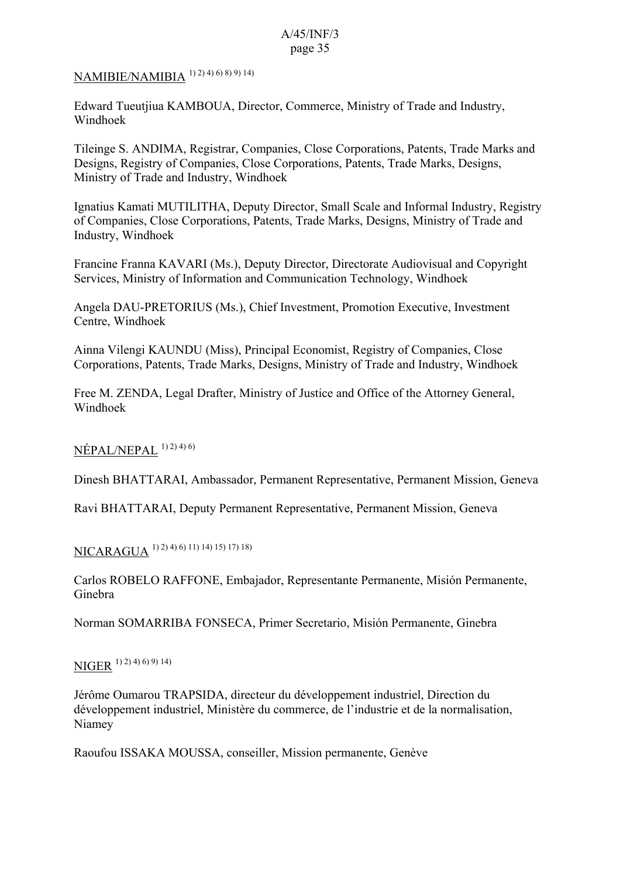NAMIBIE/NAMIBIA [1) 2) 4) 6) 8) 9) 14)]

Edward Tueutjiua KAMBOUA, Director, Commerce, Ministry of Trade and Industry, Windhoek

Tileinge S. ANDIMA, Registrar, Companies, Close Corporations, Patents, Trade Marks and Designs, Registry of Companies, Close Corporations, Patents, Trade Marks, Designs, Ministry of Trade and Industry, Windhoek

Ignatius Kamati MUTILITHA, Deputy Director, Small Scale and Informal Industry, Registry of Companies, Close Corporations, Patents, Trade Marks, Designs, Ministry of Trade and Industry, Windhoek

Francine Franna KAVARI (Ms.), Deputy Director, Directorate Audiovisual and Copyright Services, Ministry of Information and Communication Technology, Windhoek

Angela DAU-PRETORIUS (Ms.), Chief Investment, Promotion Executive, Investment Centre, Windhoek

Ainna Vilengi KAUNDU (Miss), Principal Economist, Registry of Companies, Close Corporations, Patents, Trade Marks, Designs, Ministry of Trade and Industry, Windhoek

Free M. ZENDA, Legal Drafter, Ministry of Justice and Office of the Attorney General, Windhoek

NÉPAL/NEPAL [1) 2) 4) 6)]

Dinesh BHATTARAI, Ambassador, Permanent Representative, Permanent Mission, Geneva

Ravi BHATTARAI, Deputy Permanent Representative, Permanent Mission, Geneva

NICARAGUA [1) 2) 4) 6) 11) 14) 15) 17) 18)]

Carlos ROBELO RAFFONE, Embajador, Representante Permanente, Misión Permanente, Ginebra

Norman SOMARRIBA FONSECA, Primer Secretario, Misión Permanente, Ginebra

NIGER [1) 2) 4) 6) 9) 14)]

Jérôme Oumarou TRAPSIDA, directeur du développement industriel, Direction du développement industriel, Ministère du commerce, de l'industrie et de la normalisation, Niamey

Raoufou ISSAKA MOUSSA, conseiller, Mission permanente, Genève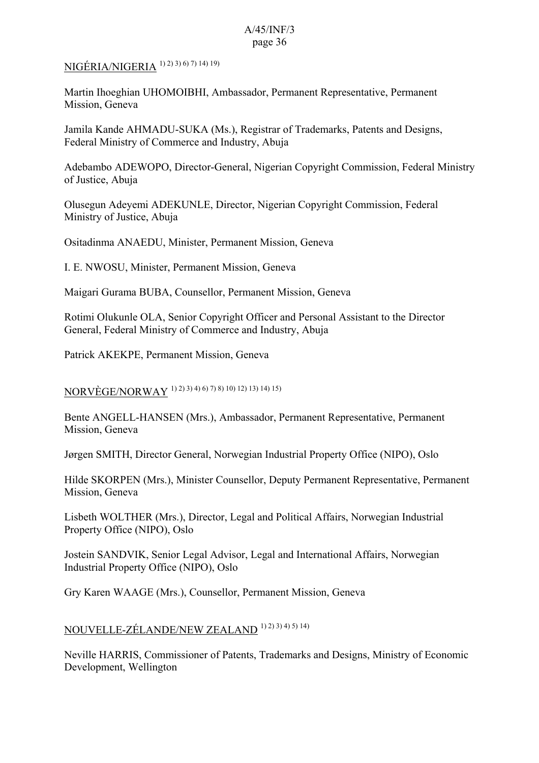NIGÉRIA/NIGERIA [1) 2) 3) 6) 7) 14) 19)]

Martin Ihoeghian UHOMOIBHI, Ambassador, Permanent Representative, Permanent Mission, Geneva

Jamila Kande AHMADU-SUKA (Ms.), Registrar of Trademarks, Patents and Designs, Federal Ministry of Commerce and Industry, Abuja

Adebambo ADEWOPO, Director-General, Nigerian Copyright Commission, Federal Ministry of Justice, Abuja

Olusegun Adeyemi ADEKUNLE, Director, Nigerian Copyright Commission, Federal Ministry of Justice, Abuja

Ositadinma ANAEDU, Minister, Permanent Mission, Geneva

I. E. NWOSU, Minister, Permanent Mission, Geneva

Maigari Gurama BUBA, Counsellor, Permanent Mission, Geneva

Rotimi Olukunle OLA, Senior Copyright Officer and Personal Assistant to the Director General, Federal Ministry of Commerce and Industry, Abuja

Patrick AKEKPE, Permanent Mission, Geneva

NORVÈGE/NORWAY [1) 2) 3) 4) 6) 7) 8) 10) 12) 13) 14) 15)]

Bente ANGELL-HANSEN (Mrs.), Ambassador, Permanent Representative, Permanent Mission, Geneva

Jørgen SMITH, Director General, Norwegian Industrial Property Office (NIPO), Oslo

Hilde SKORPEN (Mrs.), Minister Counsellor, Deputy Permanent Representative, Permanent Mission, Geneva

Lisbeth WOLTHER (Mrs.), Director, Legal and Political Affairs, Norwegian Industrial Property Office (NIPO), Oslo

Jostein SANDVIK, Senior Legal Advisor, Legal and International Affairs, Norwegian Industrial Property Office (NIPO), Oslo

Gry Karen WAAGE (Mrs.), Counsellor, Permanent Mission, Geneva

NOUVELLE-ZÉLANDE/NEW ZEALAND [1) 2) 3) 4) 5) 14)]

Neville HARRIS, Commissioner of Patents, Trademarks and Designs, Ministry of Economic Development, Wellington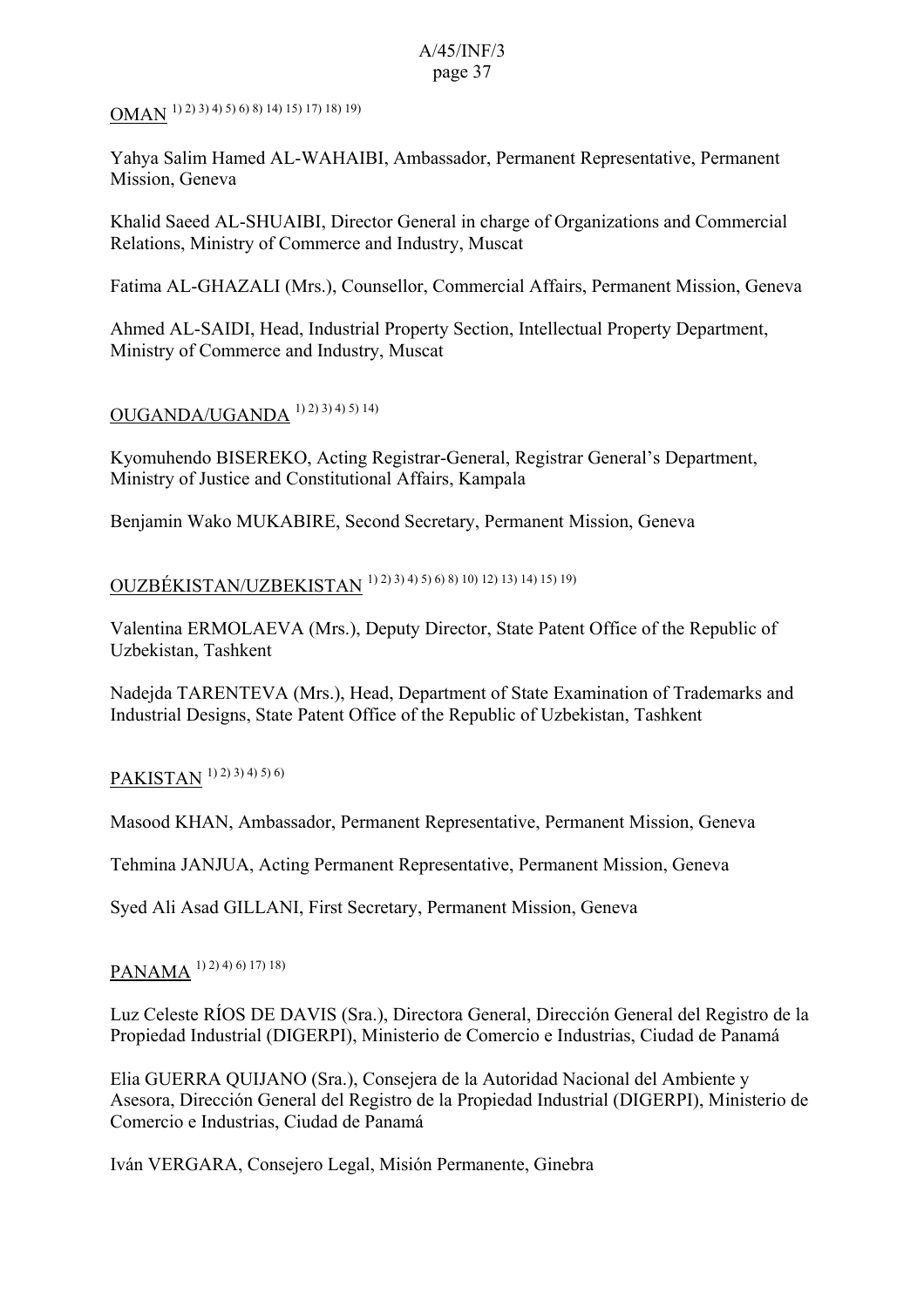OMAN 1) 2) 3) 4) 5) 6) 8) 14) 15) 17) 18) 19)

Yahya Salim Hamed AL-WAHAIBI, Ambassador, Permanent Representative, Permanent Mission, Geneva

Khalid Saeed AL-SHUAIBI, Director General in charge of Organizations and Commercial Relations, Ministry of Commerce and Industry, Muscat

Fatima AL-GHAZALI (Mrs.), Counsellor, Commercial Affairs, Permanent Mission, Geneva

Ahmed AL-SAIDI, Head, Industrial Property Section, Intellectual Property Department, Ministry of Commerce and Industry, Muscat

OUGANDA/UGANDA 1) 2) 3) 4) 5) 14)

Kyomuhendo BISEREKO, Acting Registrar-General, Registrar General's Department, Ministry of Justice and Constitutional Affairs, Kampala

Benjamin Wako MUKABIRE, Second Secretary, Permanent Mission, Geneva

OUZBÉKISTAN/UZBEKISTAN 1) 2) 3) 4) 5) 6) 8) 10) 12) 13) 14) 15) 19)

Valentina ERMOLAEVA (Mrs.), Deputy Director, State Patent Office of the Republic of Uzbekistan, Tashkent

Nadejda TARENTEVA (Mrs.), Head, Department of State Examination of Trademarks and Industrial Designs, State Patent Office of the Republic of Uzbekistan, Tashkent

PAKISTAN 1) 2) 3) 4) 5) 6)

Masood KHAN, Ambassador, Permanent Representative, Permanent Mission, Geneva

Tehmina JANJUA, Acting Permanent Representative, Permanent Mission, Geneva

Syed Ali Asad GILLANI, First Secretary, Permanent Mission, Geneva

PANAMA 1) 2) 4) 6) 17) 18)

Luz Celeste RÍOS DE DAVIS (Sra.), Directora General, Dirección General del Registro de la Propiedad Industrial (DIGERPI), Ministerio de Comercio e Industrias, Ciudad de Panamá

Elia GUERRA QUIJANO (Sra.), Consejera de la Autoridad Nacional del Ambiente y Asesora, Dirección General del Registro de la Propiedad Industrial (DIGERPI), Ministerio de Comercio e Industrias, Ciudad de Panamá

Iván VERGARA, Consejero Legal, Misión Permanente, Ginebra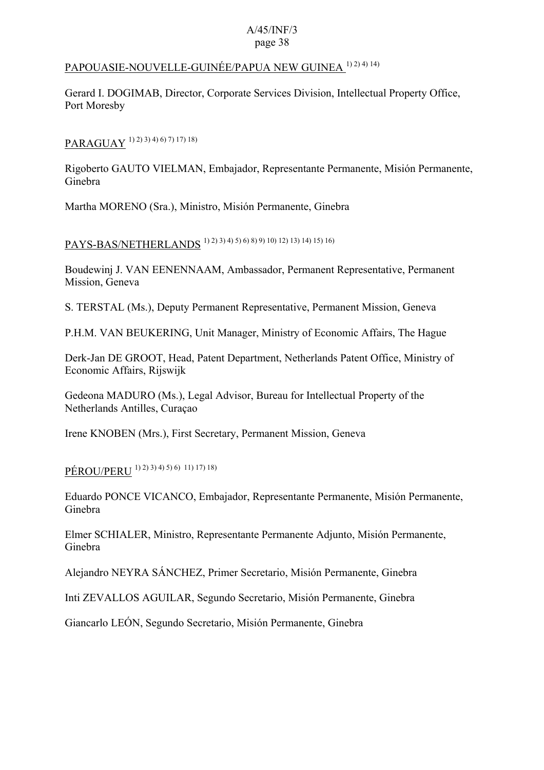PAPOUASIE-NOUVELLE-GUINÉE/PAPUA NEW GUINEA [1) 2) 4) 14)]

Gerard I. DOGIMAB, Director, Corporate Services Division, Intellectual Property Office, Port Moresby

PARAGUAY [1) 2) 3) 4) 6) 7) 17) 18)]

Rigoberto GAUTO VIELMAN, Embajador, Representante Permanente, Misión Permanente, Ginebra

Martha MORENO (Sra.), Ministro, Misión Permanente, Ginebra

PAYS-BAS/NETHERLANDS [1) 2) 3) 4) 5) 6) 8) 9) 10) 12) 13) 14) 15) 16)]

Boudewinj J. VAN EENENNAAM, Ambassador, Permanent Representative, Permanent Mission, Geneva

S. TERSTAL (Ms.), Deputy Permanent Representative, Permanent Mission, Geneva

P.H.M. VAN BEUKERING, Unit Manager, Ministry of Economic Affairs, The Hague

Derk-Jan DE GROOT, Head, Patent Department, Netherlands Patent Office, Ministry of Economic Affairs, Rijswijk

Gedeona MADURO (Ms.), Legal Advisor, Bureau for Intellectual Property of the Netherlands Antilles, Curaçao

Irene KNOBEN (Mrs.), First Secretary, Permanent Mission, Geneva

PÉROU/PERU [1) 2) 3) 4) 5) 6) 11) 17) 18)]

Eduardo PONCE VICANCO, Embajador, Representante Permanente, Misión Permanente, Ginebra

Elmer SCHIALER, Ministro, Representante Permanente Adjunto, Misión Permanente, Ginebra

Alejandro NEYRA SÁNCHEZ, Primer Secretario, Misión Permanente, Ginebra

Inti ZEVALLOS AGUILAR, Segundo Secretario, Misión Permanente, Ginebra

Giancarlo LEÓN, Segundo Secretario, Misión Permanente, Ginebra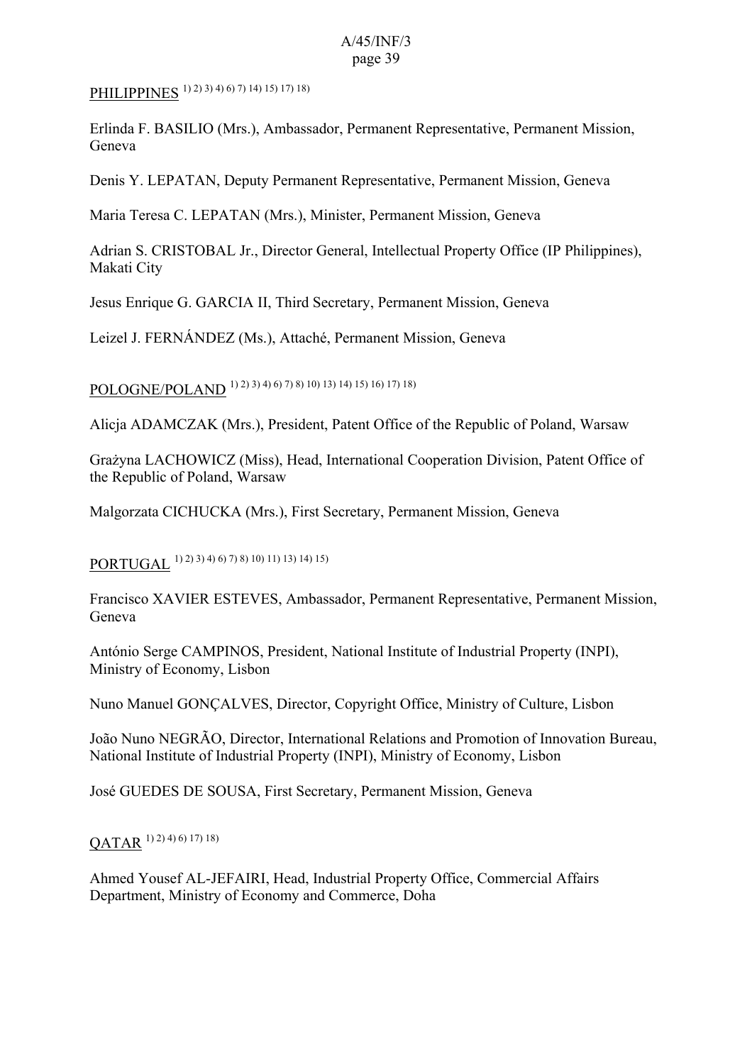PHILIPPINES [1) 2) 3) 4) 6) 7) 14) 15) 17) 18)]

Erlinda F. BASILIO (Mrs.), Ambassador, Permanent Representative, Permanent Mission, Geneva

Denis Y. LEPATAN, Deputy Permanent Representative, Permanent Mission, Geneva

Maria Teresa C. LEPATAN (Mrs.), Minister, Permanent Mission, Geneva

Adrian S. CRISTOBAL Jr., Director General, Intellectual Property Office (IP Philippines), Makati City

Jesus Enrique G. GARCIA II, Third Secretary, Permanent Mission, Geneva

Leizel J. FERNÁNDEZ (Ms.), Attaché, Permanent Mission, Geneva

POLOGNE/POLAND [1) 2) 3) 4) 6) 7) 8) 10) 13) 14) 15) 16) 17) 18)]

Alicja ADAMCZAK (Mrs.), President, Patent Office of the Republic of Poland, Warsaw

Grażyna LACHOWICZ (Miss), Head, International Cooperation Division, Patent Office of the Republic of Poland, Warsaw

Malgorzata CICHUCKA (Mrs.), First Secretary, Permanent Mission, Geneva

PORTUGAL [1) 2) 3) 4) 6) 7) 8) 10) 11) 13) 14) 15)]

Francisco XAVIER ESTEVES, Ambassador, Permanent Representative, Permanent Mission, Geneva

António Serge CAMPINOS, President, National Institute of Industrial Property (INPI), Ministry of Economy, Lisbon

Nuno Manuel GONÇALVES, Director, Copyright Office, Ministry of Culture, Lisbon

João Nuno NEGRÃO, Director, International Relations and Promotion of Innovation Bureau, National Institute of Industrial Property (INPI), Ministry of Economy, Lisbon

José GUEDES DE SOUSA, First Secretary, Permanent Mission, Geneva

QATAR [1) 2) 4) 6) 17) 18)]

Ahmed Yousef AL-JEFAIRI, Head, Industrial Property Office, Commercial Affairs Department, Ministry of Economy and Commerce, Doha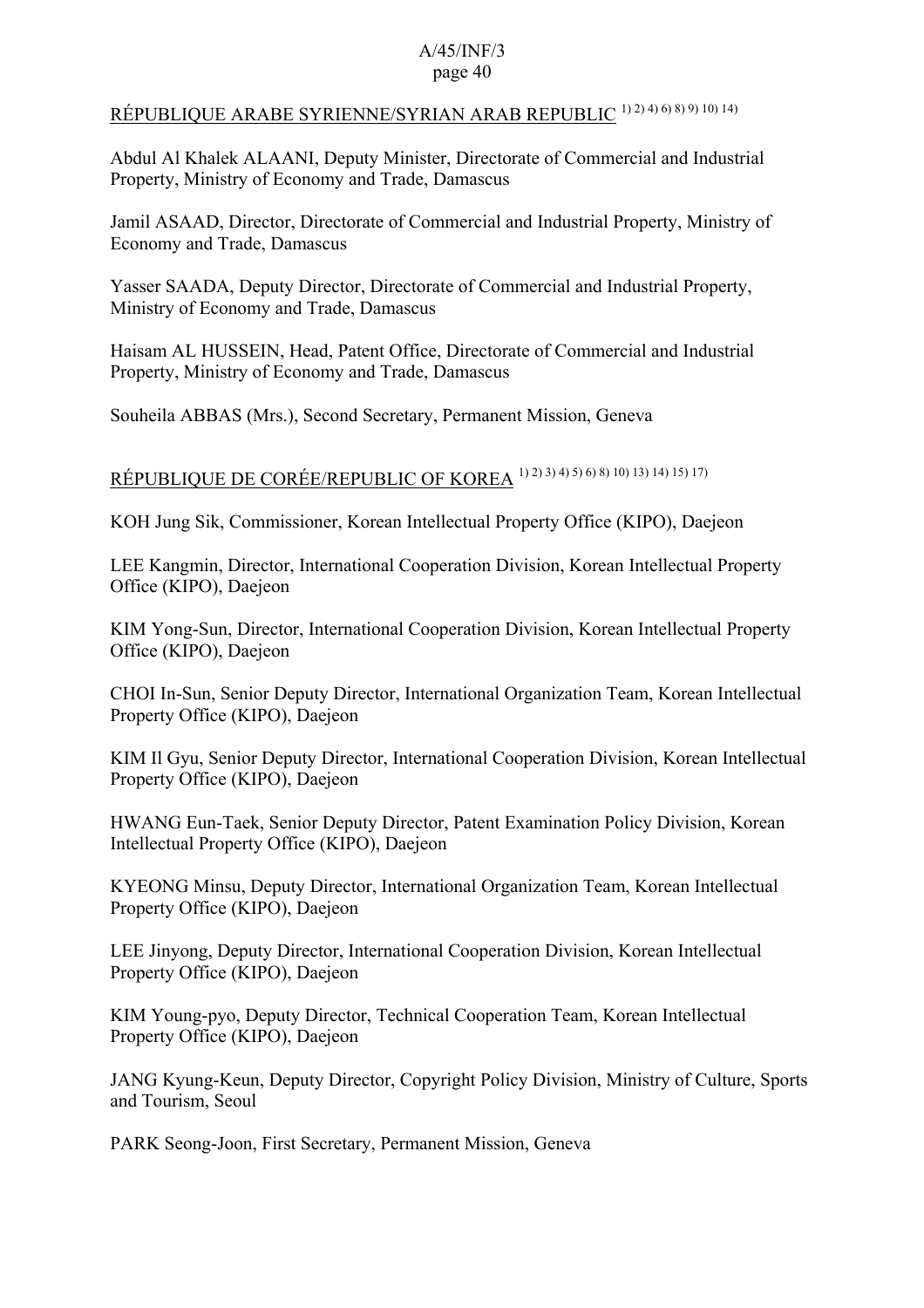RÉPUBLIQUE ARABE SYRIENNE/SYRIAN ARAB REPUBLIC [1) 2) 4) 6) 8) 9) 10) 14)]

Abdul Al Khalek ALAANI, Deputy Minister, Directorate of Commercial and Industrial Property, Ministry of Economy and Trade, Damascus

Jamil ASAAD, Director, Directorate of Commercial and Industrial Property, Ministry of Economy and Trade, Damascus

Yasser SAADA, Deputy Director, Directorate of Commercial and Industrial Property, Ministry of Economy and Trade, Damascus

Haisam AL HUSSEIN, Head, Patent Office, Directorate of Commercial and Industrial Property, Ministry of Economy and Trade, Damascus

Souheila ABBAS (Mrs.), Second Secretary, Permanent Mission, Geneva

RÉPUBLIQUE DE CORÉE/REPUBLIC OF KOREA [1) 2) 3) 4) 5) 6) 8) 10) 13) 14) 15) 17)]

KOH Jung Sik, Commissioner, Korean Intellectual Property Office (KIPO), Daejeon

LEE Kangmin, Director, International Cooperation Division, Korean Intellectual Property Office (KIPO), Daejeon

KIM Yong-Sun, Director, International Cooperation Division, Korean Intellectual Property Office (KIPO), Daejeon

CHOI In-Sun, Senior Deputy Director, International Organization Team, Korean Intellectual Property Office (KIPO), Daejeon

KIM Il Gyu, Senior Deputy Director, International Cooperation Division, Korean Intellectual Property Office (KIPO), Daejeon

HWANG Eun-Taek, Senior Deputy Director, Patent Examination Policy Division, Korean Intellectual Property Office (KIPO), Daejeon

KYEONG Minsu, Deputy Director, International Organization Team, Korean Intellectual Property Office (KIPO), Daejeon

LEE Jinyong, Deputy Director, International Cooperation Division, Korean Intellectual Property Office (KIPO), Daejeon

KIM Young-pyo, Deputy Director, Technical Cooperation Team, Korean Intellectual Property Office (KIPO), Daejeon

JANG Kyung-Keun, Deputy Director, Copyright Policy Division, Ministry of Culture, Sports and Tourism, Seoul

PARK Seong-Joon, First Secretary, Permanent Mission, Geneva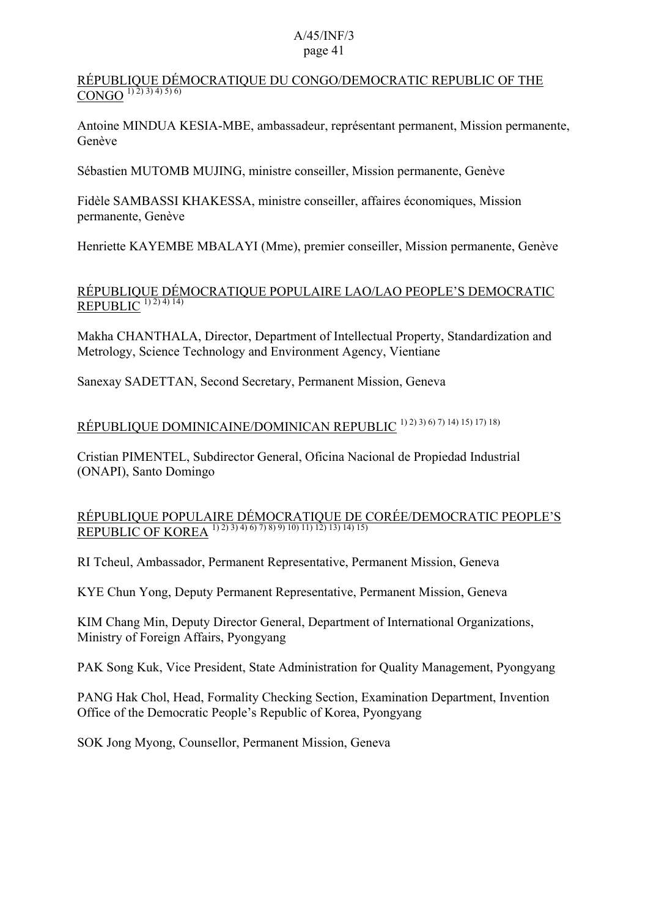RÉPUBLIQUE DÉMOCRATIQUE DU CONGO/DEMOCRATIC REPUBLIC OF THE CONGO [1) 2) 3) 4) 5) 6)]

Antoine MINDUA KESIA-MBE, ambassadeur, représentant permanent, Mission permanente, Genève

Sébastien MUTOMB MUJING, ministre conseiller, Mission permanente, Genève

Fidèle SAMBASSI KHAKESSA, ministre conseiller, affaires économiques, Mission permanente, Genève

Henriette KAYEMBE MBALAYI (Mme), premier conseiller, Mission permanente, Genève

RÉPUBLIQUE DÉMOCRATIQUE POPULAIRE LAO/LAO PEOPLE'S DEMOCRATIC REPUBLIC [1) 2) 4) 14)]

Makha CHANTHALA, Director, Department of Intellectual Property, Standardization and Metrology, Science Technology and Environment Agency, Vientiane

Sanexay SADETTAN, Second Secretary, Permanent Mission, Geneva

RÉPUBLIQUE DOMINICAINE/DOMINICAN REPUBLIC [1) 2) 3) 6) 7) 14) 15) 17) 18)]

Cristian PIMENTEL, Subdirector General, Oficina Nacional de Propiedad Industrial (ONAPI), Santo Domingo

RÉPUBLIQUE POPULAIRE DÉMOCRATIQUE DE CORÉE/DEMOCRATIC PEOPLE'S REPUBLIC OF KOREA [1) 2) 3) 4) 6) 7) 8) 9) 10) 11) 12) 13) 14) 15)]

RI Tcheul, Ambassador, Permanent Representative, Permanent Mission, Geneva

KYE Chun Yong, Deputy Permanent Representative, Permanent Mission, Geneva

KIM Chang Min, Deputy Director General, Department of International Organizations, Ministry of Foreign Affairs, Pyongyang

PAK Song Kuk, Vice President, State Administration for Quality Management, Pyongyang

PANG Hak Chol, Head, Formality Checking Section, Examination Department, Invention Office of the Democratic People's Republic of Korea, Pyongyang

SOK Jong Myong, Counsellor, Permanent Mission, Geneva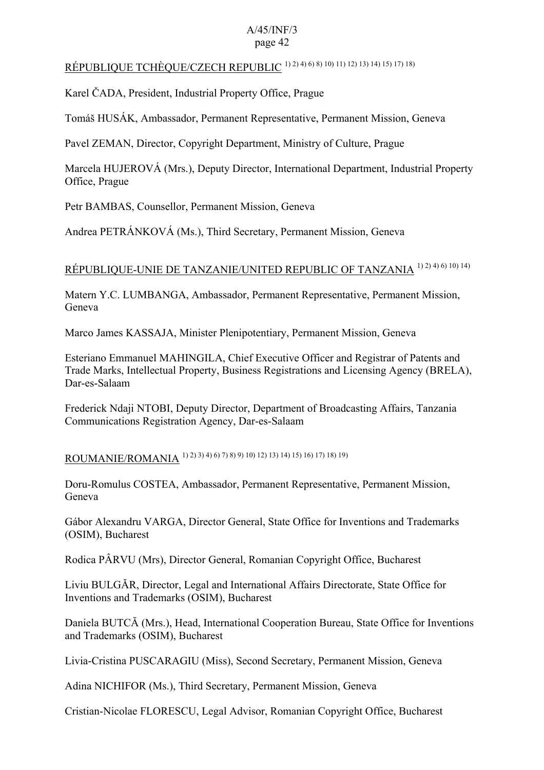RÉPUBLIQUE TCHÈQUE/CZECH REPUBLIC [1) 2) 4) 6) 8) 10) 11) 12) 13) 14) 15) 17) 18)]

Karel ČADA, President, Industrial Property Office, Prague

Tomáš HUSÁK, Ambassador, Permanent Representative, Permanent Mission, Geneva

Pavel ZEMAN, Director, Copyright Department, Ministry of Culture, Prague

Marcela HUJEROVÁ (Mrs.), Deputy Director, International Department, Industrial Property Office, Prague

Petr BAMBAS, Counsellor, Permanent Mission, Geneva

Andrea PETRÁNKOVÁ (Ms.), Third Secretary, Permanent Mission, Geneva

RÉPUBLIQUE-UNIE DE TANZANIE/UNITED REPUBLIC OF TANZANIA [1) 2) 4) 6) 10) 14)]

Matern Y.C. LUMBANGA, Ambassador, Permanent Representative, Permanent Mission, Geneva

Marco James KASSAJA, Minister Plenipotentiary, Permanent Mission, Geneva

Esteriano Emmanuel MAHINGILA, Chief Executive Officer and Registrar of Patents and Trade Marks, Intellectual Property, Business Registrations and Licensing Agency (BRELA), Dar-es-Salaam

Frederick Ndaji NTOBI, Deputy Director, Department of Broadcasting Affairs, Tanzania Communications Registration Agency, Dar-es-Salaam

ROUMANIE/ROMANIA [1) 2) 3) 4) 6) 7) 8) 9) 10) 12) 13) 14) 15) 16) 17) 18) 19)]

Doru-Romulus COSTEA, Ambassador, Permanent Representative, Permanent Mission, Geneva

Gábor Alexandru VARGA, Director General, State Office for Inventions and Trademarks (OSIM), Bucharest

Rodica PÂRVU (Mrs), Director General, Romanian Copyright Office, Bucharest

Liviu BULGĂR, Director, Legal and International Affairs Directorate, State Office for Inventions and Trademarks (OSIM), Bucharest

Daniela BUTCĂ (Mrs.), Head, International Cooperation Bureau, State Office for Inventions and Trademarks (OSIM), Bucharest

Livia-Cristina PUSCARAGIU (Miss), Second Secretary, Permanent Mission, Geneva

Adina NICHIFOR (Ms.), Third Secretary, Permanent Mission, Geneva

Cristian-Nicolae FLORESCU, Legal Advisor, Romanian Copyright Office, Bucharest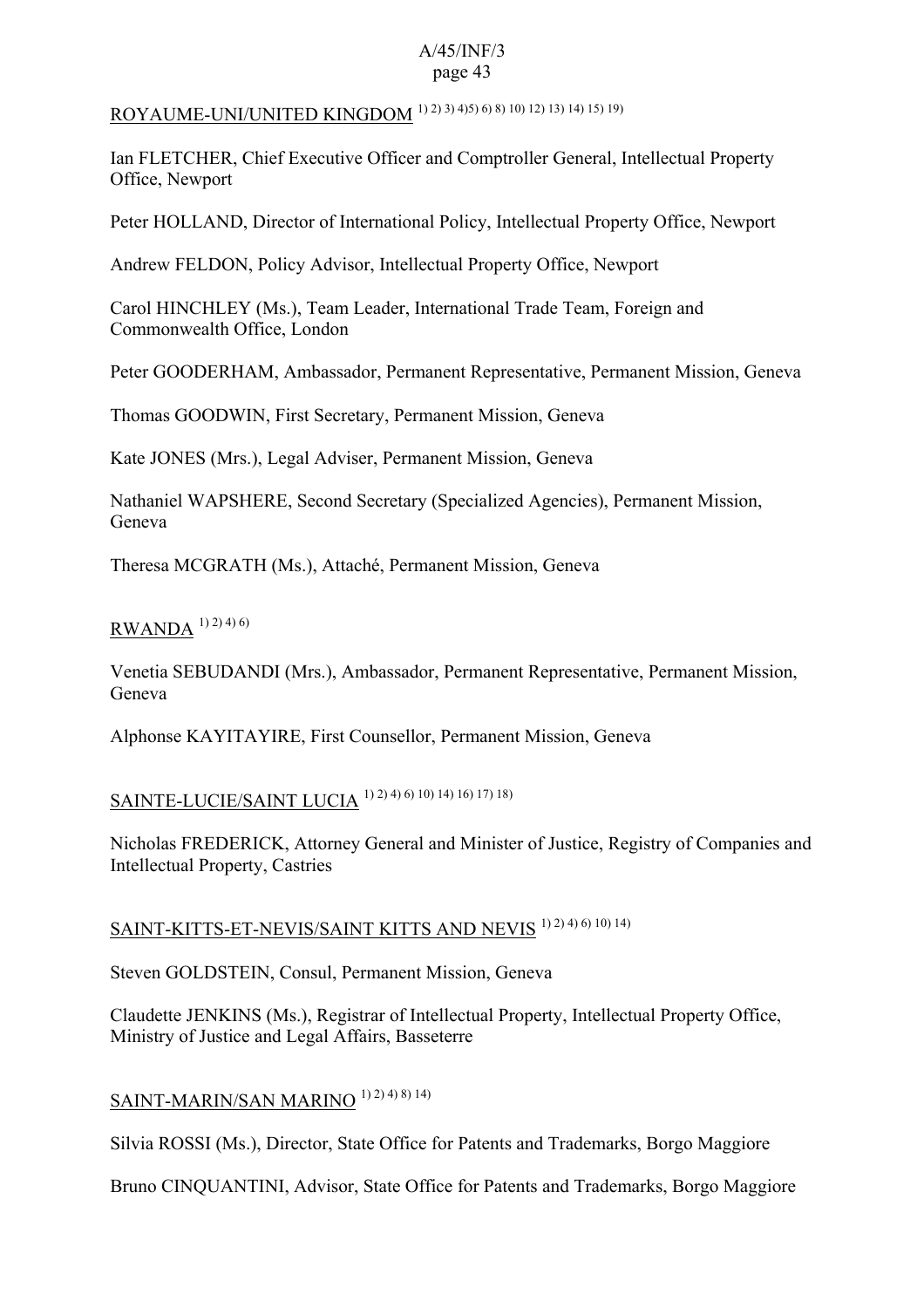ROYAUME-UNI/UNITED KINGDOM [1) 2) 3) 4)5) 6) 8) 10) 12) 13) 14) 15) 19)]

Ian FLETCHER, Chief Executive Officer and Comptroller General, Intellectual Property Office, Newport

Peter HOLLAND, Director of International Policy, Intellectual Property Office, Newport

Andrew FELDON, Policy Advisor, Intellectual Property Office, Newport

Carol HINCHLEY (Ms.), Team Leader, International Trade Team, Foreign and Commonwealth Office, London

Peter GOODERHAM, Ambassador, Permanent Representative, Permanent Mission, Geneva

Thomas GOODWIN, First Secretary, Permanent Mission, Geneva

Kate JONES (Mrs.), Legal Adviser, Permanent Mission, Geneva

Nathaniel WAPSHERE, Second Secretary (Specialized Agencies), Permanent Mission, Geneva

Theresa MCGRATH (Ms.), Attaché, Permanent Mission, Geneva

RWANDA [1) 2) 4) 6)]

Venetia SEBUDANDI (Mrs.), Ambassador, Permanent Representative, Permanent Mission, Geneva

Alphonse KAYITAYIRE, First Counsellor, Permanent Mission, Geneva

SAINTE-LUCIE/SAINT LUCIA [1) 2) 4) 6) 10) 14) 16) 17) 18)]

Nicholas FREDERICK, Attorney General and Minister of Justice, Registry of Companies and Intellectual Property, Castries

SAINT-KITTS-ET-NEVIS/SAINT KITTS AND NEVIS [1) 2) 4) 6) 10) 14)]

Steven GOLDSTEIN, Consul, Permanent Mission, Geneva

Claudette JENKINS (Ms.), Registrar of Intellectual Property, Intellectual Property Office, Ministry of Justice and Legal Affairs, Basseterre

SAINT-MARIN/SAN MARINO [1) 2) 4) 8) 14)]

Silvia ROSSI (Ms.), Director, State Office for Patents and Trademarks, Borgo Maggiore

Bruno CINQUANTINI, Advisor, State Office for Patents and Trademarks, Borgo Maggiore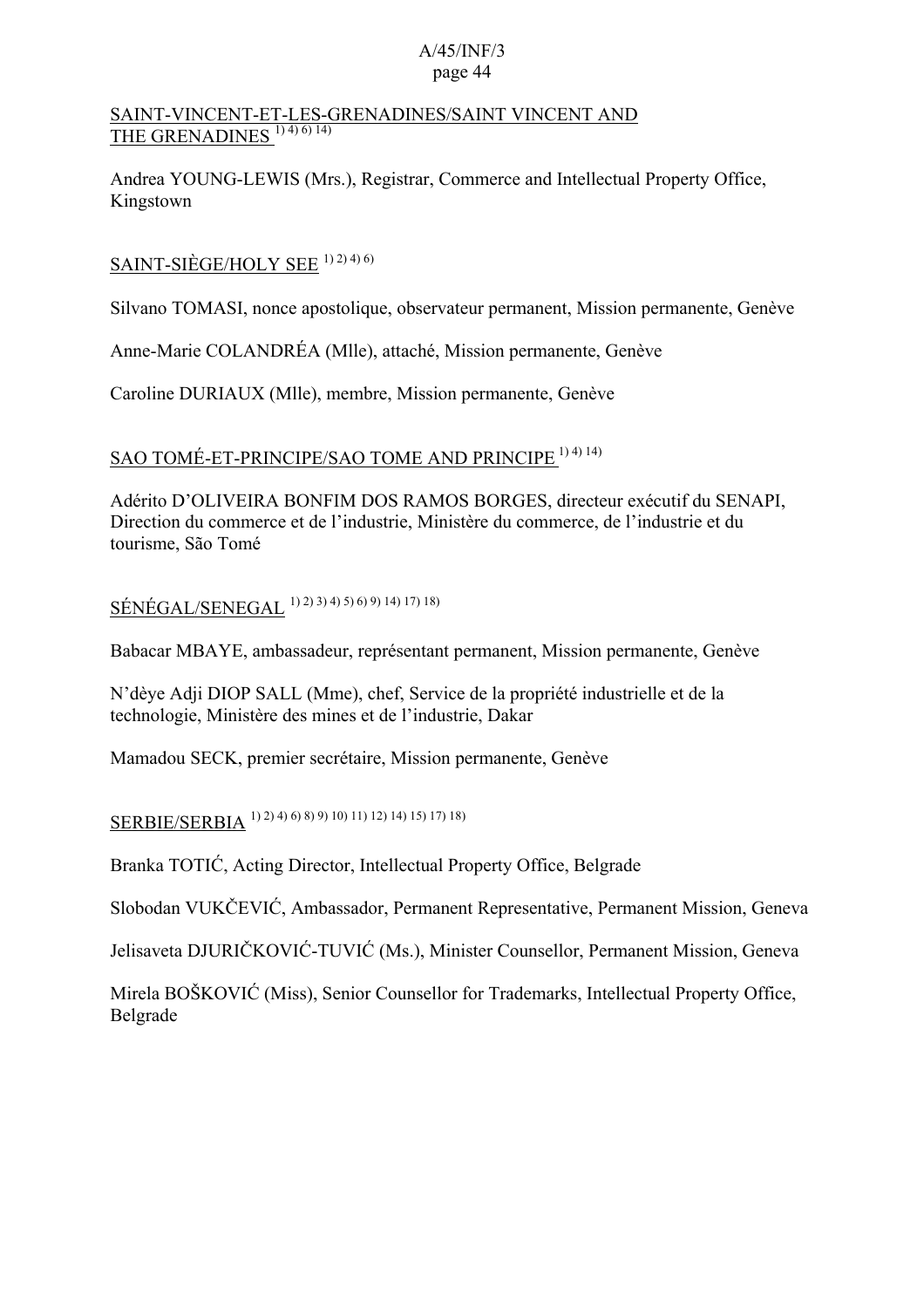SAINT-VINCENT-ET-LES-GRENADINES/SAINT VINCENT AND THE GRENADINES [1) 4) 6) 14)]

Andrea YOUNG-LEWIS (Mrs.), Registrar, Commerce and Intellectual Property Office, Kingstown

SAINT-SIÈGE/HOLY SEE [1) 2) 4) 6)]

Silvano TOMASI, nonce apostolique, observateur permanent, Mission permanente, Genève

Anne-Marie COLANDRÉA (Mlle), attaché, Mission permanente, Genève

Caroline DURIAUX (Mlle), membre, Mission permanente, Genève

SAO TOMÉ-ET-PRINCIPE/SAO TOME AND PRINCIPE [1) 4) 14)]

Adérito D'OLIVEIRA BONFIM DOS RAMOS BORGES, directeur exécutif du SENAPI, Direction du commerce et de l'industrie, Ministère du commerce, de l'industrie et du tourisme, São Tomé

SÉNÉGAL/SENEGAL [1) 2) 3) 4) 5) 6) 9) 14) 17) 18)]

Babacar MBAYE, ambassadeur, représentant permanent, Mission permanente, Genève

N'dèye Adji DIOP SALL (Mme), chef, Service de la propriété industrielle et de la technologie, Ministère des mines et de l'industrie, Dakar

Mamadou SECK, premier secrétaire, Mission permanente, Genève

SERBIE/SERBIA [1) 2) 4) 6) 8) 9) 10) 11) 12) 14) 15) 17) 18)]

Branka TOTIĆ, Acting Director, Intellectual Property Office, Belgrade

Slobodan VUKČEVIĆ, Ambassador, Permanent Representative, Permanent Mission, Geneva

Jelisaveta DJURIČKOVIĆ-TUVIĆ (Ms.), Minister Counsellor, Permanent Mission, Geneva

Mirela BOŠKOVIĆ (Miss), Senior Counsellor for Trademarks, Intellectual Property Office, Belgrade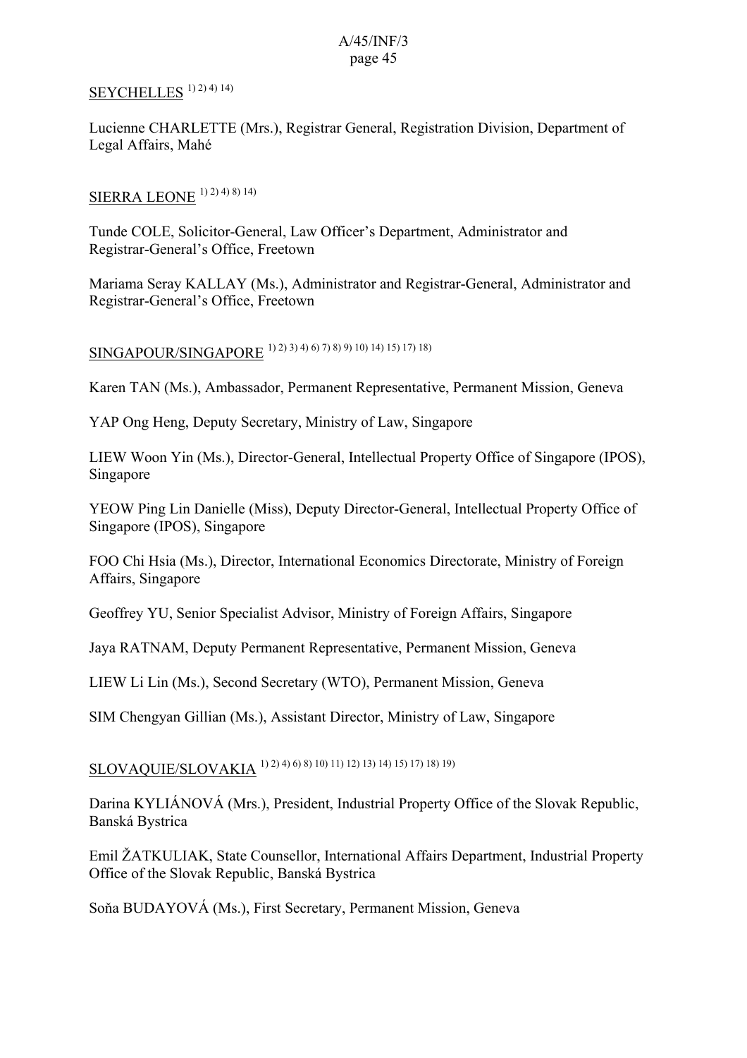<u>SEYCHELLES</u> [1) 2) 4) 14)]

Lucienne CHARLETTE (Mrs.), Registrar General, Registration Division, Department of Legal Affairs, Mahé

<u>SIERRA LEONE</u> [1) 2) 4) 8) 14)]

Tunde COLE, Solicitor-General, Law Officer's Department, Administrator and Registrar-General's Office, Freetown

Mariama Seray KALLAY (Ms.), Administrator and Registrar-General, Administrator and Registrar-General's Office, Freetown

<u>SINGAPOUR/SINGAPORE</u> [1) 2) 3) 4) 6) 7) 8) 9) 10) 14) 15) 17) 18)]

Karen TAN (Ms.), Ambassador, Permanent Representative, Permanent Mission, Geneva

YAP Ong Heng, Deputy Secretary, Ministry of Law, Singapore

LIEW Woon Yin (Ms.), Director-General, Intellectual Property Office of Singapore (IPOS), Singapore

YEOW Ping Lin Danielle (Miss), Deputy Director-General, Intellectual Property Office of Singapore (IPOS), Singapore

FOO Chi Hsia (Ms.), Director, International Economics Directorate, Ministry of Foreign Affairs, Singapore

Geoffrey YU, Senior Specialist Advisor, Ministry of Foreign Affairs, Singapore

Jaya RATNAM, Deputy Permanent Representative, Permanent Mission, Geneva

LIEW Li Lin (Ms.), Second Secretary (WTO), Permanent Mission, Geneva

SIM Chengyan Gillian (Ms.), Assistant Director, Ministry of Law, Singapore

<u>SLOVAQUIE/SLOVAKIA</u> [1) 2) 4) 6) 8) 10) 11) 12) 13) 14) 15) 17) 18) 19)]

Darina KYLIÁNOVÁ (Mrs.), President, Industrial Property Office of the Slovak Republic, Banská Bystrica

Emil ŽATKULIAK, State Counsellor, International Affairs Department, Industrial Property Office of the Slovak Republic, Banská Bystrica

Soňa BUDAYOVÁ (Ms.), First Secretary, Permanent Mission, Geneva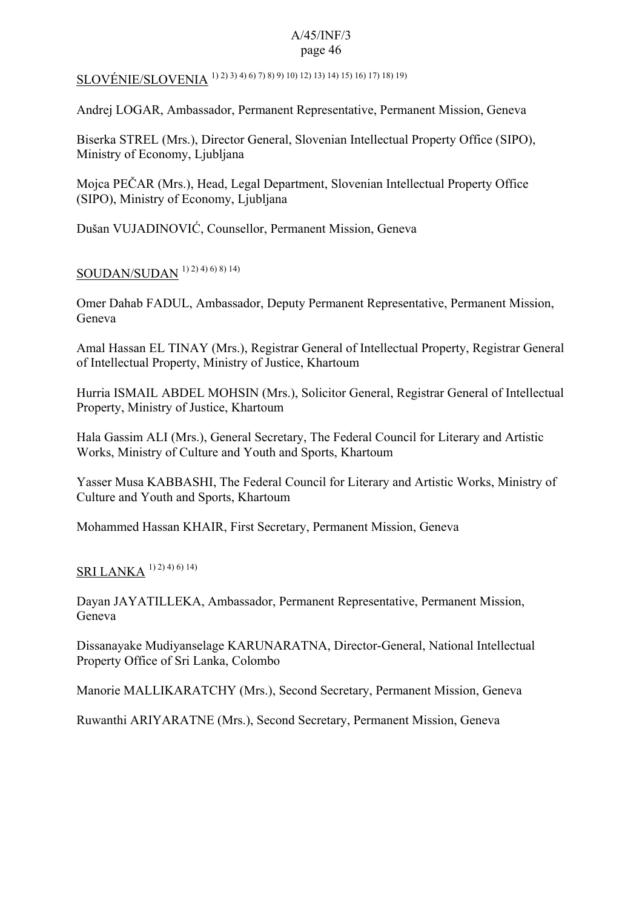SLOVÉNIE/SLOVENIA [1) 2) 3) 4) 6) 7) 8) 9) 10) 12) 13) 14) 15) 16) 17) 18) 19)]

Andrej LOGAR, Ambassador, Permanent Representative, Permanent Mission, Geneva

Biserka STREL (Mrs.), Director General, Slovenian Intellectual Property Office (SIPO), Ministry of Economy, Ljubljana

Mojca PEČAR (Mrs.), Head, Legal Department, Slovenian Intellectual Property Office (SIPO), Ministry of Economy, Ljubljana

Dušan VUJADINOVIĆ, Counsellor, Permanent Mission, Geneva

SOUDAN/SUDAN [1) 2) 4) 6) 8) 14)]

Omer Dahab FADUL, Ambassador, Deputy Permanent Representative, Permanent Mission, Geneva

Amal Hassan EL TINAY (Mrs.), Registrar General of Intellectual Property, Registrar General of Intellectual Property, Ministry of Justice, Khartoum

Hurria ISMAIL ABDEL MOHSIN (Mrs.), Solicitor General, Registrar General of Intellectual Property, Ministry of Justice, Khartoum

Hala Gassim ALI (Mrs.), General Secretary, The Federal Council for Literary and Artistic Works, Ministry of Culture and Youth and Sports, Khartoum

Yasser Musa KABBASHI, The Federal Council for Literary and Artistic Works, Ministry of Culture and Youth and Sports, Khartoum

Mohammed Hassan KHAIR, First Secretary, Permanent Mission, Geneva

SRI LANKA [1) 2) 4) 6) 14)]

Dayan JAYATILLEKA, Ambassador, Permanent Representative, Permanent Mission, Geneva

Dissanayake Mudiyanselage KARUNARATNA, Director-General, National Intellectual Property Office of Sri Lanka, Colombo

Manorie MALLIKARATCHY (Mrs.), Second Secretary, Permanent Mission, Geneva

Ruwanthi ARIYARATNE (Mrs.), Second Secretary, Permanent Mission, Geneva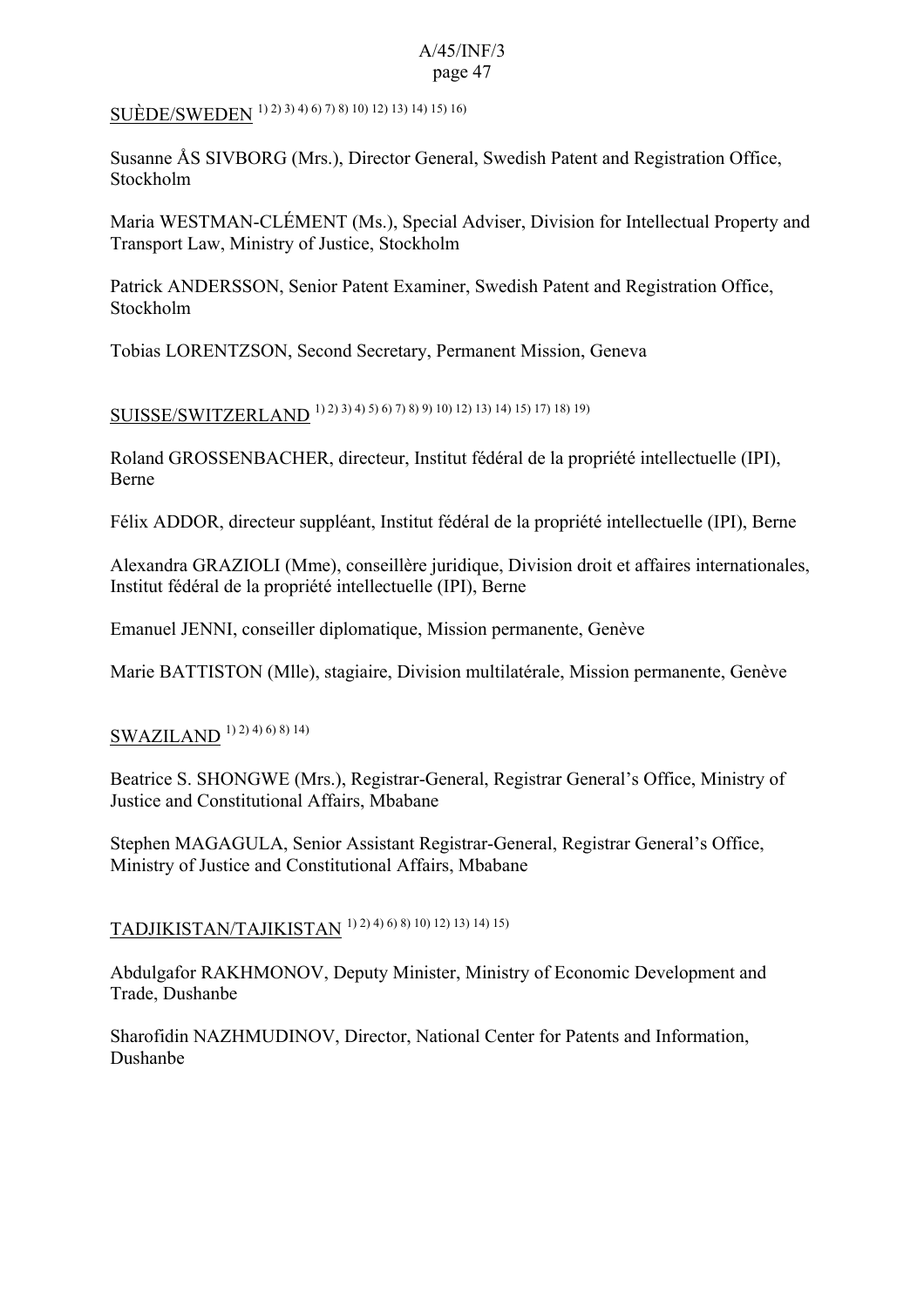SUÈDE/SWEDEN [1) 2) 3) 4) 6) 7) 8) 10) 12) 13) 14) 15) 16)]

Susanne ÅS SIVBORG (Mrs.), Director General, Swedish Patent and Registration Office, Stockholm

Maria WESTMAN-CLÉMENT (Ms.), Special Adviser, Division for Intellectual Property and Transport Law, Ministry of Justice, Stockholm

Patrick ANDERSSON, Senior Patent Examiner, Swedish Patent and Registration Office, Stockholm

Tobias LORENTZSON, Second Secretary, Permanent Mission, Geneva

SUISSE/SWITZERLAND [1) 2) 3) 4) 5) 6) 7) 8) 9) 10) 12) 13) 14) 15) 17) 18) 19)]

Roland GROSSENBACHER, directeur, Institut fédéral de la propriété intellectuelle (IPI), Berne

Félix ADDOR, directeur suppléant, Institut fédéral de la propriété intellectuelle (IPI), Berne

Alexandra GRAZIOLI (Mme), conseillère juridique, Division droit et affaires internationales, Institut fédéral de la propriété intellectuelle (IPI), Berne

Emanuel JENNI, conseiller diplomatique, Mission permanente, Genève

Marie BATTISTON (Mlle), stagiaire, Division multilatérale, Mission permanente, Genève

SWAZILAND [1) 2) 4) 6) 8) 14)]

Beatrice S. SHONGWE (Mrs.), Registrar-General, Registrar General's Office, Ministry of Justice and Constitutional Affairs, Mbabane

Stephen MAGAGULA, Senior Assistant Registrar-General, Registrar General's Office, Ministry of Justice and Constitutional Affairs, Mbabane

TADJIKISTAN/TAJIKISTAN [1) 2) 4) 6) 8) 10) 12) 13) 14) 15)]

Abdulgafor RAKHMONOV, Deputy Minister, Ministry of Economic Development and Trade, Dushanbe

Sharofidin NAZHMUDINOV, Director, National Center for Patents and Information, Dushanbe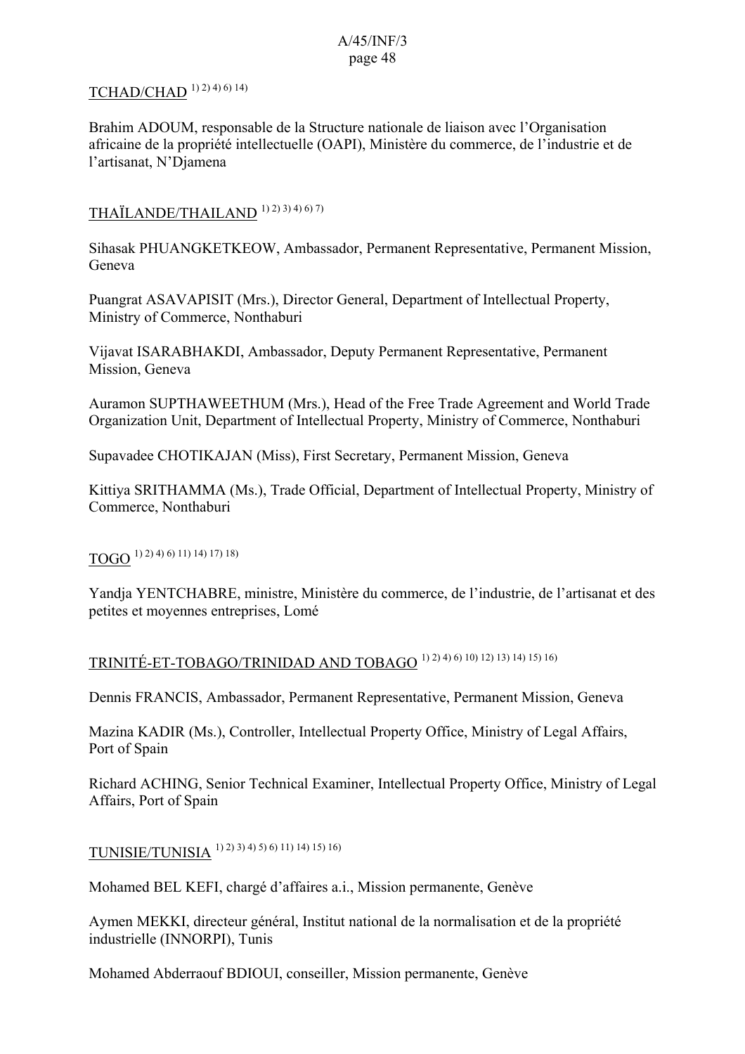TCHAD/CHAD [1) 2) 4) 6) 14)]

Brahim ADOUM, responsable de la Structure nationale de liaison avec l'Organisation africaine de la propriété intellectuelle (OAPI), Ministère du commerce, de l'industrie et de l'artisanat, N'Djamena

THAÏLANDE/THAILAND [1) 2) 3) 4) 6) 7)]

Sihasak PHUANGKETKEOW, Ambassador, Permanent Representative, Permanent Mission, Geneva

Puangrat ASAVAPISIT (Mrs.), Director General, Department of Intellectual Property, Ministry of Commerce, Nonthaburi

Vijavat ISARABHAKDI, Ambassador, Deputy Permanent Representative, Permanent Mission, Geneva

Auramon SUPTHAWEETHUM (Mrs.), Head of the Free Trade Agreement and World Trade Organization Unit, Department of Intellectual Property, Ministry of Commerce, Nonthaburi

Supavadee CHOTIKAJAN (Miss), First Secretary, Permanent Mission, Geneva

Kittiya SRITHAMMA (Ms.), Trade Official, Department of Intellectual Property, Ministry of Commerce, Nonthaburi

TOGO [1) 2) 4) 6) 11) 14) 17) 18)]

Yandja YENTCHABRE, ministre, Ministère du commerce, de l'industrie, de l'artisanat et des petites et moyennes entreprises, Lomé

TRINITÉ-ET-TOBAGO/TRINIDAD AND TOBAGO [1) 2) 4) 6) 10) 12) 13) 14) 15) 16)]

Dennis FRANCIS, Ambassador, Permanent Representative, Permanent Mission, Geneva

Mazina KADIR (Ms.), Controller, Intellectual Property Office, Ministry of Legal Affairs, Port of Spain

Richard ACHING, Senior Technical Examiner, Intellectual Property Office, Ministry of Legal Affairs, Port of Spain

TUNISIE/TUNISIA [1) 2) 3) 4) 5) 6) 11) 14) 15) 16)]

Mohamed BEL KEFI, chargé d'affaires a.i., Mission permanente, Genève

Aymen MEKKI, directeur général, Institut national de la normalisation et de la propriété industrielle (INNORPI), Tunis

Mohamed Abderraouf BDIOUI, conseiller, Mission permanente, Genève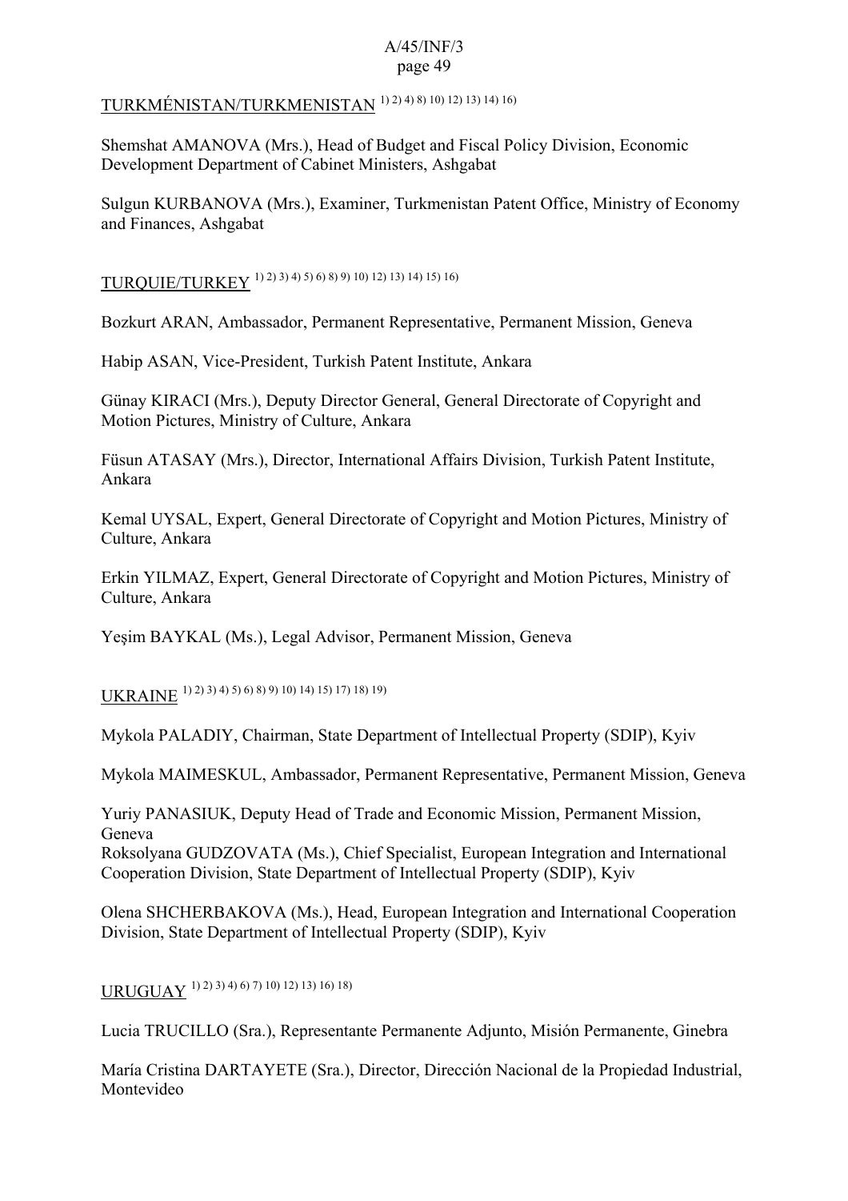TURKMÉNISTAN/TURKMENISTAN [1) 2) 4) 8) 10) 12) 13) 14) 16)]

Shemshat AMANOVA (Mrs.), Head of Budget and Fiscal Policy Division, Economic Development Department of Cabinet Ministers, Ashgabat

Sulgun KURBANOVA (Mrs.), Examiner, Turkmenistan Patent Office, Ministry of Economy and Finances, Ashgabat

TURQUIE/TURKEY [1) 2) 3) 4) 5) 6) 8) 9) 10) 12) 13) 14) 15) 16)]

Bozkurt ARAN, Ambassador, Permanent Representative, Permanent Mission, Geneva

Habip ASAN, Vice-President, Turkish Patent Institute, Ankara

Günay KIRACI (Mrs.), Deputy Director General, General Directorate of Copyright and Motion Pictures, Ministry of Culture, Ankara

Füsun ATASAY (Mrs.), Director, International Affairs Division, Turkish Patent Institute, Ankara

Kemal UYSAL, Expert, General Directorate of Copyright and Motion Pictures, Ministry of Culture, Ankara

Erkin YILMAZ, Expert, General Directorate of Copyright and Motion Pictures, Ministry of Culture, Ankara

Yeşim BAYKAL (Ms.), Legal Advisor, Permanent Mission, Geneva

UKRAINE [1) 2) 3) 4) 5) 6) 8) 9) 10) 14) 15) 17) 18) 19)]

Mykola PALADIY, Chairman, State Department of Intellectual Property (SDIP), Kyiv

Mykola MAIMESKUL, Ambassador, Permanent Representative, Permanent Mission, Geneva

Yuriy PANASIUK, Deputy Head of Trade and Economic Mission, Permanent Mission, Geneva

Roksolyana GUDZOVATA (Ms.), Chief Specialist, European Integration and International Cooperation Division, State Department of Intellectual Property (SDIP), Kyiv

Olena SHCHERBAKOVA (Ms.), Head, European Integration and International Cooperation Division, State Department of Intellectual Property (SDIP), Kyiv

URUGUAY [1) 2) 3) 4) 6) 7) 10) 12) 13) 16) 18)]

Lucia TRUCILLO (Sra.), Representante Permanente Adjunto, Misión Permanente, Ginebra

María Cristina DARTAYETE (Sra.), Director, Dirección Nacional de la Propiedad Industrial, Montevideo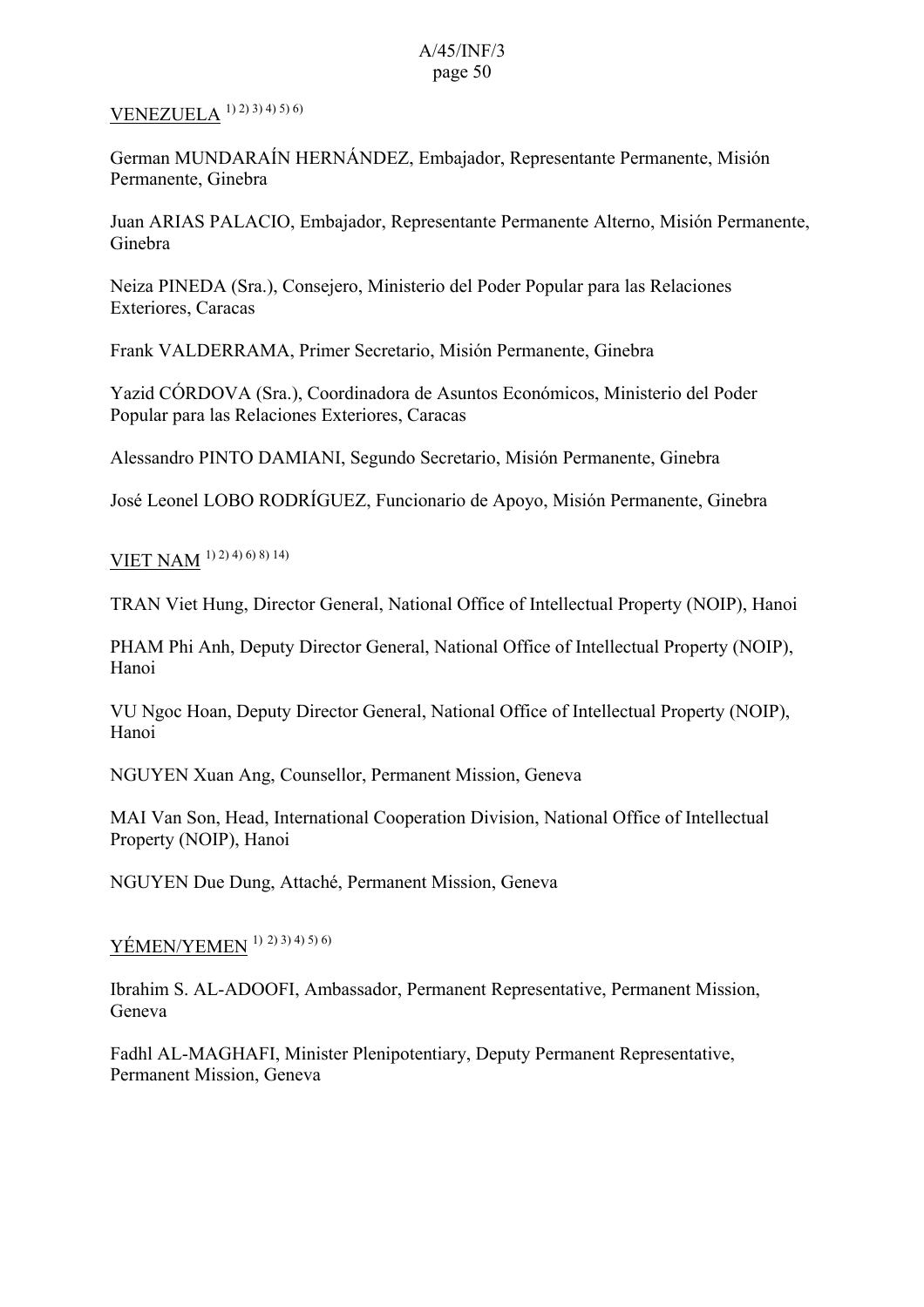VENEZUELA [1) 2) 3) 4) 5) 6)]

German MUNDARAÍN HERNÁNDEZ, Embajador, Representante Permanente, Misión Permanente, Ginebra

Juan ARIAS PALACIO, Embajador, Representante Permanente Alterno, Misión Permanente, Ginebra

Neiza PINEDA (Sra.), Consejero, Ministerio del Poder Popular para las Relaciones Exteriores, Caracas

Frank VALDERRAMA, Primer Secretario, Misión Permanente, Ginebra

Yazid CÓRDOVA (Sra.), Coordinadora de Asuntos Económicos, Ministerio del Poder Popular para las Relaciones Exteriores, Caracas

Alessandro PINTO DAMIANI, Segundo Secretario, Misión Permanente, Ginebra

José Leonel LOBO RODRÍGUEZ, Funcionario de Apoyo, Misión Permanente, Ginebra

VIET NAM [1) 2) 4) 6) 8) 14)]

TRAN Viet Hung, Director General, National Office of Intellectual Property (NOIP), Hanoi

PHAM Phi Anh, Deputy Director General, National Office of Intellectual Property (NOIP), Hanoi

VU Ngoc Hoan, Deputy Director General, National Office of Intellectual Property (NOIP), Hanoi

NGUYEN Xuan Ang, Counsellor, Permanent Mission, Geneva

MAI Van Son, Head, International Cooperation Division, National Office of Intellectual Property (NOIP), Hanoi

NGUYEN Due Dung, Attaché, Permanent Mission, Geneva

YÉMEN/YEMEN [1) 2) 3) 4) 5) 6)]

Ibrahim S. AL-ADOOFI, Ambassador, Permanent Representative, Permanent Mission, Geneva

Fadhl AL-MAGHAFI, Minister Plenipotentiary, Deputy Permanent Representative, Permanent Mission, Geneva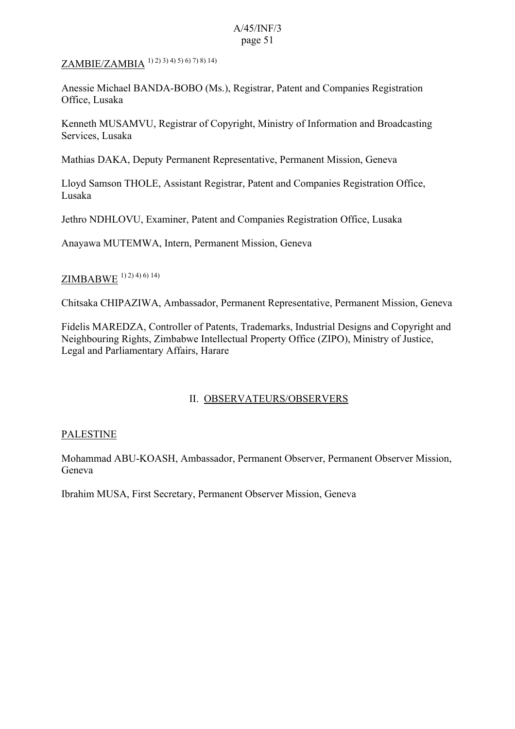ZAMBIE/ZAMBIA [1) 2) 3) 4) 5) 6) 7) 8) 14)]

Anessie Michael BANDA-BOBO (Ms.), Registrar, Patent and Companies Registration Office, Lusaka

Kenneth MUSAMVU, Registrar of Copyright, Ministry of Information and Broadcasting Services, Lusaka

Mathias DAKA, Deputy Permanent Representative, Permanent Mission, Geneva

Lloyd Samson THOLE, Assistant Registrar, Patent and Companies Registration Office, Lusaka

Jethro NDHLOVU, Examiner, Patent and Companies Registration Office, Lusaka

Anayawa MUTEMWA, Intern, Permanent Mission, Geneva

ZIMBABWE [1) 2) 4) 6) 14)]

Chitsaka CHIPAZIWA, Ambassador, Permanent Representative, Permanent Mission, Geneva

Fidelis MAREDZA, Controller of Patents, Trademarks, Industrial Designs and Copyright and Neighbouring Rights, Zimbabwe Intellectual Property Office (ZIPO), Ministry of Justice, Legal and Parliamentary Affairs, Harare

## II. OBSERVATEURS/OBSERVERS

PALESTINE

Mohammad ABU-KOASH, Ambassador, Permanent Observer, Permanent Observer Mission, Geneva

Ibrahim MUSA, First Secretary, Permanent Observer Mission, Geneva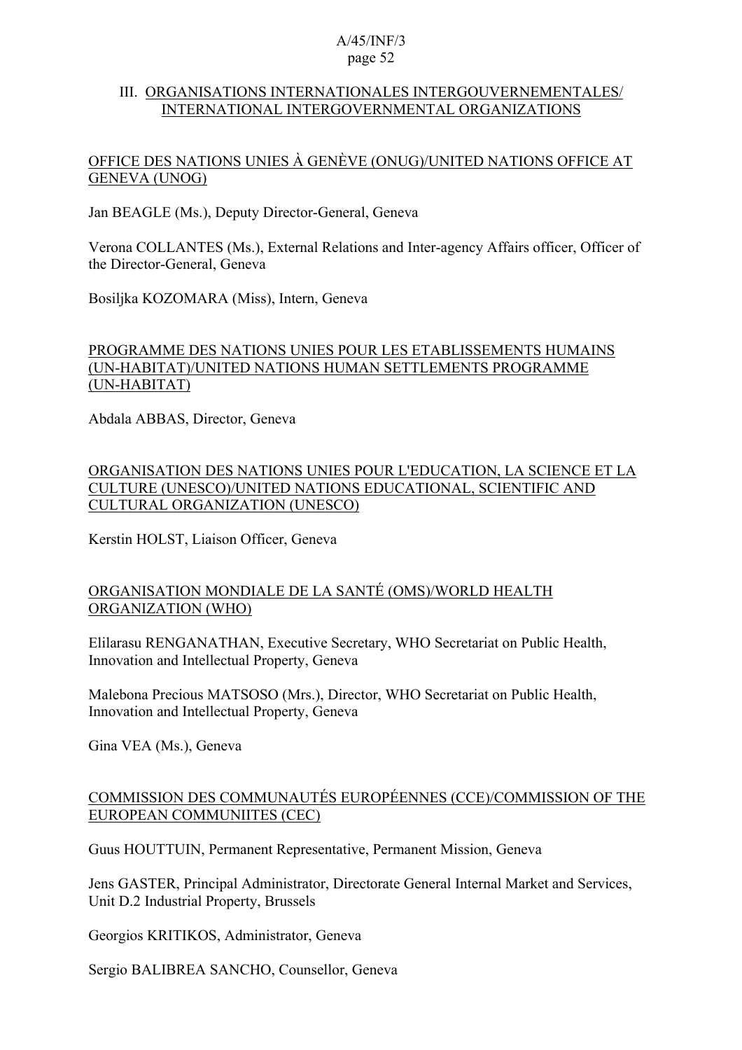## III. ORGANISATIONS INTERNATIONALES INTERGOUVERNEMENTALES/ INTERNATIONAL INTERGOVERNMENTAL ORGANIZATIONS

### OFFICE DES NATIONS UNIES À GENÈVE (ONUG)/UNITED NATIONS OFFICE AT GENEVA (UNOG)

Jan BEAGLE (Ms.), Deputy Director-General, Geneva

Verona COLLANTES (Ms.), External Relations and Inter-agency Affairs officer, Officer of the Director-General, Geneva

Bosiljka KOZOMARA (Miss), Intern, Geneva

### PROGRAMME DES NATIONS UNIES POUR LES ETABLISSEMENTS HUMAINS (UN-HABITAT)/UNITED NATIONS HUMAN SETTLEMENTS PROGRAMME (UN-HABITAT)

Abdala ABBAS, Director, Geneva

### ORGANISATION DES NATIONS UNIES POUR L'EDUCATION, LA SCIENCE ET LA CULTURE (UNESCO)/UNITED NATIONS EDUCATIONAL, SCIENTIFIC AND CULTURAL ORGANIZATION (UNESCO)

Kerstin HOLST, Liaison Officer, Geneva

### ORGANISATION MONDIALE DE LA SANTÉ (OMS)/WORLD HEALTH ORGANIZATION (WHO)

Elilarasu RENGANATHAN, Executive Secretary, WHO Secretariat on Public Health, Innovation and Intellectual Property, Geneva

Malebona Precious MATSOSO (Mrs.), Director, WHO Secretariat on Public Health, Innovation and Intellectual Property, Geneva

Gina VEA (Ms.), Geneva

### COMMISSION DES COMMUNAUTÉS EUROPÉENNES (CCE)/COMMISSION OF THE EUROPEAN COMMUNIITES (CEC)

Guus HOUTTUIN, Permanent Representative, Permanent Mission, Geneva

Jens GASTER, Principal Administrator, Directorate General Internal Market and Services, Unit D.2 Industrial Property, Brussels

Georgios KRITIKOS, Administrator, Geneva

Sergio BALIBREA SANCHO, Counsellor, Geneva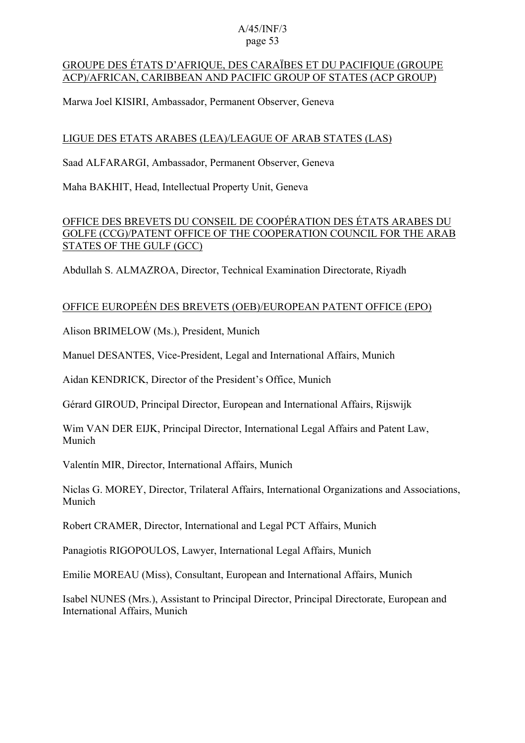<u>GROUPE DES ÉTATS D'AFRIQUE, DES CARAÏBES ET DU PACIFIQUE (GROUPE ACP)/AFRICAN, CARIBBEAN AND PACIFIC GROUP OF STATES (ACP GROUP)</u>

Marwa Joel KISIRI, Ambassador, Permanent Observer, Geneva

<u>LIGUE DES ETATS ARABES (LEA)/LEAGUE OF ARAB STATES (LAS)</u>

Saad ALFARARGI, Ambassador, Permanent Observer, Geneva

Maha BAKHIT, Head, Intellectual Property Unit, Geneva

<u>OFFICE DES BREVETS DU CONSEIL DE COOPÉRATION DES ÉTATS ARABES DU GOLFE (CCG)/PATENT OFFICE OF THE COOPERATION COUNCIL FOR THE ARAB STATES OF THE GULF (GCC)</u>

Abdullah S. ALMAZROA, Director, Technical Examination Directorate, Riyadh

<u>OFFICE EUROPEÉN DES BREVETS (OEB)/EUROPEAN PATENT OFFICE (EPO)</u>

Alison BRIMELOW (Ms.), President, Munich

Manuel DESANTES, Vice-President, Legal and International Affairs, Munich

Aidan KENDRICK, Director of the President's Office, Munich

Gérard GIROUD, Principal Director, European and International Affairs, Rijswijk

Wim VAN DER EIJK, Principal Director, International Legal Affairs and Patent Law, Munich

Valentín MIR, Director, International Affairs, Munich

Niclas G. MOREY, Director, Trilateral Affairs, International Organizations and Associations, Munich

Robert CRAMER, Director, International and Legal PCT Affairs, Munich

Panagiotis RIGOPOULOS, Lawyer, International Legal Affairs, Munich

Emilie MOREAU (Miss), Consultant, European and International Affairs, Munich

Isabel NUNES (Mrs.), Assistant to Principal Director, Principal Directorate, European and International Affairs, Munich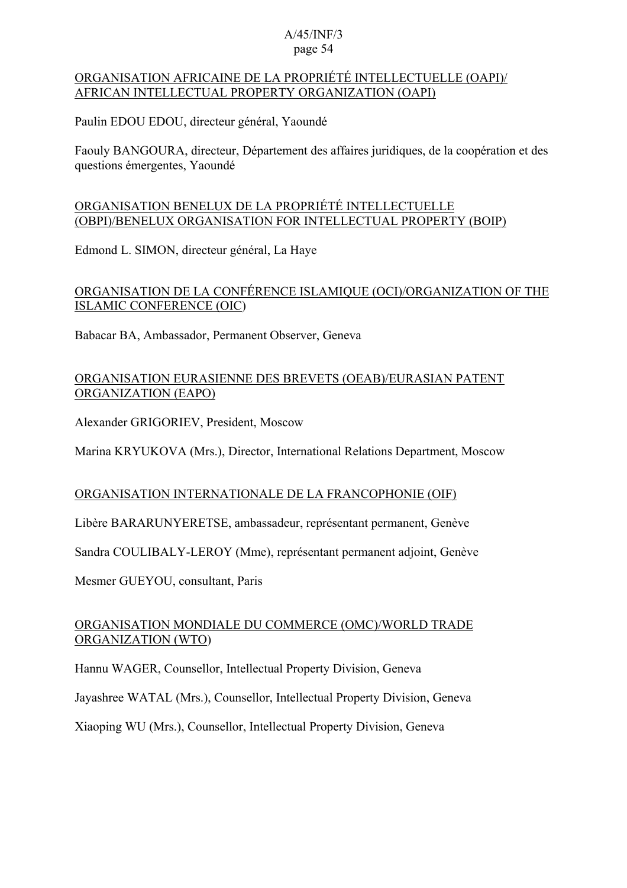ORGANISATION AFRICAINE DE LA PROPRIÉTÉ INTELLECTUELLE (OAPI)/ AFRICAN INTELLECTUAL PROPERTY ORGANIZATION (OAPI)

Paulin EDOU EDOU, directeur général, Yaoundé

Faouly BANGOURA, directeur, Département des affaires juridiques, de la coopération et des questions émergentes, Yaoundé

ORGANISATION BENELUX DE LA PROPRIÉTÉ INTELLECTUELLE (OBPI)/BENELUX ORGANISATION FOR INTELLECTUAL PROPERTY (BOIP)

Edmond L. SIMON, directeur général, La Haye

ORGANISATION DE LA CONFÉRENCE ISLAMIQUE (OCI)/ORGANIZATION OF THE ISLAMIC CONFERENCE (OIC)

Babacar BA, Ambassador, Permanent Observer, Geneva

ORGANISATION EURASIENNE DES BREVETS (OEAB)/EURASIAN PATENT ORGANIZATION (EAPO)

Alexander GRIGORIEV, President, Moscow

Marina KRYUKOVA (Mrs.), Director, International Relations Department, Moscow

ORGANISATION INTERNATIONALE DE LA FRANCOPHONIE (OIF)

Libère BARARUNYERETSE, ambassadeur, représentant permanent, Genève

Sandra COULIBALY-LEROY (Mme), représentant permanent adjoint, Genève

Mesmer GUEYOU, consultant, Paris

ORGANISATION MONDIALE DU COMMERCE (OMC)/WORLD TRADE ORGANIZATION (WTO)

Hannu WAGER, Counsellor, Intellectual Property Division, Geneva

Jayashree WATAL (Mrs.), Counsellor, Intellectual Property Division, Geneva

Xiaoping WU (Mrs.), Counsellor, Intellectual Property Division, Geneva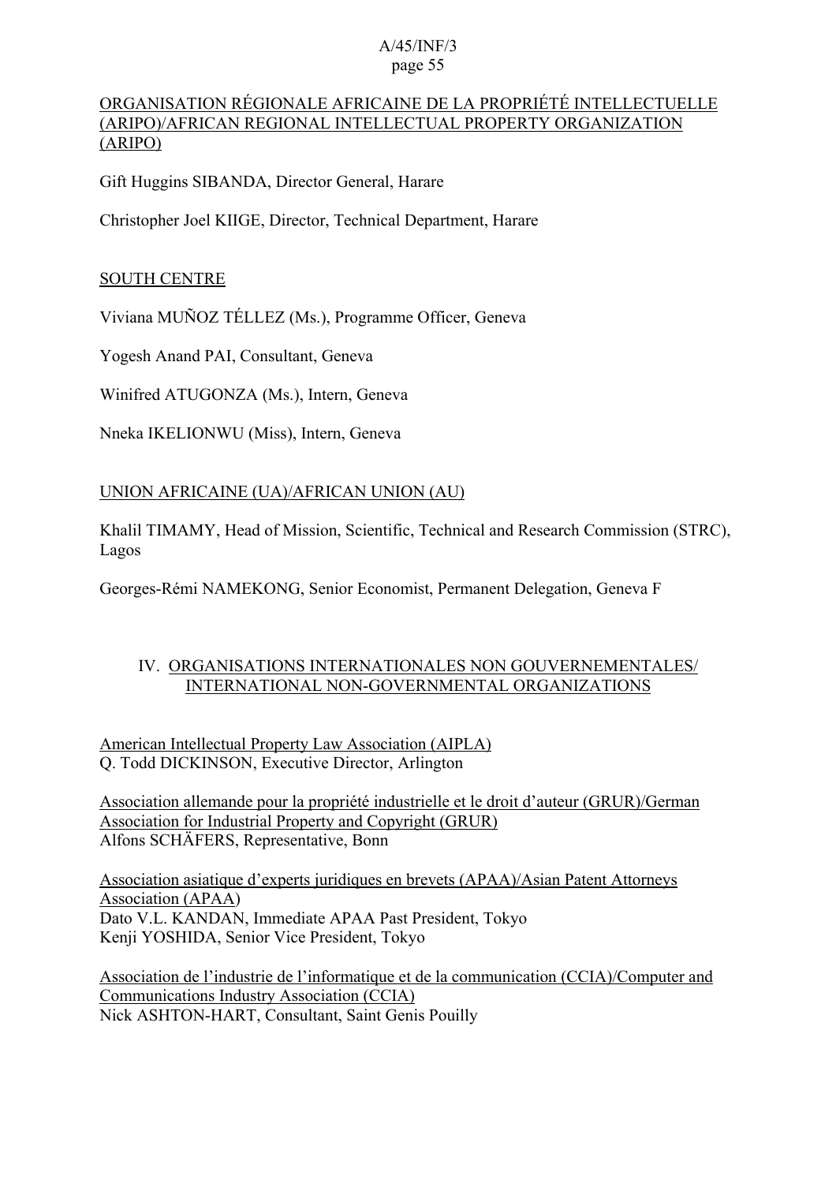ORGANISATION RÉGIONALE AFRICAINE DE LA PROPRIÉTÉ INTELLECTUELLE (ARIPO)/AFRICAN REGIONAL INTELLECTUAL PROPERTY ORGANIZATION (ARIPO)

Gift Huggins SIBANDA, Director General, Harare

Christopher Joel KIIGE, Director, Technical Department, Harare

SOUTH CENTRE

Viviana MUÑOZ TÉLLEZ (Ms.), Programme Officer, Geneva

Yogesh Anand PAI, Consultant, Geneva

Winifred ATUGONZA (Ms.), Intern, Geneva

Nneka IKELIONWU (Miss), Intern, Geneva

UNION AFRICAINE (UA)/AFRICAN UNION (AU)

Khalil TIMAMY, Head of Mission, Scientific, Technical and Research Commission (STRC), Lagos

Georges-Rémi NAMEKONG, Senior Economist, Permanent Delegation, Geneva F

## IV. ORGANISATIONS INTERNATIONALES NON GOUVERNEMENTALES/ INTERNATIONAL NON-GOVERNMENTAL ORGANIZATIONS

American Intellectual Property Law Association (AIPLA)
Q. Todd DICKINSON, Executive Director, Arlington

Association allemande pour la propriété industrielle et le droit d'auteur (GRUR)/German Association for Industrial Property and Copyright (GRUR)
Alfons SCHÄFERS, Representative, Bonn

Association asiatique d'experts juridiques en brevets (APAA)/Asian Patent Attorneys Association (APAA)
Dato V.L. KANDAN, Immediate APAA Past President, Tokyo
Kenji YOSHIDA, Senior Vice President, Tokyo

Association de l'industrie de l'informatique et de la communication (CCIA)/Computer and Communications Industry Association (CCIA)
Nick ASHTON-HART, Consultant, Saint Genis Pouilly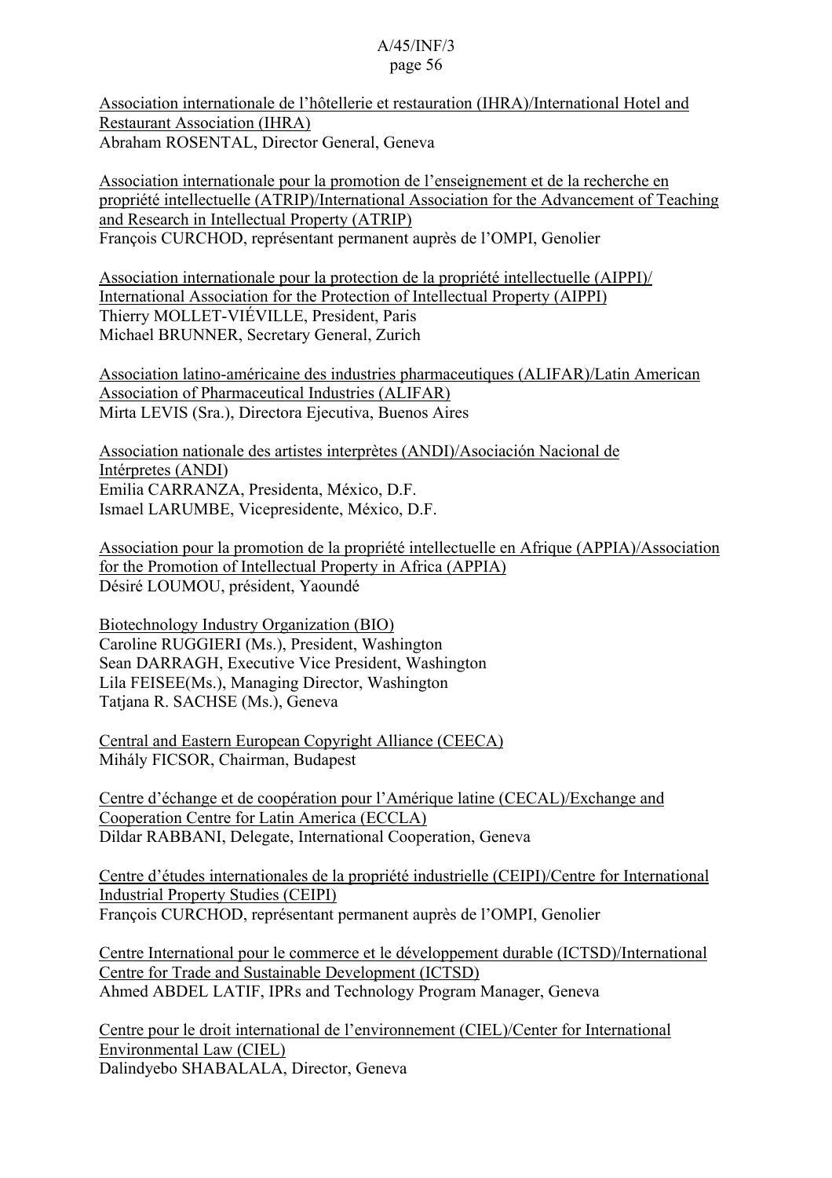<u>Association internationale de l’hôtellerie et restauration (IHRA)/International Hotel and Restaurant Association (IHRA)</u>
Abraham ROSENTAL, Director General, Geneva

<u>Association internationale pour la promotion de l’enseignement et de la recherche en propriété intellectuelle (ATRIP)/International Association for the Advancement of Teaching and Research in Intellectual Property (ATRIP)</u>
François CURCHOD, représentant permanent auprès de l’OMPI, Genolier

<u>Association internationale pour la protection de la propriété intellectuelle (AIPPI)/ International Association for the Protection of Intellectual Property (AIPPI)</u>
Thierry MOLLET-VIÉVILLE, President, Paris
Michael BRUNNER, Secretary General, Zurich

<u>Association latino-américaine des industries pharmaceutiques (ALIFAR)/Latin American Association of Pharmaceutical Industries (ALIFAR)</u>
Mirta LEVIS (Sra.), Directora Ejecutiva, Buenos Aires

<u>Association nationale des artistes interprètes (ANDI)/Asociación Nacional de Intérpretes (ANDI)</u>
Emilia CARRANZA, Presidenta, México, D.F.
Ismael LARUMBE, Vicepresidente, México, D.F.

<u>Association pour la promotion de la propriété intellectuelle en Afrique (APPIA)/Association for the Promotion of Intellectual Property in Africa (APPIA)</u>
Désiré LOUMOU, président, Yaoundé

<u>Biotechnology Industry Organization (BIO)</u>
Caroline RUGGIERI (Ms.), President, Washington
Sean DARRAGH, Executive Vice President, Washington
Lila FEISEE(Ms.), Managing Director, Washington
Tatjana R. SACHSE (Ms.), Geneva

<u>Central and Eastern European Copyright Alliance (CEECA)</u>
Mihály FICSOR, Chairman, Budapest

<u>Centre d’échange et de coopération pour l’Amérique latine (CECAL)/Exchange and Cooperation Centre for Latin America (ECCLA)</u>
Dildar RABBANI, Delegate, International Cooperation, Geneva

<u>Centre d’études internationales de la propriété industrielle (CEIPI)/Centre for International Industrial Property Studies (CEIPI)</u>
François CURCHOD, représentant permanent auprès de l’OMPI, Genolier

<u>Centre International pour le commerce et le développement durable (ICTSD)/International Centre for Trade and Sustainable Development (ICTSD)</u>
Ahmed ABDEL LATIF, IPRs and Technology Program Manager, Geneva

<u>Centre pour le droit international de l’environnement (CIEL)/Center for International Environmental Law (CIEL)</u>
Dalindyebo SHABALALA, Director, Geneva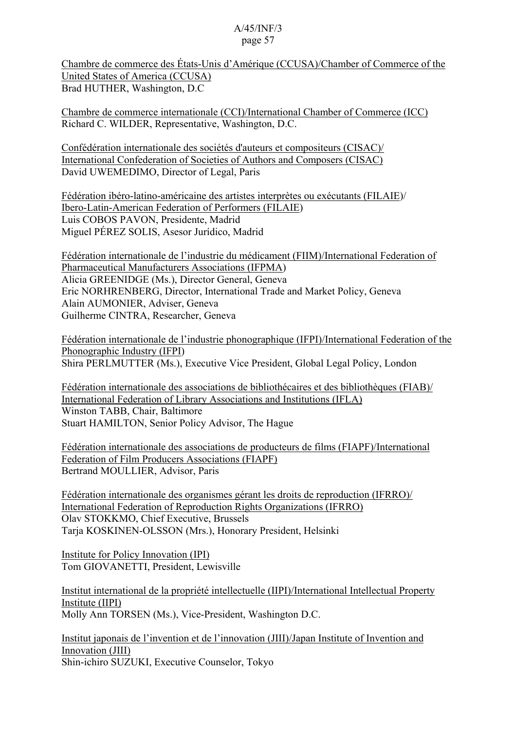Chambre de commerce des États-Unis d'Amérique (CCUSA)/Chamber of Commerce of the United States of America (CCUSA)
Brad HUTHER, Washington, D.C

Chambre de commerce internationale (CCI)/International Chamber of Commerce (ICC)
Richard C. WILDER, Representative, Washington, D.C.

Confédération internationale des sociétés d'auteurs et compositeurs (CISAC)/ International Confederation of Societies of Authors and Composers (CISAC)
David UWEMEDIMO, Director of Legal, Paris

Fédération ibéro-latino-américaine des artistes interprètes ou exécutants (FILAIE)/ Ibero-Latin-American Federation of Performers (FILAIE)
Luis COBOS PAVON, Presidente, Madrid
Miguel PÉREZ SOLIS, Asesor Jurídico, Madrid

Fédération internationale de l'industrie du médicament (FIIM)/International Federation of Pharmaceutical Manufacturers Associations (IFPMA)
Alicia GREENIDGE (Ms.), Director General, Geneva
Eric NORHRENBERG, Director, International Trade and Market Policy, Geneva
Alain AUMONIER, Adviser, Geneva
Guilherme CINTRA, Researcher, Geneva

Fédération internationale de l'industrie phonographique (IFPI)/International Federation of the Phonographic Industry (IFPI)
Shira PERLMUTTER (Ms.), Executive Vice President, Global Legal Policy, London

Fédération internationale des associations de bibliothécaires et des bibliothèques (FIAB)/ International Federation of Library Associations and Institutions (IFLA)
Winston TABB, Chair, Baltimore
Stuart HAMILTON, Senior Policy Advisor, The Hague

Fédération internationale des associations de producteurs de films (FIAPF)/International Federation of Film Producers Associations (FIAPF)
Bertrand MOULLIER, Advisor, Paris

Fédération internationale des organismes gérant les droits de reproduction (IFRRO)/ International Federation of Reproduction Rights Organizations (IFRRO)
Olav STOKKMO, Chief Executive, Brussels
Tarja KOSKINEN-OLSSON (Mrs.), Honorary President, Helsinki

Institute for Policy Innovation (IPI)
Tom GIOVANETTI, President, Lewisville

Institut international de la propriété intellectuelle (IIPI)/International Intellectual Property Institute (IIPI)
Molly Ann TORSEN (Ms.), Vice-President, Washington D.C.

Institut japonais de l'invention et de l'innovation (JIII)/Japan Institute of Invention and Innovation (JIII)
Shin-ichiro SUZUKI, Executive Counselor, Tokyo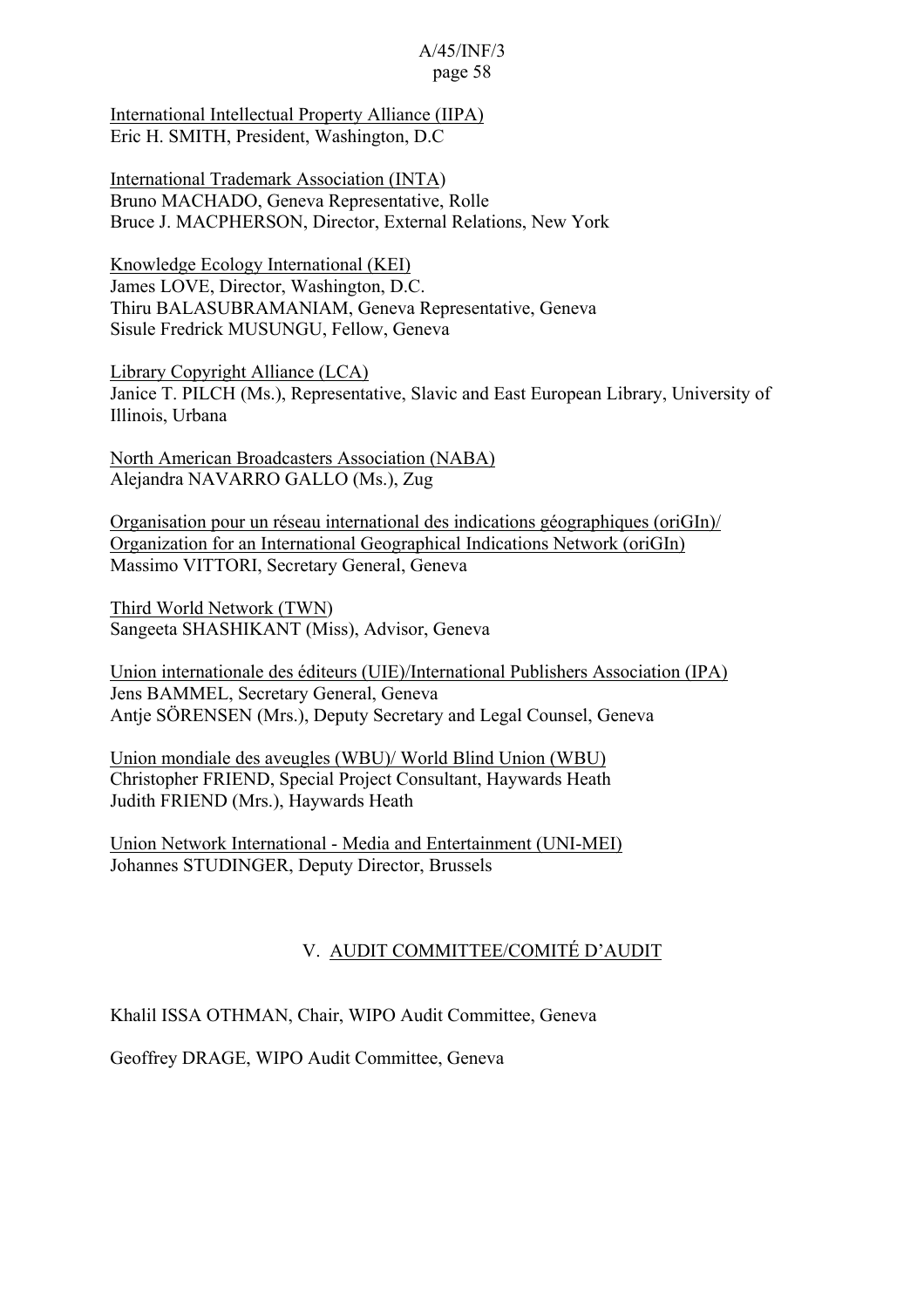International Intellectual Property Alliance (IIPA)
Eric H. SMITH, President, Washington, D.C

International Trademark Association (INTA)
Bruno MACHADO, Geneva Representative, Rolle
Bruce J. MACPHERSON, Director, External Relations, New York

Knowledge Ecology International (KEI)
James LOVE, Director, Washington, D.C.
Thiru BALASUBRAMANIAM, Geneva Representative, Geneva
Sisule Fredrick MUSUNGU, Fellow, Geneva

Library Copyright Alliance (LCA)
Janice T. PILCH (Ms.), Representative, Slavic and East European Library, University of Illinois, Urbana

North American Broadcasters Association (NABA)
Alejandra NAVARRO GALLO (Ms.), Zug

Organisation pour un réseau international des indications géographiques (oriGIn)/
Organization for an International Geographical Indications Network (oriGIn)
Massimo VITTORI, Secretary General, Geneva

Third World Network (TWN)
Sangeeta SHASHIKANT (Miss), Advisor, Geneva

Union internationale des éditeurs (UIE)/International Publishers Association (IPA)
Jens BAMMEL, Secretary General, Geneva
Antje SÖRENSEN (Mrs.), Deputy Secretary and Legal Counsel, Geneva

Union mondiale des aveugles (WBU)/ World Blind Union (WBU)
Christopher FRIEND, Special Project Consultant, Haywards Heath
Judith FRIEND (Mrs.), Haywards Heath

Union Network International - Media and Entertainment (UNI-MEI)
Johannes STUDINGER, Deputy Director, Brussels

## V. AUDIT COMMITTEE/COMITÉ D'AUDIT

Khalil ISSA OTHMAN, Chair, WIPO Audit Committee, Geneva

Geoffrey DRAGE, WIPO Audit Committee, Geneva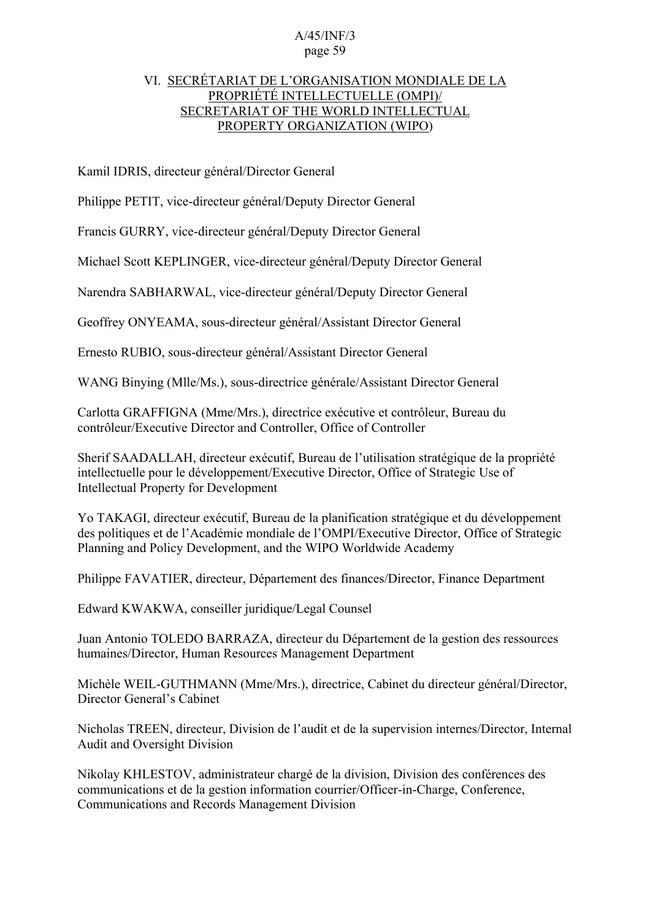## VI. SECRÉTARIAT DE L'ORGANISATION MONDIALE DE LA PROPRIÉTÉ INTELLECTUELLE (OMPI)/ SECRETARIAT OF THE WORLD INTELLECTUAL PROPERTY ORGANIZATION (WIPO)

Kamil IDRIS, directeur général/Director General

Philippe PETIT, vice-directeur général/Deputy Director General

Francis GURRY, vice-directeur général/Deputy Director General

Michael Scott KEPLINGER, vice-directeur général/Deputy Director General

Narendra SABHARWAL, vice-directeur général/Deputy Director General

Geoffrey ONYEAMA, sous-directeur général/Assistant Director General

Ernesto RUBIO, sous-directeur général/Assistant Director General

WANG Binying (Mlle/Ms.), sous-directrice générale/Assistant Director General

Carlotta GRAFFIGNA (Mme/Mrs.), directrice exécutive et contrôleur, Bureau du contrôleur/Executive Director and Controller, Office of Controller

Sherif SAADALLAH, directeur exécutif, Bureau de l'utilisation stratégique de la propriété intellectuelle pour le développement/Executive Director, Office of Strategic Use of Intellectual Property for Development

Yo TAKAGI, directeur exécutif, Bureau de la planification stratégique et du développement des politiques et de l'Académie mondiale de l'OMPI/Executive Director, Office of Strategic Planning and Policy Development, and the WIPO Worldwide Academy

Philippe FAVATIER, directeur, Département des finances/Director, Finance Department

Edward KWAKWA, conseiller juridique/Legal Counsel

Juan Antonio TOLEDO BARRAZA, directeur du Département de la gestion des ressources humaines/Director, Human Resources Management Department

Michèle WEIL-GUTHMANN (Mme/Mrs.), directrice, Cabinet du directeur général/Director, Director General's Cabinet

Nicholas TREEN, directeur, Division de l'audit et de la supervision internes/Director, Internal Audit and Oversight Division

Nikolay KHLESTOV, administrateur chargé de la division, Division des conférences des communications et de la gestion information courrier/Officer-in-Charge, Conference, Communications and Records Management Division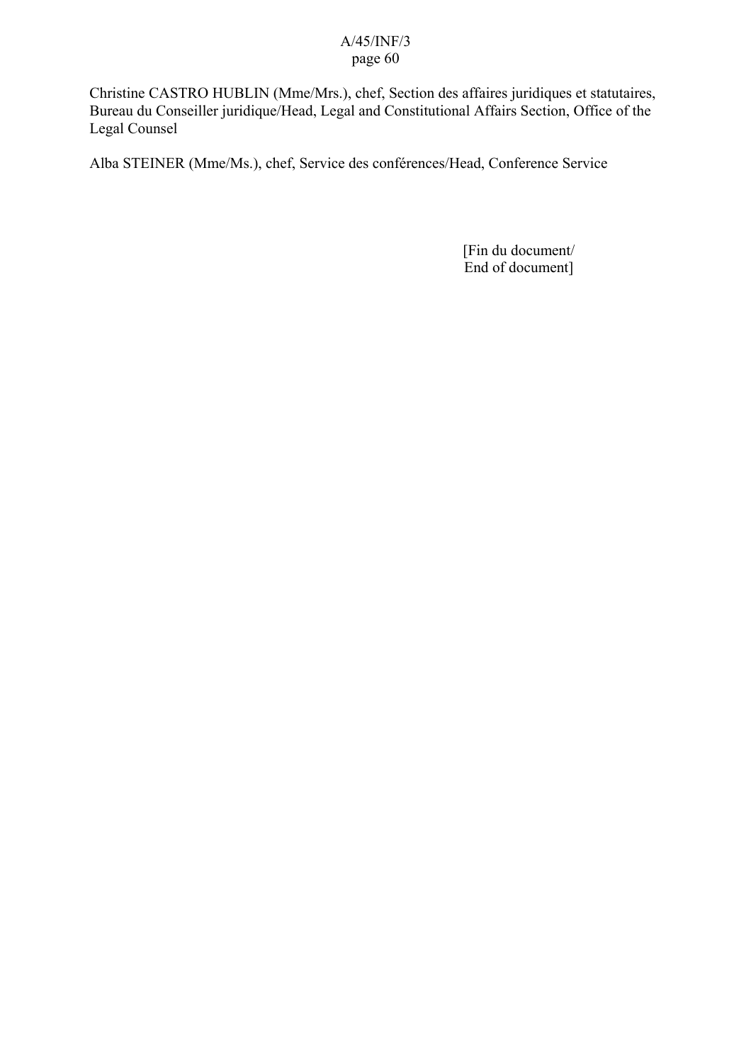Christine CASTRO HUBLIN (Mme/Mrs.), chef, Section des affaires juridiques et statutaires, Bureau du Conseiller juridique/Head, Legal and Constitutional Affairs Section, Office of the Legal Counsel

Alba STEINER (Mme/Ms.), chef, Service des conférences/Head, Conference Service

[Fin du document/
End of document]